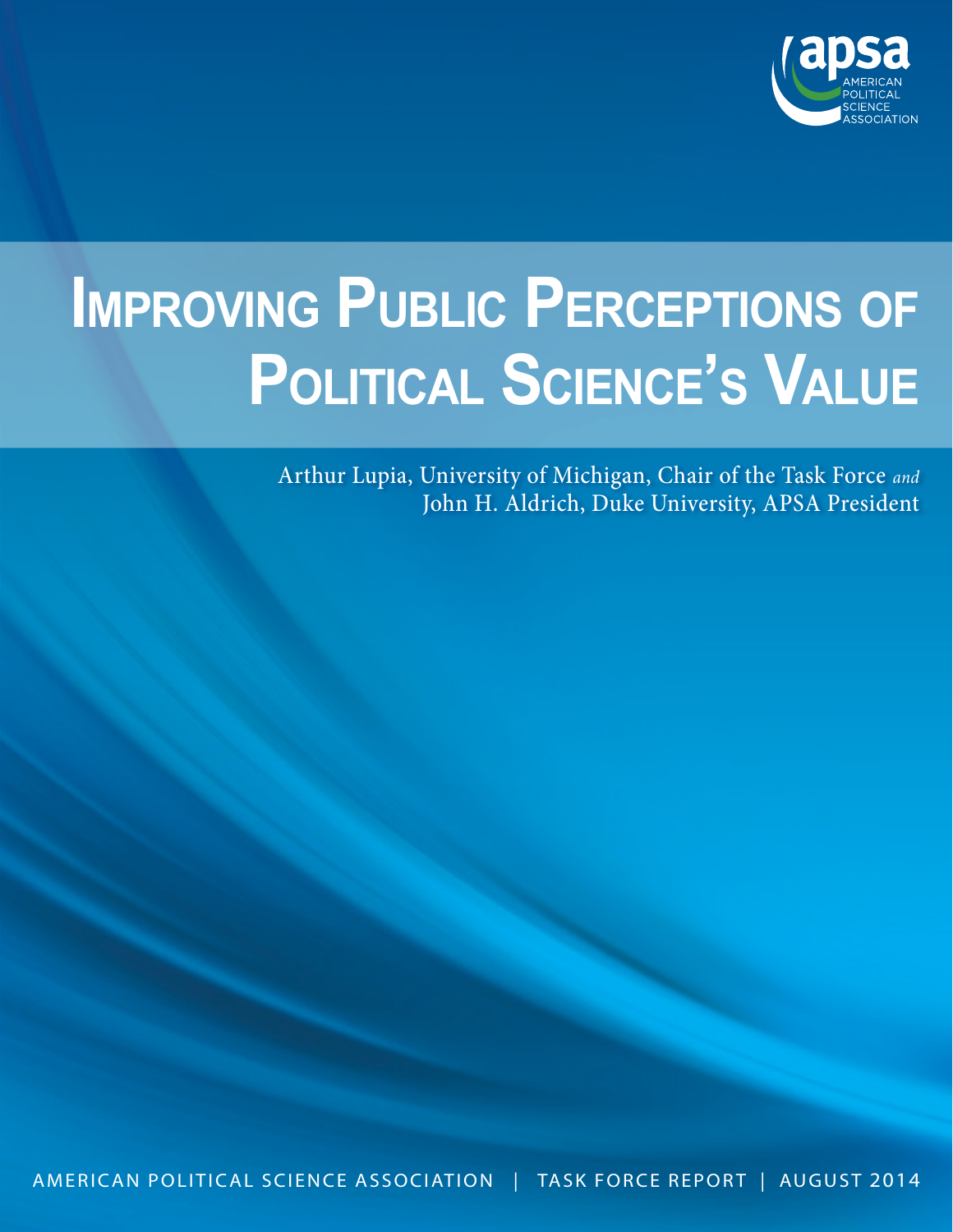apsa

AMERICAN POLITICAL SCIENCE ASSOCIATION

# Improving Public Perceptions of Political Science's Value

Arthur Lupia, University of Michigan, Chair of the Task Force *and*
John H. Aldrich, Duke University, APSA President

AMERICAN POLITICAL SCIENCE ASSOCIATION | TASK FORCE REPORT | AUGUST 2014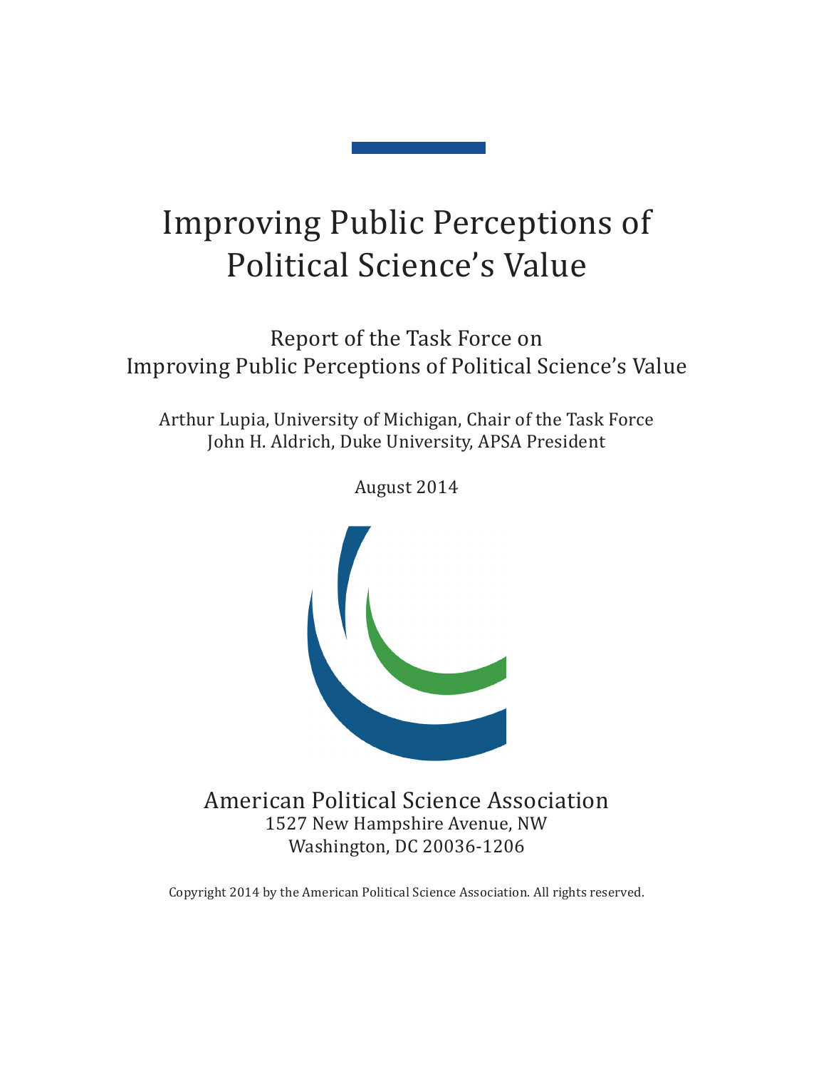# Improving Public Perceptions of Political Science's Value

Report of the Task Force on
Improving Public Perceptions of Political Science's Value

Arthur Lupia, University of Michigan, Chair of the Task Force
John H. Aldrich, Duke University, APSA President

August 2014

American Political Science Association
1527 New Hampshire Avenue, NW
Washington, DC 20036-1206

Copyright 2014 by the American Political Science Association. All rights reserved.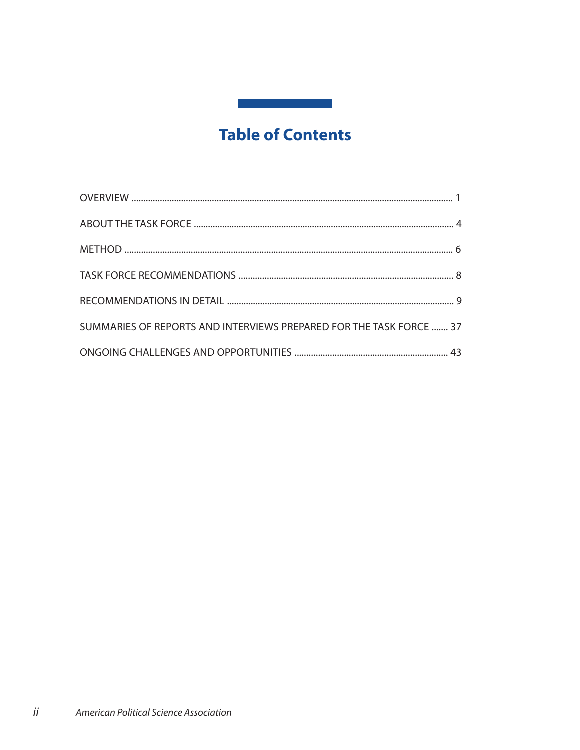# Table of Contents

OVERVIEW ........................................................................................................................ 1

ABOUT THE TASK FORCE ............................................................................................. 4

METHOD ............................................................................................................................ 6

TASK FORCE RECOMMENDATIONS ........................................................................... 8

RECOMMENDATIONS IN DETAIL ................................................................................ 9

SUMMARIES OF REPORTS AND INTERVIEWS PREPARED FOR THE TASK FORCE ....... 37

ONGOING CHALLENGES AND OPPORTUNITIES ................................................... 43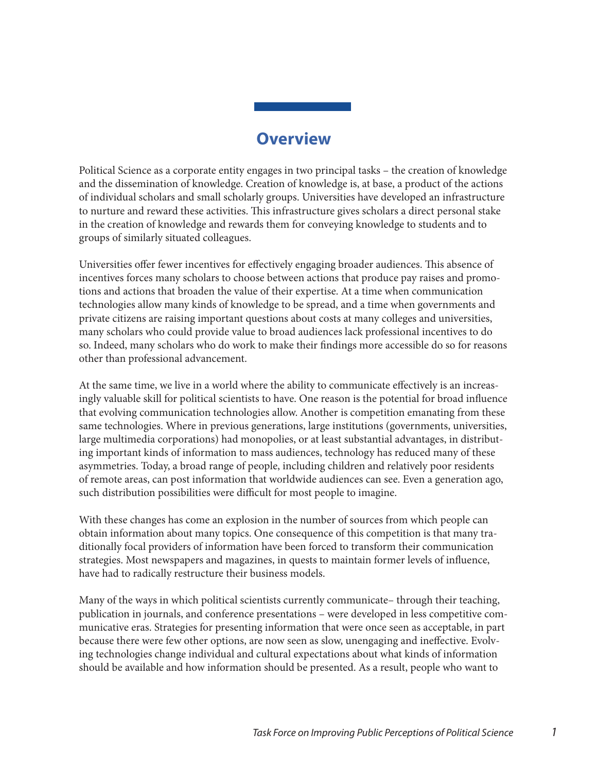# Overview

Political Science as a corporate entity engages in two principal tasks – the creation of knowledge and the dissemination of knowledge. Creation of knowledge is, at base, a product of the actions of individual scholars and small scholarly groups. Universities have developed an infrastructure to nurture and reward these activities. This infrastructure gives scholars a direct personal stake in the creation of knowledge and rewards them for conveying knowledge to students and to groups of similarly situated colleagues.

Universities offer fewer incentives for effectively engaging broader audiences. This absence of incentives forces many scholars to choose between actions that produce pay raises and promotions and actions that broaden the value of their expertise. At a time when communication technologies allow many kinds of knowledge to be spread, and a time when governments and private citizens are raising important questions about costs at many colleges and universities, many scholars who could provide value to broad audiences lack professional incentives to do so. Indeed, many scholars who do work to make their findings more accessible do so for reasons other than professional advancement.

At the same time, we live in a world where the ability to communicate effectively is an increasingly valuable skill for political scientists to have. One reason is the potential for broad influence that evolving communication technologies allow. Another is competition emanating from these same technologies. Where in previous generations, large institutions (governments, universities, large multimedia corporations) had monopolies, or at least substantial advantages, in distributing important kinds of information to mass audiences, technology has reduced many of these asymmetries. Today, a broad range of people, including children and relatively poor residents of remote areas, can post information that worldwide audiences can see. Even a generation ago, such distribution possibilities were difficult for most people to imagine.

With these changes has come an explosion in the number of sources from which people can obtain information about many topics. One consequence of this competition is that many traditionally focal providers of information have been forced to transform their communication strategies. Most newspapers and magazines, in quests to maintain former levels of influence, have had to radically restructure their business models.

Many of the ways in which political scientists currently communicate– through their teaching, publication in journals, and conference presentations – were developed in less competitive communicative eras. Strategies for presenting information that were once seen as acceptable, in part because there were few other options, are now seen as slow, unengaging and ineffective. Evolving technologies change individual and cultural expectations about what kinds of information should be available and how information should be presented. As a result, people who want to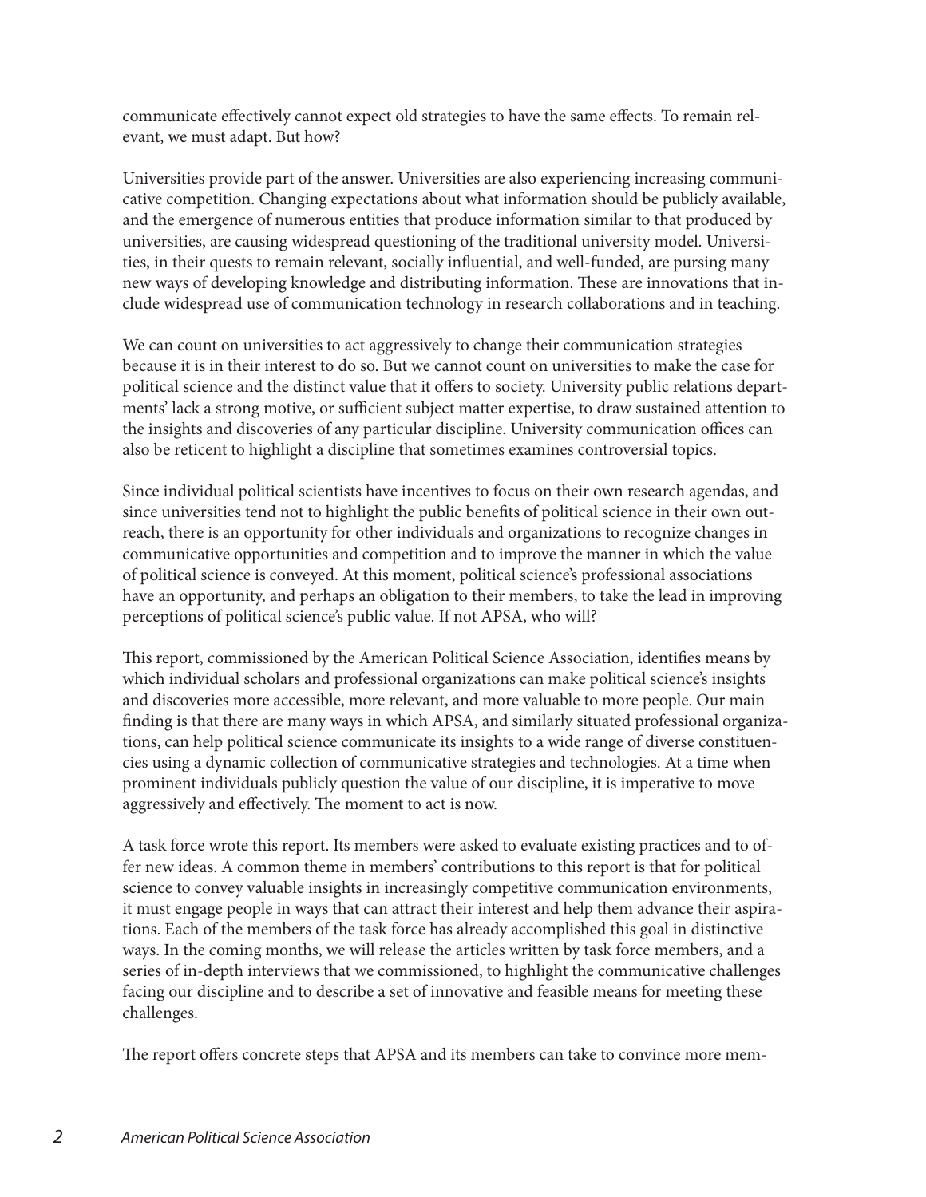communicate effectively cannot expect old strategies to have the same effects. To remain relevant, we must adapt. But how?

Universities provide part of the answer. Universities are also experiencing increasing communicative competition. Changing expectations about what information should be publicly available, and the emergence of numerous entities that produce information similar to that produced by universities, are causing widespread questioning of the traditional university model. Universities, in their quests to remain relevant, socially influential, and well-funded, are pursing many new ways of developing knowledge and distributing information. These are innovations that include widespread use of communication technology in research collaborations and in teaching.

We can count on universities to act aggressively to change their communication strategies because it is in their interest to do so. But we cannot count on universities to make the case for political science and the distinct value that it offers to society. University public relations departments' lack a strong motive, or sufficient subject matter expertise, to draw sustained attention to the insights and discoveries of any particular discipline. University communication offices can also be reticent to highlight a discipline that sometimes examines controversial topics.

Since individual political scientists have incentives to focus on their own research agendas, and since universities tend not to highlight the public benefits of political science in their own outreach, there is an opportunity for other individuals and organizations to recognize changes in communicative opportunities and competition and to improve the manner in which the value of political science is conveyed. At this moment, political science's professional associations have an opportunity, and perhaps an obligation to their members, to take the lead in improving perceptions of political science's public value. If not APSA, who will?

This report, commissioned by the American Political Science Association, identifies means by which individual scholars and professional organizations can make political science's insights and discoveries more accessible, more relevant, and more valuable to more people. Our main finding is that there are many ways in which APSA, and similarly situated professional organizations, can help political science communicate its insights to a wide range of diverse constituencies using a dynamic collection of communicative strategies and technologies. At a time when prominent individuals publicly question the value of our discipline, it is imperative to move aggressively and effectively. The moment to act is now.

A task force wrote this report. Its members were asked to evaluate existing practices and to offer new ideas. A common theme in members' contributions to this report is that for political science to convey valuable insights in increasingly competitive communication environments, it must engage people in ways that can attract their interest and help them advance their aspirations. Each of the members of the task force has already accomplished this goal in distinctive ways. In the coming months, we will release the articles written by task force members, and a series of in-depth interviews that we commissioned, to highlight the communicative challenges facing our discipline and to describe a set of innovative and feasible means for meeting these challenges.

The report offers concrete steps that APSA and its members can take to convince more mem-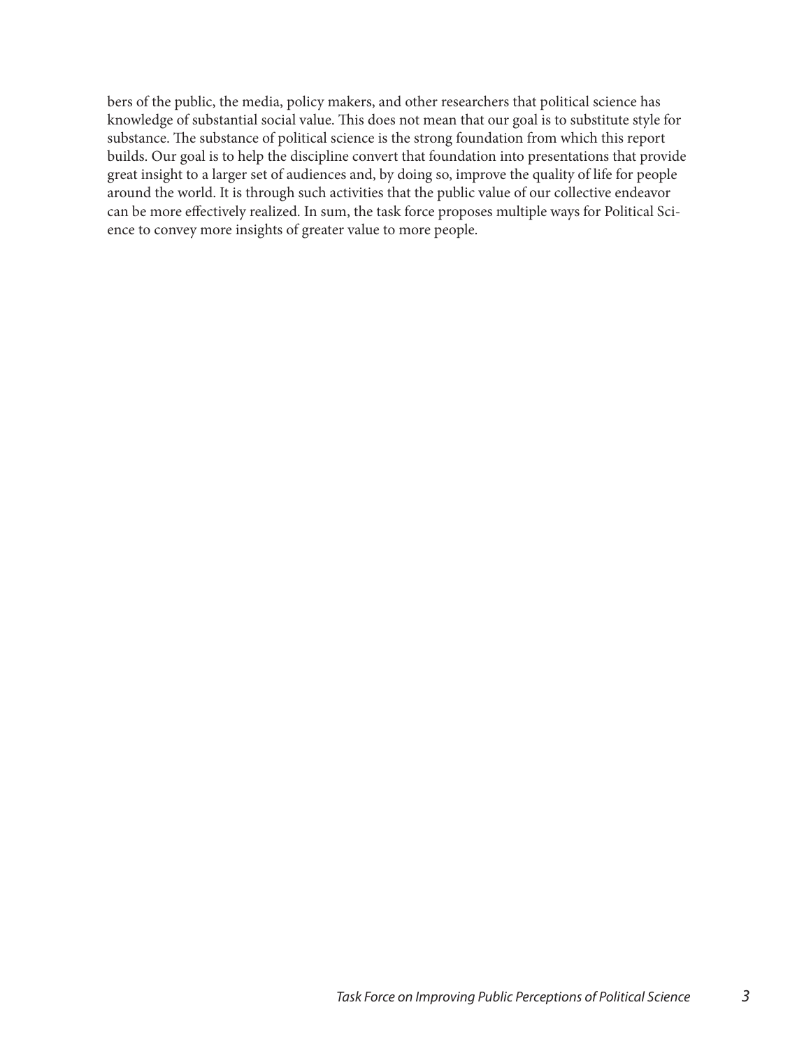bers of the public, the media, policy makers, and other researchers that political science has knowledge of substantial social value. This does not mean that our goal is to substitute style for substance. The substance of political science is the strong foundation from which this report builds. Our goal is to help the discipline convert that foundation into presentations that provide great insight to a larger set of audiences and, by doing so, improve the quality of life for people around the world. It is through such activities that the public value of our collective endeavor can be more effectively realized. In sum, the task force proposes multiple ways for Political Science to convey more insights of greater value to more people.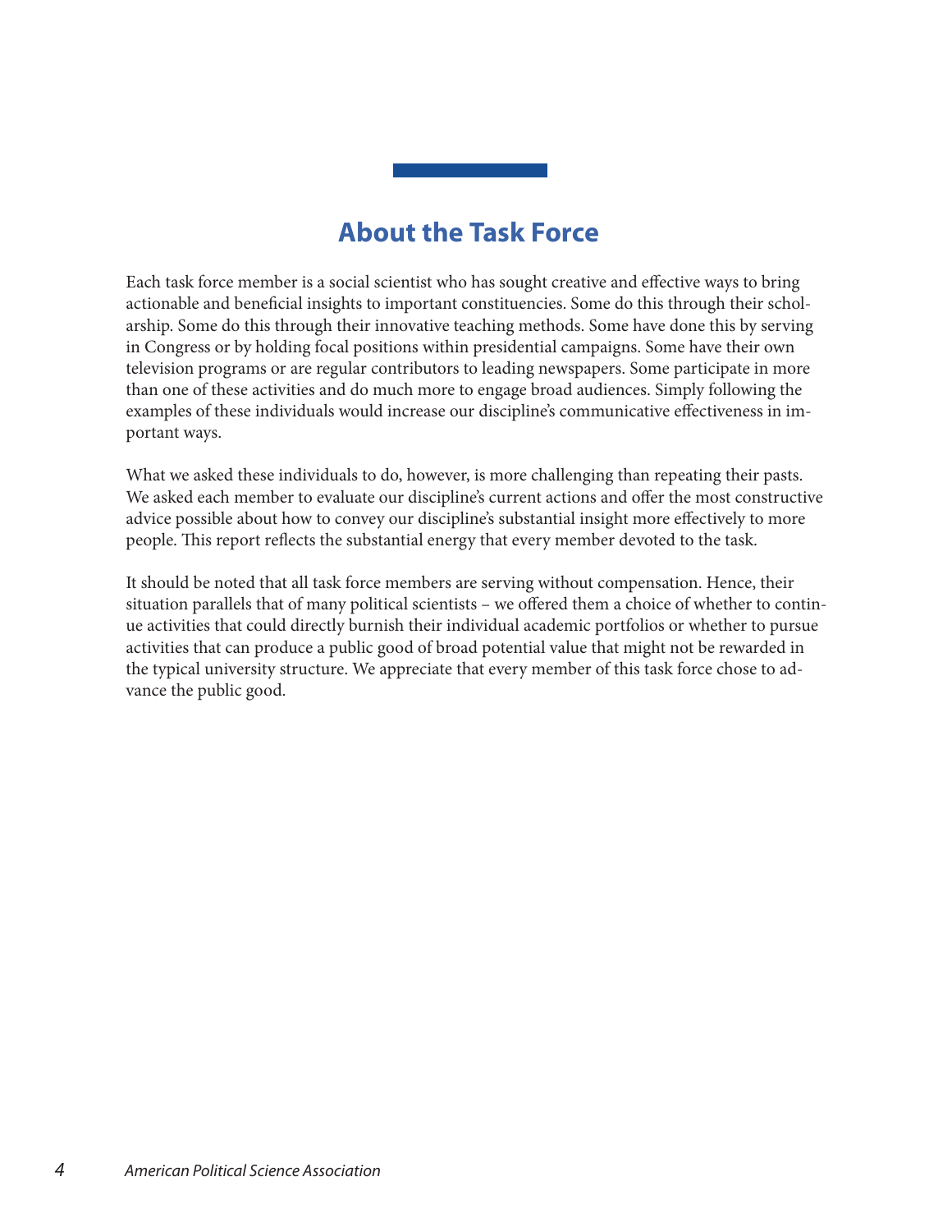## About the Task Force

Each task force member is a social scientist who has sought creative and effective ways to bring actionable and beneficial insights to important constituencies. Some do this through their scholarship. Some do this through their innovative teaching methods. Some have done this by serving in Congress or by holding focal positions within presidential campaigns. Some have their own television programs or are regular contributors to leading newspapers. Some participate in more than one of these activities and do much more to engage broad audiences. Simply following the examples of these individuals would increase our discipline's communicative effectiveness in important ways.

What we asked these individuals to do, however, is more challenging than repeating their pasts. We asked each member to evaluate our discipline's current actions and offer the most constructive advice possible about how to convey our discipline's substantial insight more effectively to more people. This report reflects the substantial energy that every member devoted to the task.

It should be noted that all task force members are serving without compensation. Hence, their situation parallels that of many political scientists – we offered them a choice of whether to continue activities that could directly burnish their individual academic portfolios or whether to pursue activities that can produce a public good of broad potential value that might not be rewarded in the typical university structure. We appreciate that every member of this task force chose to advance the public good.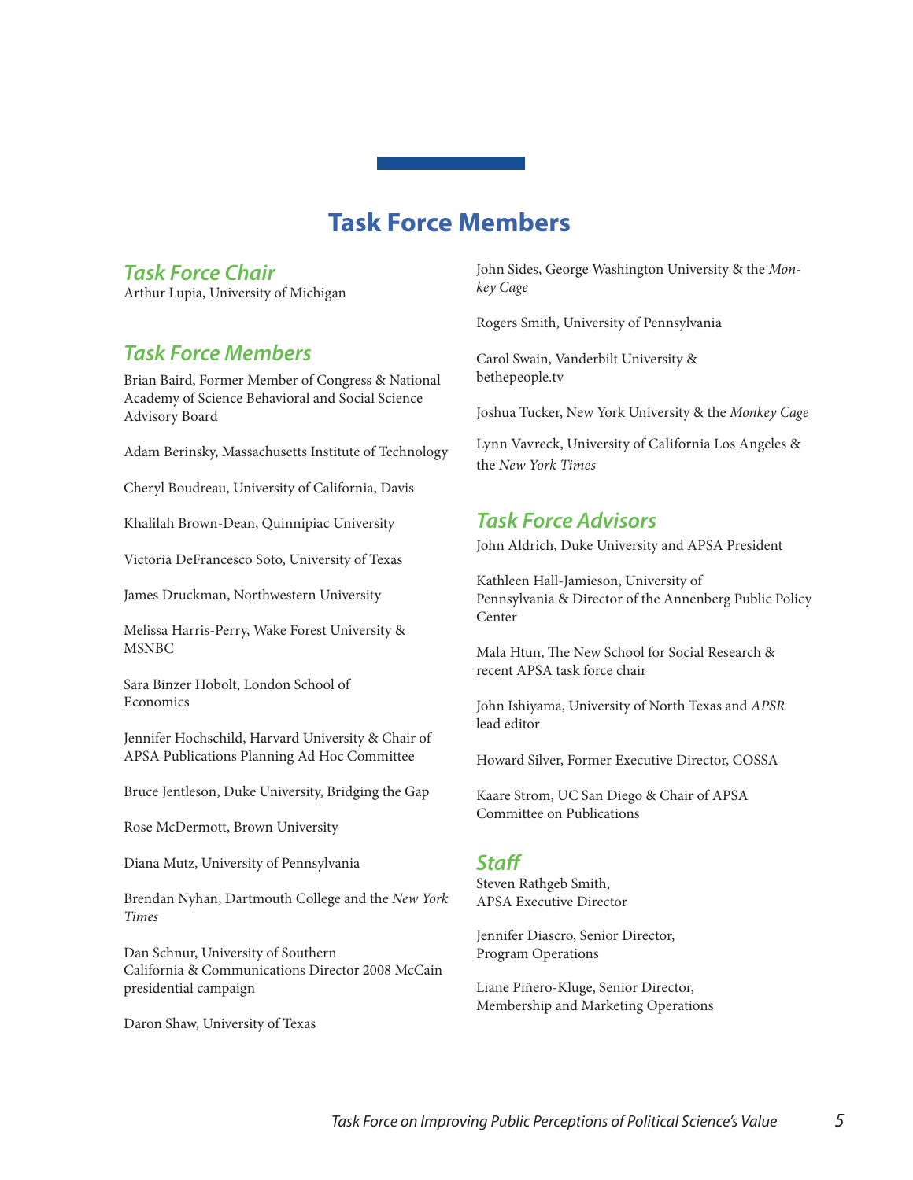# Task Force Members

## *Task Force Chair*

Arthur Lupia, University of Michigan

## *Task Force Members*

Brian Baird, Former Member of Congress & National Academy of Science Behavioral and Social Science Advisory Board

Adam Berinsky, Massachusetts Institute of Technology

Cheryl Boudreau, University of California, Davis

Khalilah Brown-Dean, Quinnipiac University

Victoria DeFrancesco Soto, University of Texas

James Druckman, Northwestern University

Melissa Harris-Perry, Wake Forest University & MSNBC

Sara Binzer Hobolt, London School of Economics

Jennifer Hochschild, Harvard University & Chair of APSA Publications Planning Ad Hoc Committee

Bruce Jentleson, Duke University, Bridging the Gap

Rose McDermott, Brown University

Diana Mutz, University of Pennsylvania

Brendan Nyhan, Dartmouth College and the *New York Times*

Dan Schnur, University of Southern California & Communications Director 2008 McCain presidential campaign

Daron Shaw, University of Texas

John Sides, George Washington University & the *Monkey Cage*

Rogers Smith, University of Pennsylvania

Carol Swain, Vanderbilt University & bethepeople.tv

Joshua Tucker, New York University & the *Monkey Cage*

Lynn Vavreck, University of California Los Angeles & the *New York Times*

## *Task Force Advisors*

John Aldrich, Duke University and APSA President

Kathleen Hall-Jamieson, University of Pennsylvania & Director of the Annenberg Public Policy Center

Mala Htun, The New School for Social Research & recent APSA task force chair

John Ishiyama, University of North Texas and *APSR* lead editor

Howard Silver, Former Executive Director, COSSA

Kaare Strom, UC San Diego & Chair of APSA Committee on Publications

## *Staff*

Steven Rathgeb Smith, APSA Executive Director

Jennifer Diascro, Senior Director, Program Operations

Liane Piñero-Kluge, Senior Director, Membership and Marketing Operations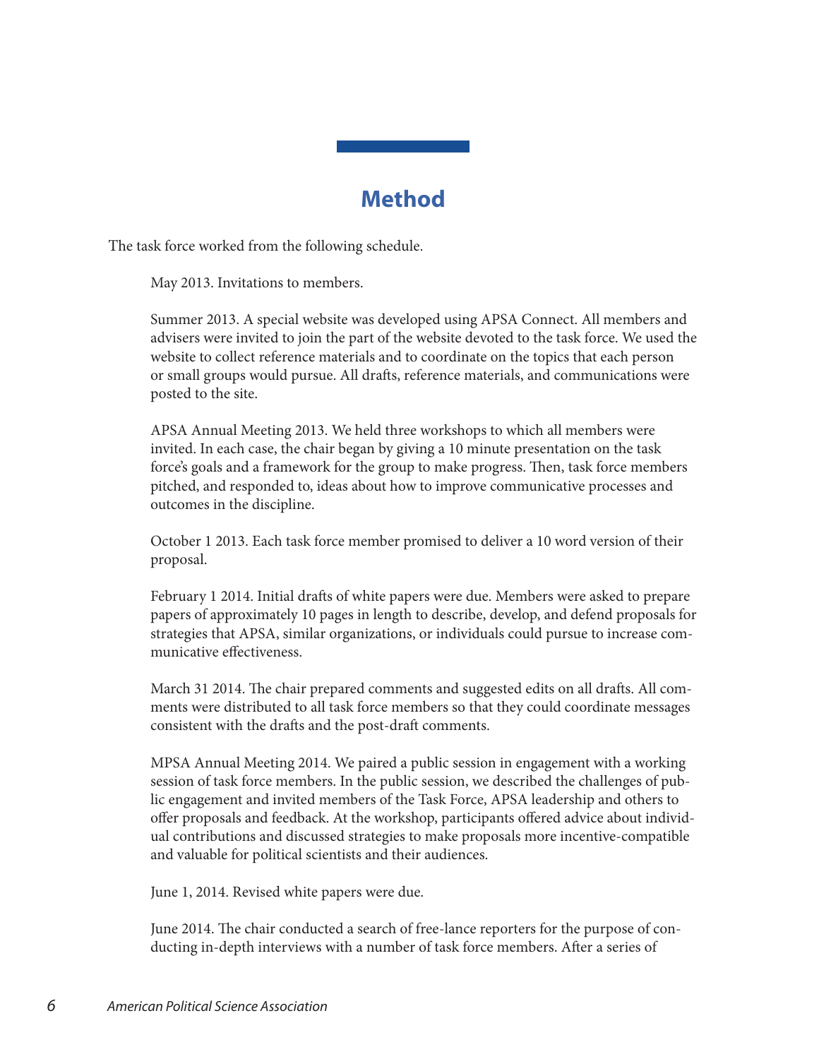# Method

The task force worked from the following schedule.

May 2013. Invitations to members.

Summer 2013. A special website was developed using APSA Connect. All members and advisers were invited to join the part of the website devoted to the task force. We used the website to collect reference materials and to coordinate on the topics that each person or small groups would pursue. All drafts, reference materials, and communications were posted to the site.

APSA Annual Meeting 2013. We held three workshops to which all members were invited. In each case, the chair began by giving a 10 minute presentation on the task force's goals and a framework for the group to make progress. Then, task force members pitched, and responded to, ideas about how to improve communicative processes and outcomes in the discipline.

October 1 2013. Each task force member promised to deliver a 10 word version of their proposal.

February 1 2014. Initial drafts of white papers were due. Members were asked to prepare papers of approximately 10 pages in length to describe, develop, and defend proposals for strategies that APSA, similar organizations, or individuals could pursue to increase communicative effectiveness.

March 31 2014. The chair prepared comments and suggested edits on all drafts. All comments were distributed to all task force members so that they could coordinate messages consistent with the drafts and the post-draft comments.

MPSA Annual Meeting 2014. We paired a public session in engagement with a working session of task force members. In the public session, we described the challenges of public engagement and invited members of the Task Force, APSA leadership and others to offer proposals and feedback. At the workshop, participants offered advice about individual contributions and discussed strategies to make proposals more incentive-compatible and valuable for political scientists and their audiences.

June 1, 2014. Revised white papers were due.

June 2014. The chair conducted a search of free-lance reporters for the purpose of conducting in-depth interviews with a number of task force members. After a series of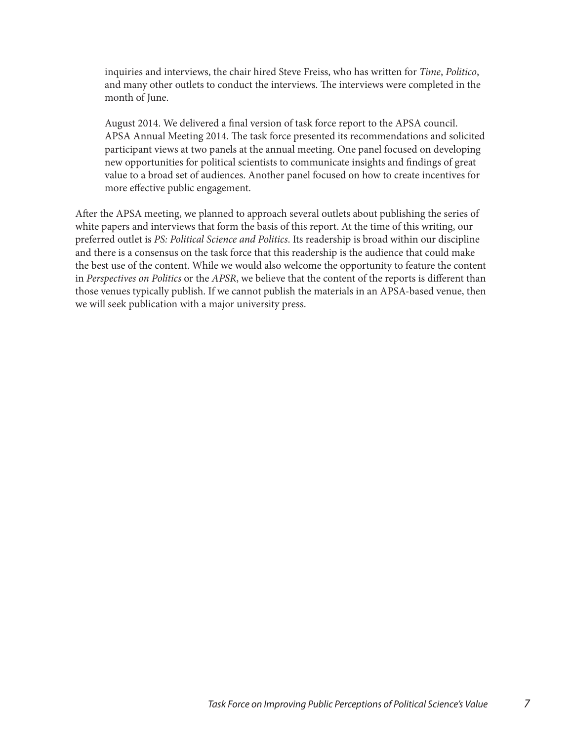inquiries and interviews, the chair hired Steve Freiss, who has written for *Time*, *Politico*, and many other outlets to conduct the interviews. The interviews were completed in the month of June.

August 2014. We delivered a final version of task force report to the APSA council. APSA Annual Meeting 2014. The task force presented its recommendations and solicited participant views at two panels at the annual meeting. One panel focused on developing new opportunities for political scientists to communicate insights and findings of great value to a broad set of audiences. Another panel focused on how to create incentives for more effective public engagement.

After the APSA meeting, we planned to approach several outlets about publishing the series of white papers and interviews that form the basis of this report. At the time of this writing, our preferred outlet is *PS: Political Science and Politics*. Its readership is broad within our discipline and there is a consensus on the task force that this readership is the audience that could make the best use of the content. While we would also welcome the opportunity to feature the content in *Perspectives on Politics* or the *APSR*, we believe that the content of the reports is different than those venues typically publish. If we cannot publish the materials in an APSA-based venue, then we will seek publication with a major university press.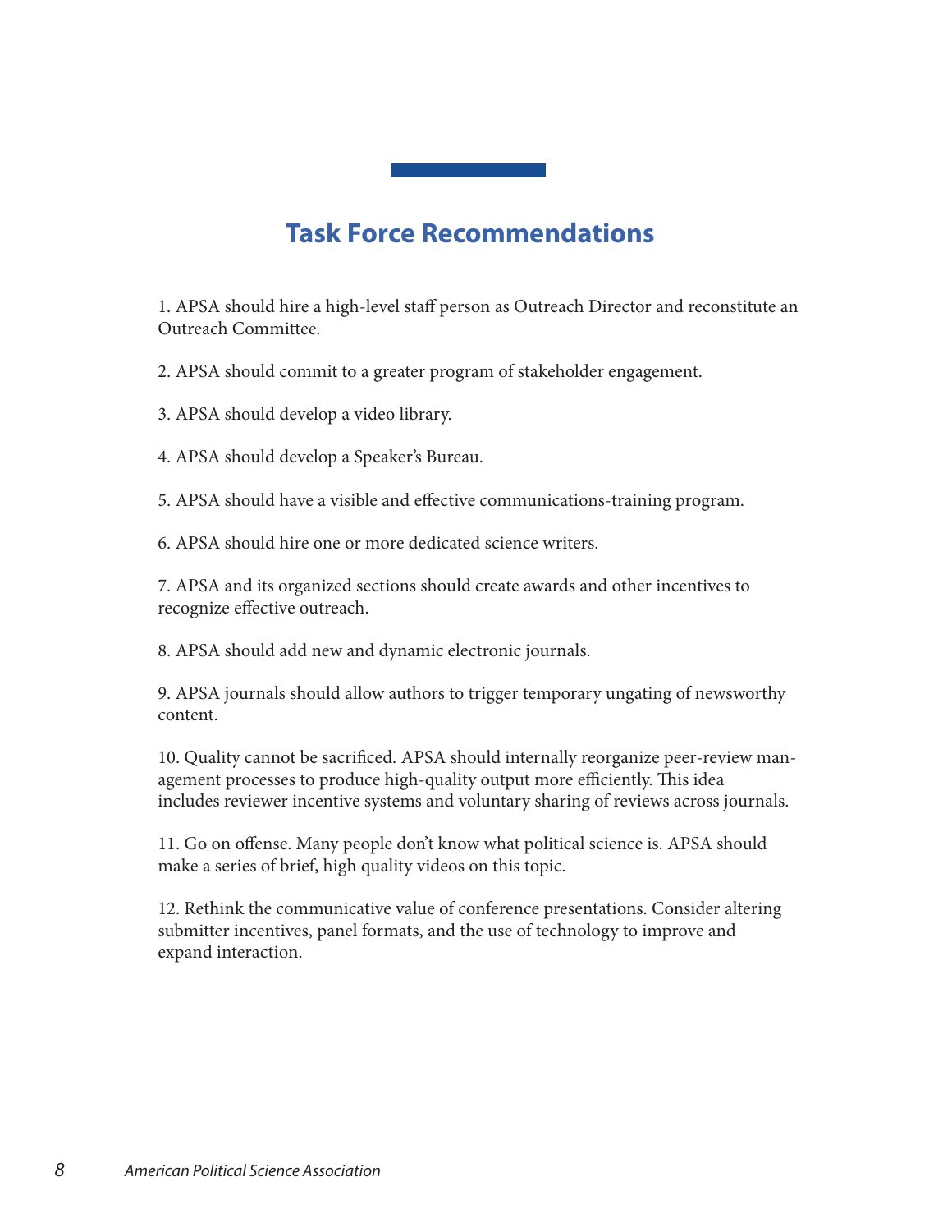## Task Force Recommendations

1. APSA should hire a high-level staff person as Outreach Director and reconstitute an Outreach Committee.

2. APSA should commit to a greater program of stakeholder engagement.

3. APSA should develop a video library.

4. APSA should develop a Speaker's Bureau.

5. APSA should have a visible and effective communications-training program.

6. APSA should hire one or more dedicated science writers.

7. APSA and its organized sections should create awards and other incentives to recognize effective outreach.

8. APSA should add new and dynamic electronic journals.

9. APSA journals should allow authors to trigger temporary ungating of newsworthy content.

10. Quality cannot be sacrificed. APSA should internally reorganize peer-review management processes to produce high-quality output more efficiently. This idea includes reviewer incentive systems and voluntary sharing of reviews across journals.

11. Go on offense. Many people don't know what political science is. APSA should make a series of brief, high quality videos on this topic.

12. Rethink the communicative value of conference presentations. Consider altering submitter incentives, panel formats, and the use of technology to improve and expand interaction.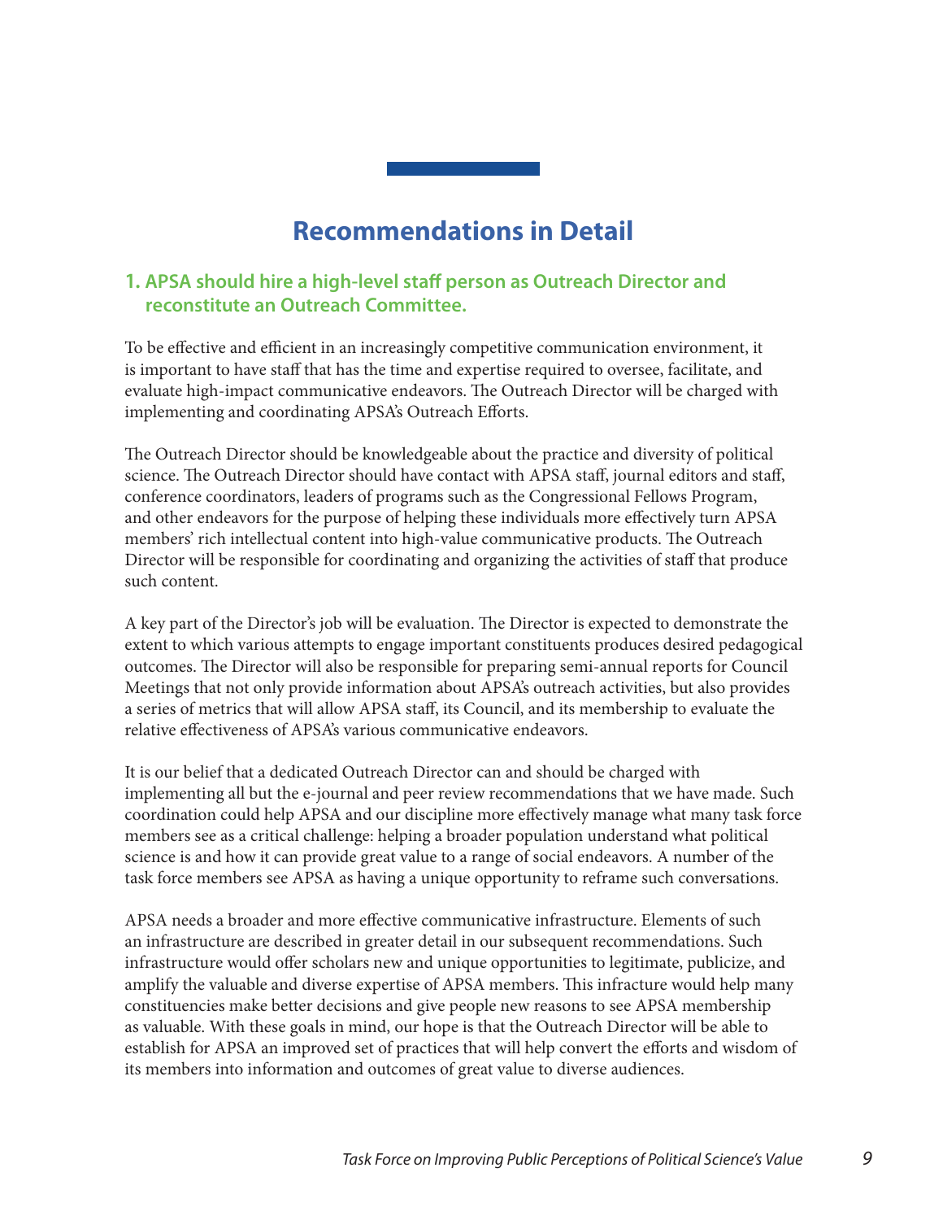# Recommendations in Detail

## 1. APSA should hire a high-level staff person as Outreach Director and reconstitute an Outreach Committee.

To be effective and efficient in an increasingly competitive communication environment, it is important to have staff that has the time and expertise required to oversee, facilitate, and evaluate high-impact communicative endeavors. The Outreach Director will be charged with implementing and coordinating APSA's Outreach Efforts.

The Outreach Director should be knowledgeable about the practice and diversity of political science. The Outreach Director should have contact with APSA staff, journal editors and staff, conference coordinators, leaders of programs such as the Congressional Fellows Program, and other endeavors for the purpose of helping these individuals more effectively turn APSA members' rich intellectual content into high-value communicative products. The Outreach Director will be responsible for coordinating and organizing the activities of staff that produce such content.

A key part of the Director's job will be evaluation. The Director is expected to demonstrate the extent to which various attempts to engage important constituents produces desired pedagogical outcomes. The Director will also be responsible for preparing semi-annual reports for Council Meetings that not only provide information about APSA's outreach activities, but also provides a series of metrics that will allow APSA staff, its Council, and its membership to evaluate the relative effectiveness of APSA's various communicative endeavors.

It is our belief that a dedicated Outreach Director can and should be charged with implementing all but the e-journal and peer review recommendations that we have made. Such coordination could help APSA and our discipline more effectively manage what many task force members see as a critical challenge: helping a broader population understand what political science is and how it can provide great value to a range of social endeavors. A number of the task force members see APSA as having a unique opportunity to reframe such conversations.

APSA needs a broader and more effective communicative infrastructure. Elements of such an infrastructure are described in greater detail in our subsequent recommendations. Such infrastructure would offer scholars new and unique opportunities to legitimate, publicize, and amplify the valuable and diverse expertise of APSA members. This infracture would help many constituencies make better decisions and give people new reasons to see APSA membership as valuable. With these goals in mind, our hope is that the Outreach Director will be able to establish for APSA an improved set of practices that will help convert the efforts and wisdom of its members into information and outcomes of great value to diverse audiences.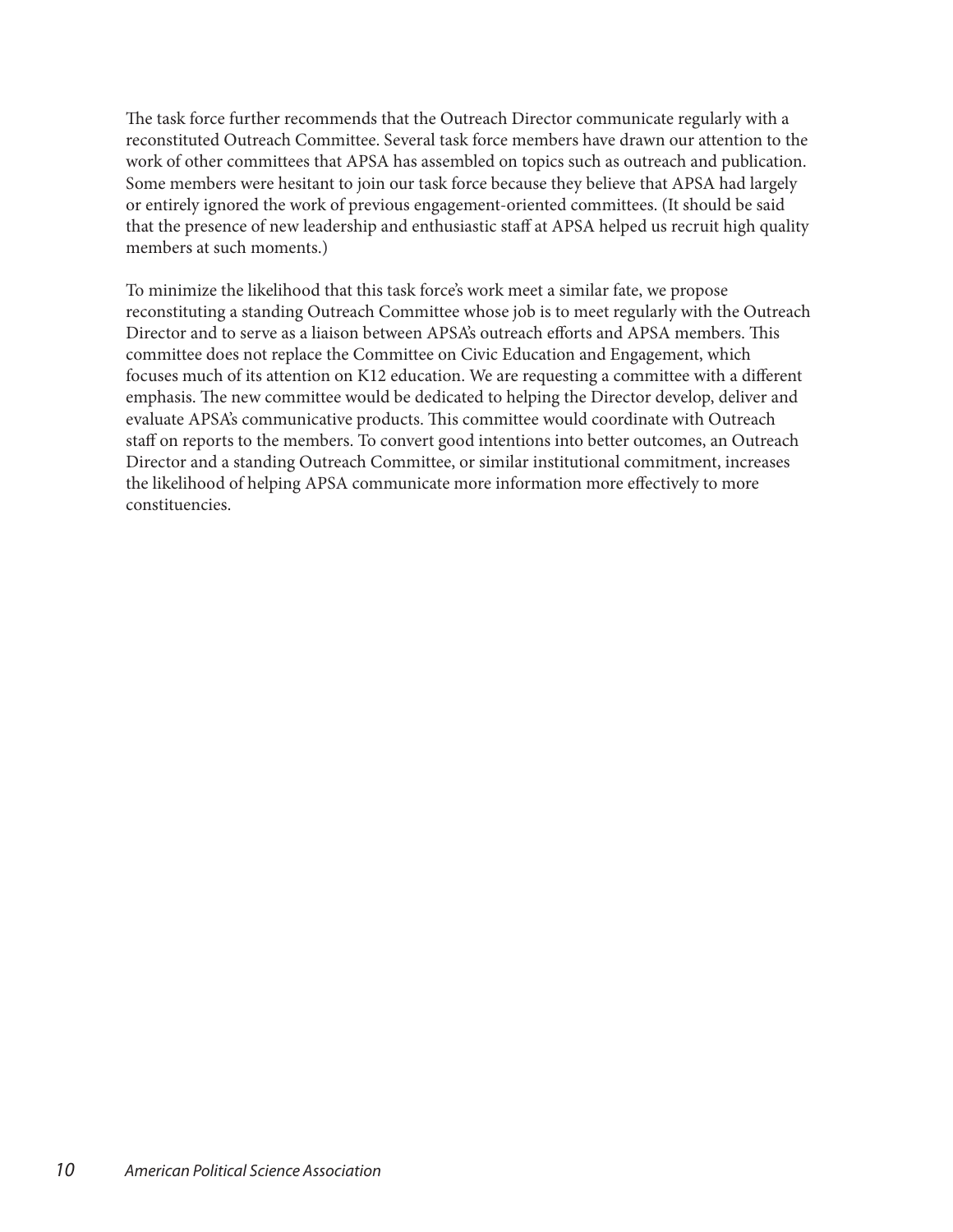The task force further recommends that the Outreach Director communicate regularly with a reconstituted Outreach Committee. Several task force members have drawn our attention to the work of other committees that APSA has assembled on topics such as outreach and publication. Some members were hesitant to join our task force because they believe that APSA had largely or entirely ignored the work of previous engagement-oriented committees. (It should be said that the presence of new leadership and enthusiastic staff at APSA helped us recruit high quality members at such moments.)

To minimize the likelihood that this task force's work meet a similar fate, we propose reconstituting a standing Outreach Committee whose job is to meet regularly with the Outreach Director and to serve as a liaison between APSA's outreach efforts and APSA members. This committee does not replace the Committee on Civic Education and Engagement, which focuses much of its attention on K12 education. We are requesting a committee with a different emphasis. The new committee would be dedicated to helping the Director develop, deliver and evaluate APSA's communicative products. This committee would coordinate with Outreach staff on reports to the members. To convert good intentions into better outcomes, an Outreach Director and a standing Outreach Committee, or similar institutional commitment, increases the likelihood of helping APSA communicate more information more effectively to more constituencies.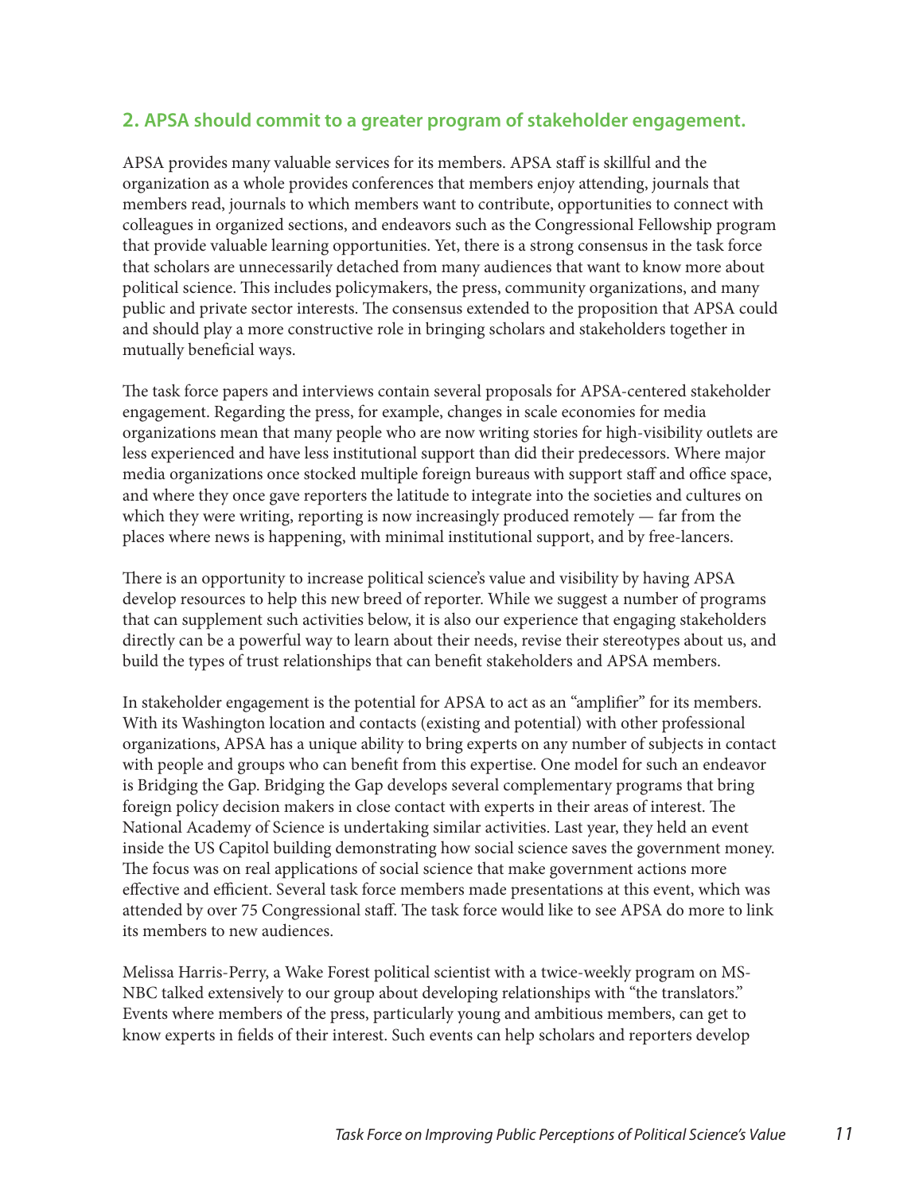## 2. APSA should commit to a greater program of stakeholder engagement.

APSA provides many valuable services for its members. APSA staff is skillful and the organization as a whole provides conferences that members enjoy attending, journals that members read, journals to which members want to contribute, opportunities to connect with colleagues in organized sections, and endeavors such as the Congressional Fellowship program that provide valuable learning opportunities. Yet, there is a strong consensus in the task force that scholars are unnecessarily detached from many audiences that want to know more about political science. This includes policymakers, the press, community organizations, and many public and private sector interests. The consensus extended to the proposition that APSA could and should play a more constructive role in bringing scholars and stakeholders together in mutually beneficial ways.

The task force papers and interviews contain several proposals for APSA-centered stakeholder engagement. Regarding the press, for example, changes in scale economies for media organizations mean that many people who are now writing stories for high-visibility outlets are less experienced and have less institutional support than did their predecessors. Where major media organizations once stocked multiple foreign bureaus with support staff and office space, and where they once gave reporters the latitude to integrate into the societies and cultures on which they were writing, reporting is now increasingly produced remotely — far from the places where news is happening, with minimal institutional support, and by free-lancers.

There is an opportunity to increase political science's value and visibility by having APSA develop resources to help this new breed of reporter. While we suggest a number of programs that can supplement such activities below, it is also our experience that engaging stakeholders directly can be a powerful way to learn about their needs, revise their stereotypes about us, and build the types of trust relationships that can benefit stakeholders and APSA members.

In stakeholder engagement is the potential for APSA to act as an "amplifier" for its members. With its Washington location and contacts (existing and potential) with other professional organizations, APSA has a unique ability to bring experts on any number of subjects in contact with people and groups who can benefit from this expertise. One model for such an endeavor is Bridging the Gap. Bridging the Gap develops several complementary programs that bring foreign policy decision makers in close contact with experts in their areas of interest. The National Academy of Science is undertaking similar activities. Last year, they held an event inside the US Capitol building demonstrating how social science saves the government money. The focus was on real applications of social science that make government actions more effective and efficient. Several task force members made presentations at this event, which was attended by over 75 Congressional staff. The task force would like to see APSA do more to link its members to new audiences.

Melissa Harris-Perry, a Wake Forest political scientist with a twice-weekly program on MS-NBC talked extensively to our group about developing relationships with "the translators." Events where members of the press, particularly young and ambitious members, can get to know experts in fields of their interest. Such events can help scholars and reporters develop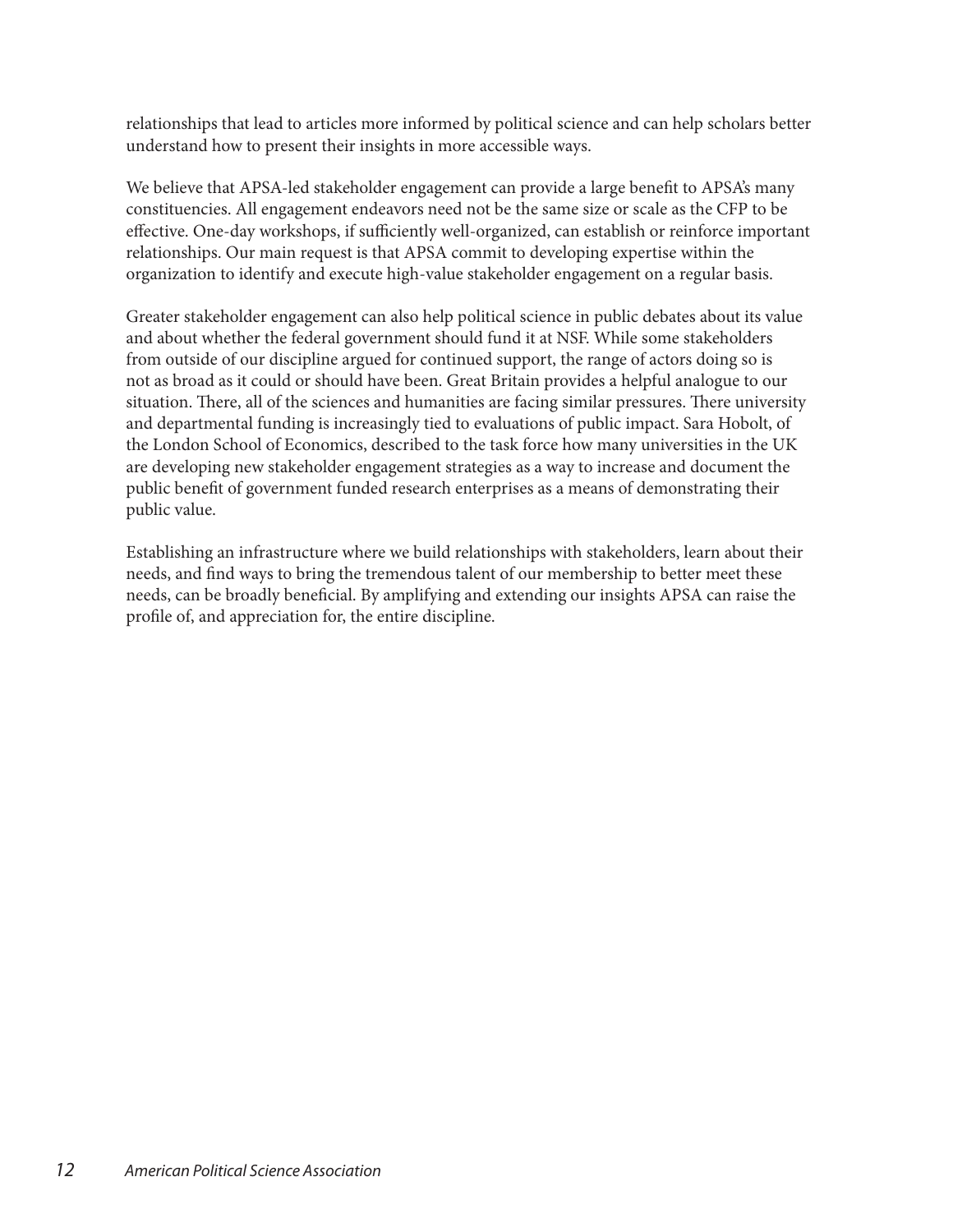relationships that lead to articles more informed by political science and can help scholars better understand how to present their insights in more accessible ways.

We believe that APSA-led stakeholder engagement can provide a large benefit to APSA's many constituencies. All engagement endeavors need not be the same size or scale as the CFP to be effective. One-day workshops, if sufficiently well-organized, can establish or reinforce important relationships. Our main request is that APSA commit to developing expertise within the organization to identify and execute high-value stakeholder engagement on a regular basis.

Greater stakeholder engagement can also help political science in public debates about its value and about whether the federal government should fund it at NSF. While some stakeholders from outside of our discipline argued for continued support, the range of actors doing so is not as broad as it could or should have been. Great Britain provides a helpful analogue to our situation. There, all of the sciences and humanities are facing similar pressures. There university and departmental funding is increasingly tied to evaluations of public impact. Sara Hobolt, of the London School of Economics, described to the task force how many universities in the UK are developing new stakeholder engagement strategies as a way to increase and document the public benefit of government funded research enterprises as a means of demonstrating their public value.

Establishing an infrastructure where we build relationships with stakeholders, learn about their needs, and find ways to bring the tremendous talent of our membership to better meet these needs, can be broadly beneficial. By amplifying and extending our insights APSA can raise the profile of, and appreciation for, the entire discipline.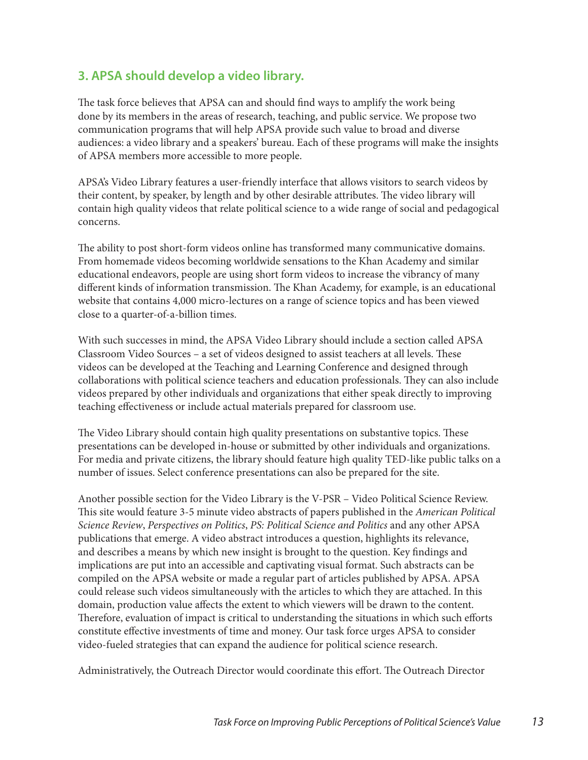### 3. APSA should develop a video library.

The task force believes that APSA can and should find ways to amplify the work being done by its members in the areas of research, teaching, and public service. We propose two communication programs that will help APSA provide such value to broad and diverse audiences: a video library and a speakers' bureau. Each of these programs will make the insights of APSA members more accessible to more people.

APSA's Video Library features a user-friendly interface that allows visitors to search videos by their content, by speaker, by length and by other desirable attributes. The video library will contain high quality videos that relate political science to a wide range of social and pedagogical concerns.

The ability to post short-form videos online has transformed many communicative domains. From homemade videos becoming worldwide sensations to the Khan Academy and similar educational endeavors, people are using short form videos to increase the vibrancy of many different kinds of information transmission. The Khan Academy, for example, is an educational website that contains 4,000 micro-lectures on a range of science topics and has been viewed close to a quarter-of-a-billion times.

With such successes in mind, the APSA Video Library should include a section called APSA Classroom Video Sources – a set of videos designed to assist teachers at all levels. These videos can be developed at the Teaching and Learning Conference and designed through collaborations with political science teachers and education professionals. They can also include videos prepared by other individuals and organizations that either speak directly to improving teaching effectiveness or include actual materials prepared for classroom use.

The Video Library should contain high quality presentations on substantive topics. These presentations can be developed in-house or submitted by other individuals and organizations. For media and private citizens, the library should feature high quality TED-like public talks on a number of issues. Select conference presentations can also be prepared for the site.

Another possible section for the Video Library is the V-PSR – Video Political Science Review. This site would feature 3-5 minute video abstracts of papers published in the *American Political Science Review*, *Perspectives on Politics*, *PS: Political Science and Politics* and any other APSA publications that emerge. A video abstract introduces a question, highlights its relevance, and describes a means by which new insight is brought to the question. Key findings and implications are put into an accessible and captivating visual format. Such abstracts can be compiled on the APSA website or made a regular part of articles published by APSA. APSA could release such videos simultaneously with the articles to which they are attached. In this domain, production value affects the extent to which viewers will be drawn to the content. Therefore, evaluation of impact is critical to understanding the situations in which such efforts constitute effective investments of time and money. Our task force urges APSA to consider video-fueled strategies that can expand the audience for political science research.

Administratively, the Outreach Director would coordinate this effort. The Outreach Director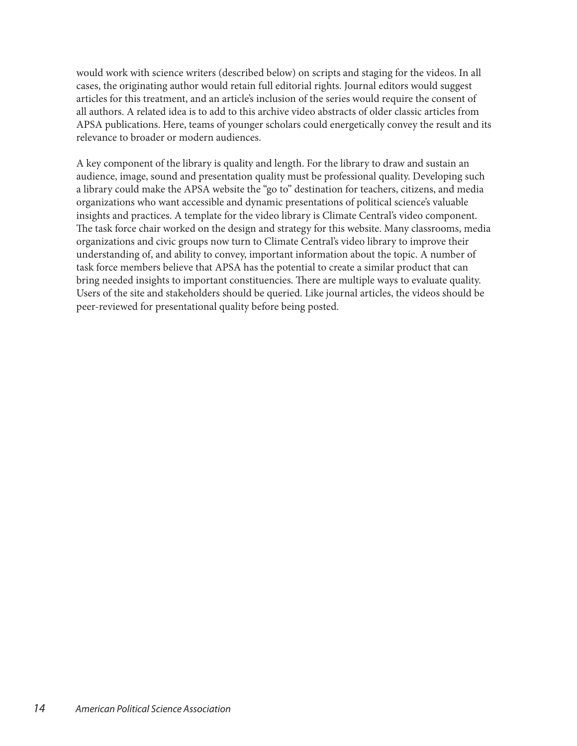would work with science writers (described below) on scripts and staging for the videos. In all cases, the originating author would retain full editorial rights. Journal editors would suggest articles for this treatment, and an article's inclusion of the series would require the consent of all authors. A related idea is to add to this archive video abstracts of older classic articles from APSA publications. Here, teams of younger scholars could energetically convey the result and its relevance to broader or modern audiences.

A key component of the library is quality and length. For the library to draw and sustain an audience, image, sound and presentation quality must be professional quality. Developing such a library could make the APSA website the "go to" destination for teachers, citizens, and media organizations who want accessible and dynamic presentations of political science's valuable insights and practices. A template for the video library is Climate Central's video component. The task force chair worked on the design and strategy for this website. Many classrooms, media organizations and civic groups now turn to Climate Central's video library to improve their understanding of, and ability to convey, important information about the topic. A number of task force members believe that APSA has the potential to create a similar product that can bring needed insights to important constituencies. There are multiple ways to evaluate quality. Users of the site and stakeholders should be queried. Like journal articles, the videos should be peer-reviewed for presentational quality before being posted.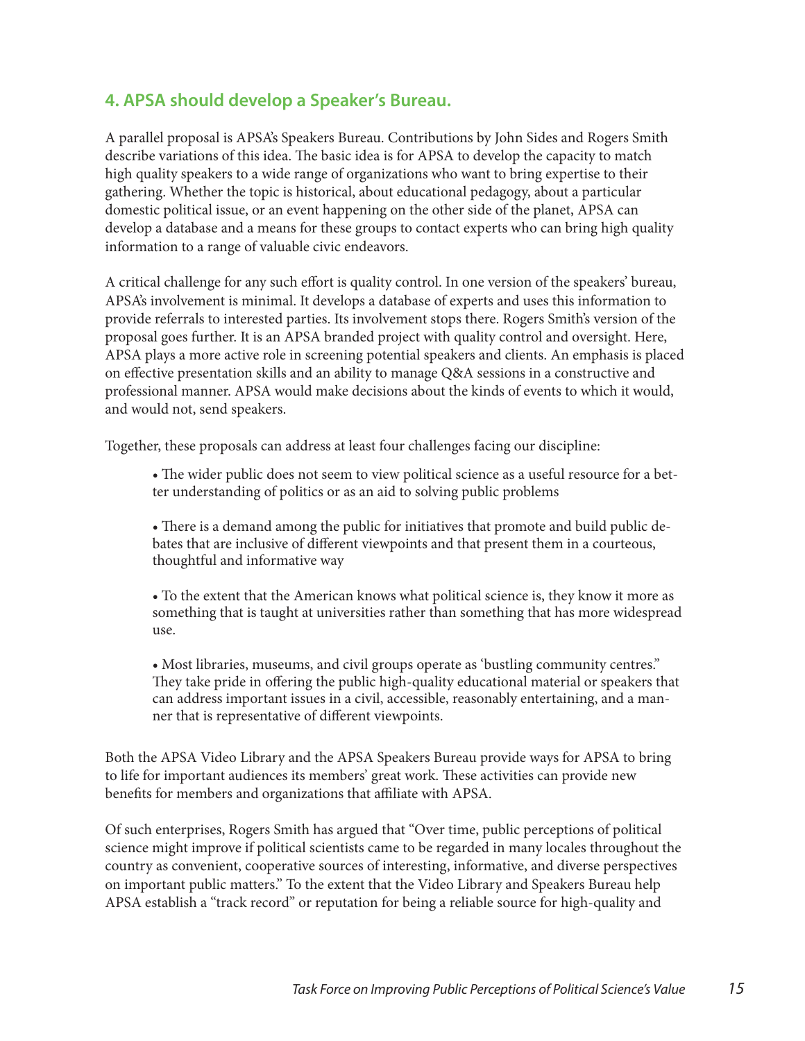## 4. APSA should develop a Speaker's Bureau.

A parallel proposal is APSA's Speakers Bureau. Contributions by John Sides and Rogers Smith describe variations of this idea. The basic idea is for APSA to develop the capacity to match high quality speakers to a wide range of organizations who want to bring expertise to their gathering. Whether the topic is historical, about educational pedagogy, about a particular domestic political issue, or an event happening on the other side of the planet, APSA can develop a database and a means for these groups to contact experts who can bring high quality information to a range of valuable civic endeavors.

A critical challenge for any such effort is quality control. In one version of the speakers' bureau, APSA's involvement is minimal. It develops a database of experts and uses this information to provide referrals to interested parties. Its involvement stops there. Rogers Smith's version of the proposal goes further. It is an APSA branded project with quality control and oversight. Here, APSA plays a more active role in screening potential speakers and clients. An emphasis is placed on effective presentation skills and an ability to manage Q&A sessions in a constructive and professional manner. APSA would make decisions about the kinds of events to which it would, and would not, send speakers.

Together, these proposals can address at least four challenges facing our discipline:

- The wider public does not seem to view political science as a useful resource for a better understanding of politics or as an aid to solving public problems

- There is a demand among the public for initiatives that promote and build public debates that are inclusive of different viewpoints and that present them in a courteous, thoughtful and informative way

- To the extent that the American knows what political science is, they know it more as something that is taught at universities rather than something that has more widespread use.

- Most libraries, museums, and civil groups operate as 'bustling community centres." They take pride in offering the public high-quality educational material or speakers that can address important issues in a civil, accessible, reasonably entertaining, and a manner that is representative of different viewpoints.

Both the APSA Video Library and the APSA Speakers Bureau provide ways for APSA to bring to life for important audiences its members' great work. These activities can provide new benefits for members and organizations that affiliate with APSA.

Of such enterprises, Rogers Smith has argued that "Over time, public perceptions of political science might improve if political scientists came to be regarded in many locales throughout the country as convenient, cooperative sources of interesting, informative, and diverse perspectives on important public matters." To the extent that the Video Library and Speakers Bureau help APSA establish a "track record" or reputation for being a reliable source for high-quality and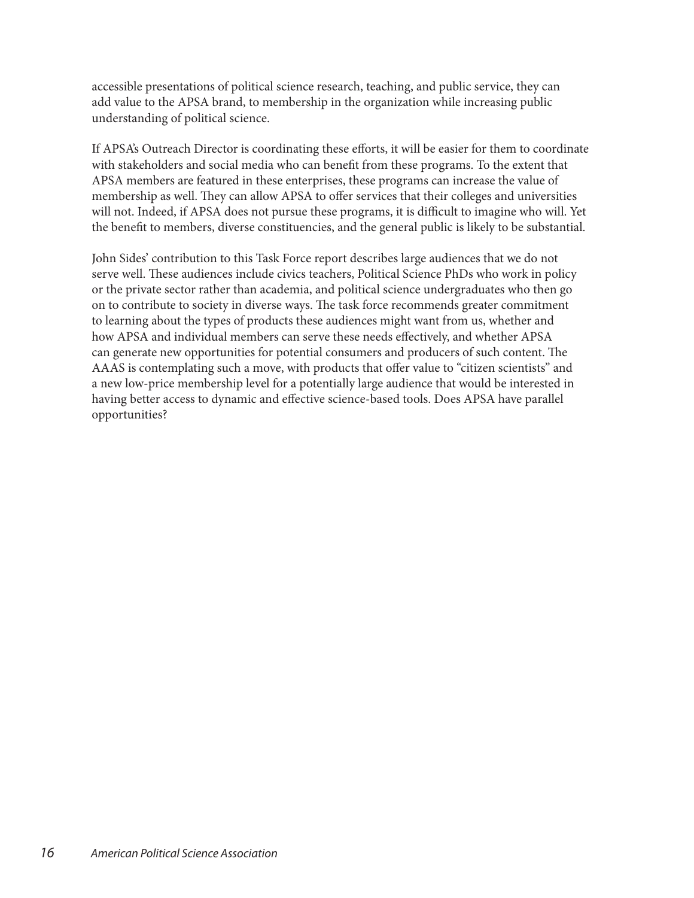accessible presentations of political science research, teaching, and public service, they can add value to the APSA brand, to membership in the organization while increasing public understanding of political science.

If APSA's Outreach Director is coordinating these efforts, it will be easier for them to coordinate with stakeholders and social media who can benefit from these programs. To the extent that APSA members are featured in these enterprises, these programs can increase the value of membership as well. They can allow APSA to offer services that their colleges and universities will not. Indeed, if APSA does not pursue these programs, it is difficult to imagine who will. Yet the benefit to members, diverse constituencies, and the general public is likely to be substantial.

John Sides' contribution to this Task Force report describes large audiences that we do not serve well. These audiences include civics teachers, Political Science PhDs who work in policy or the private sector rather than academia, and political science undergraduates who then go on to contribute to society in diverse ways. The task force recommends greater commitment to learning about the types of products these audiences might want from us, whether and how APSA and individual members can serve these needs effectively, and whether APSA can generate new opportunities for potential consumers and producers of such content. The AAAS is contemplating such a move, with products that offer value to "citizen scientists" and a new low-price membership level for a potentially large audience that would be interested in having better access to dynamic and effective science-based tools. Does APSA have parallel opportunities?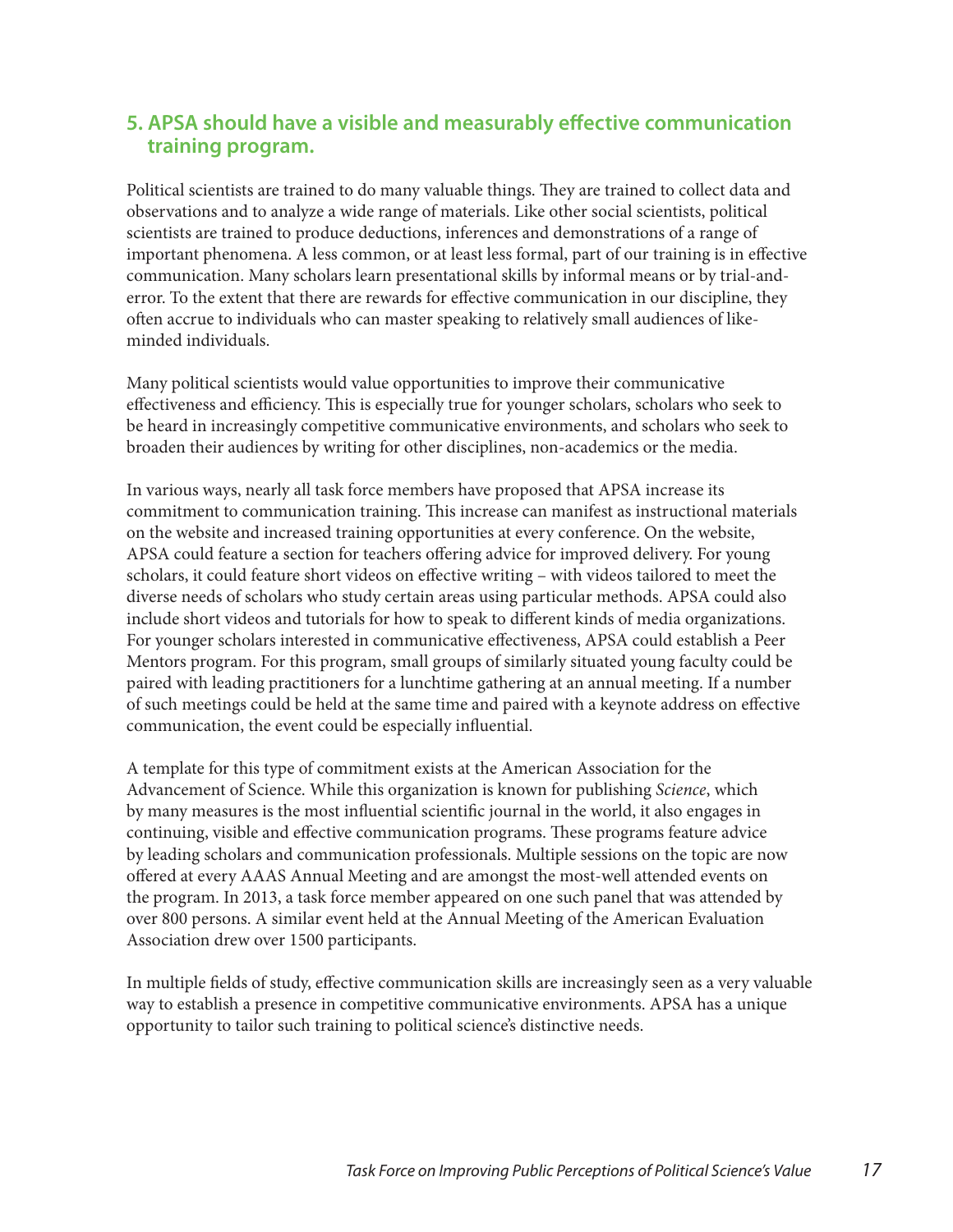## 5. APSA should have a visible and measurably effective communication training program.

Political scientists are trained to do many valuable things. They are trained to collect data and observations and to analyze a wide range of materials. Like other social scientists, political scientists are trained to produce deductions, inferences and demonstrations of a range of important phenomena. A less common, or at least less formal, part of our training is in effective communication. Many scholars learn presentational skills by informal means or by trial-and-error. To the extent that there are rewards for effective communication in our discipline, they often accrue to individuals who can master speaking to relatively small audiences of like-minded individuals.

Many political scientists would value opportunities to improve their communicative effectiveness and efficiency. This is especially true for younger scholars, scholars who seek to be heard in increasingly competitive communicative environments, and scholars who seek to broaden their audiences by writing for other disciplines, non-academics or the media.

In various ways, nearly all task force members have proposed that APSA increase its commitment to communication training. This increase can manifest as instructional materials on the website and increased training opportunities at every conference. On the website, APSA could feature a section for teachers offering advice for improved delivery. For young scholars, it could feature short videos on effective writing – with videos tailored to meet the diverse needs of scholars who study certain areas using particular methods. APSA could also include short videos and tutorials for how to speak to different kinds of media organizations. For younger scholars interested in communicative effectiveness, APSA could establish a Peer Mentors program. For this program, small groups of similarly situated young faculty could be paired with leading practitioners for a lunchtime gathering at an annual meeting. If a number of such meetings could be held at the same time and paired with a keynote address on effective communication, the event could be especially influential.

A template for this type of commitment exists at the American Association for the Advancement of Science. While this organization is known for publishing *Science*, which by many measures is the most influential scientific journal in the world, it also engages in continuing, visible and effective communication programs. These programs feature advice by leading scholars and communication professionals. Multiple sessions on the topic are now offered at every AAAS Annual Meeting and are amongst the most-well attended events on the program. In 2013, a task force member appeared on one such panel that was attended by over 800 persons. A similar event held at the Annual Meeting of the American Evaluation Association drew over 1500 participants.

In multiple fields of study, effective communication skills are increasingly seen as a very valuable way to establish a presence in competitive communicative environments. APSA has a unique opportunity to tailor such training to political science's distinctive needs.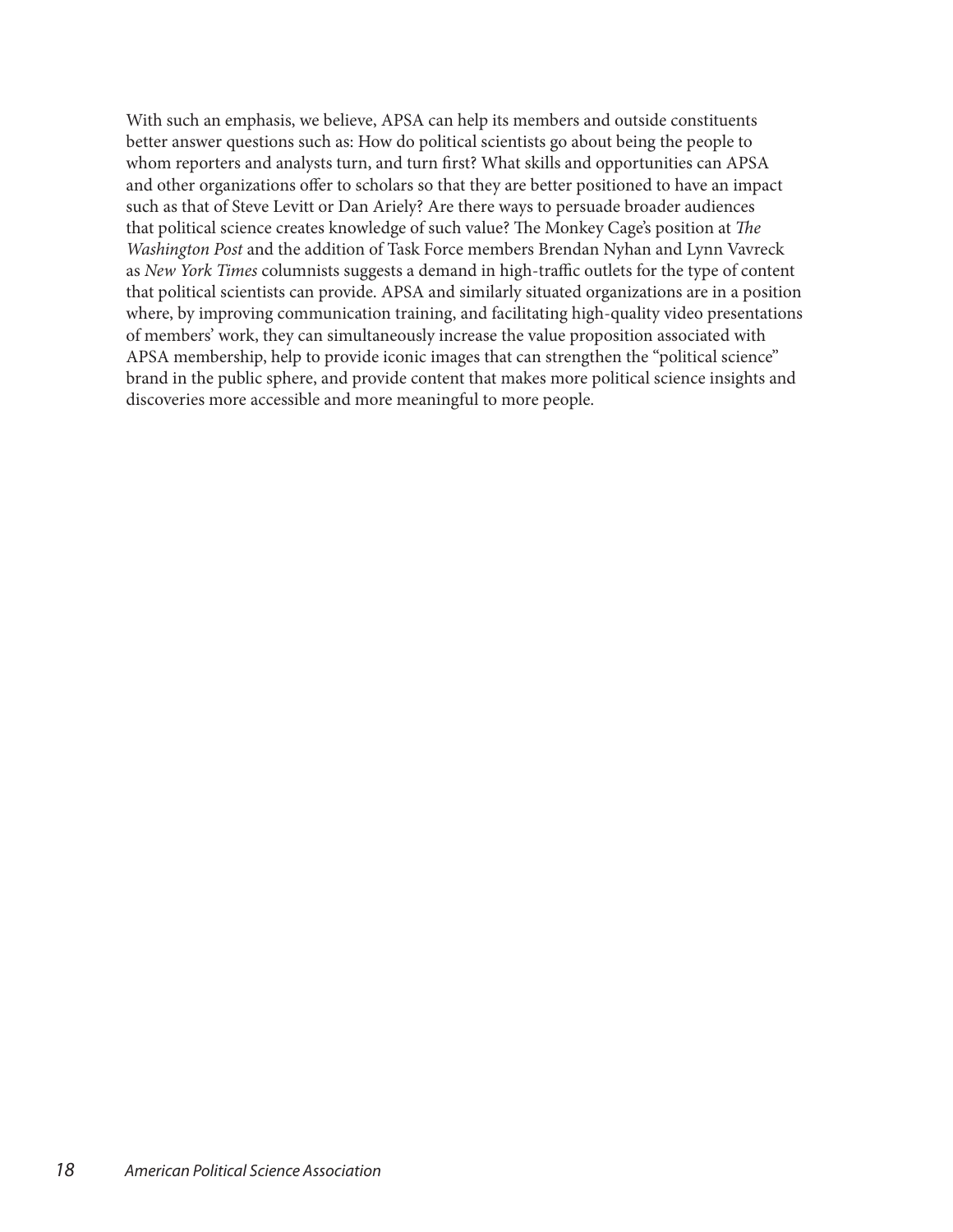With such an emphasis, we believe, APSA can help its members and outside constituents better answer questions such as: How do political scientists go about being the people to whom reporters and analysts turn, and turn first? What skills and opportunities can APSA and other organizations offer to scholars so that they are better positioned to have an impact such as that of Steve Levitt or Dan Ariely? Are there ways to persuade broader audiences that political science creates knowledge of such value? The Monkey Cage's position at *The Washington Post* and the addition of Task Force members Brendan Nyhan and Lynn Vavreck as *New York Times* columnists suggests a demand in high-traffic outlets for the type of content that political scientists can provide. APSA and similarly situated organizations are in a position where, by improving communication training, and facilitating high-quality video presentations of members' work, they can simultaneously increase the value proposition associated with APSA membership, help to provide iconic images that can strengthen the "political science" brand in the public sphere, and provide content that makes more political science insights and discoveries more accessible and more meaningful to more people.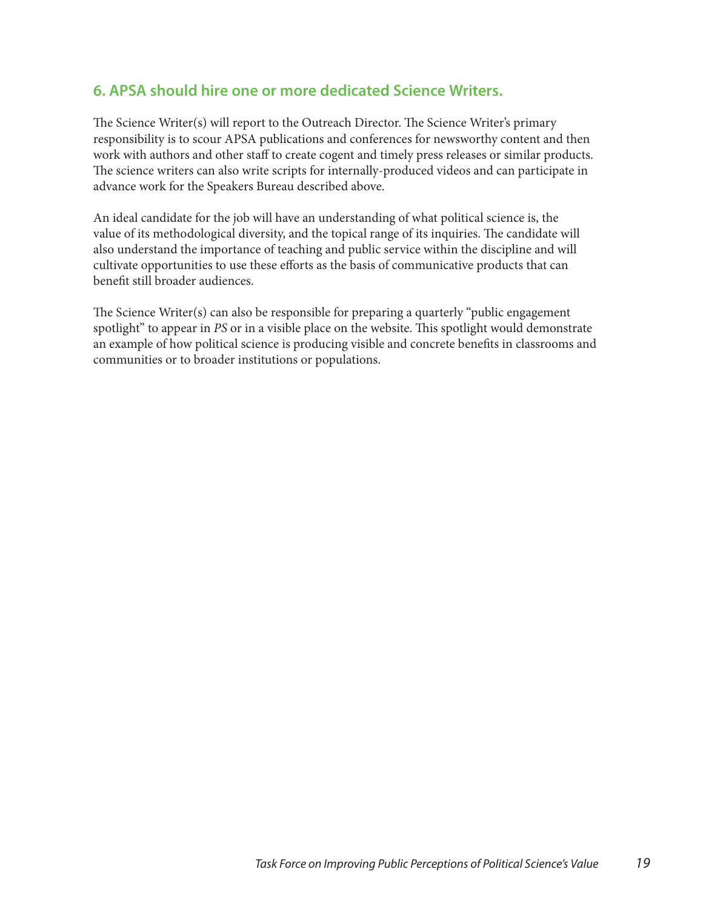## 6. APSA should hire one or more dedicated Science Writers.

The Science Writer(s) will report to the Outreach Director. The Science Writer's primary responsibility is to scour APSA publications and conferences for newsworthy content and then work with authors and other staff to create cogent and timely press releases or similar products. The science writers can also write scripts for internally-produced videos and can participate in advance work for the Speakers Bureau described above.

An ideal candidate for the job will have an understanding of what political science is, the value of its methodological diversity, and the topical range of its inquiries. The candidate will also understand the importance of teaching and public service within the discipline and will cultivate opportunities to use these efforts as the basis of communicative products that can benefit still broader audiences.

The Science Writer(s) can also be responsible for preparing a quarterly "public engagement spotlight" to appear in *PS* or in a visible place on the website. This spotlight would demonstrate an example of how political science is producing visible and concrete benefits in classrooms and communities or to broader institutions or populations.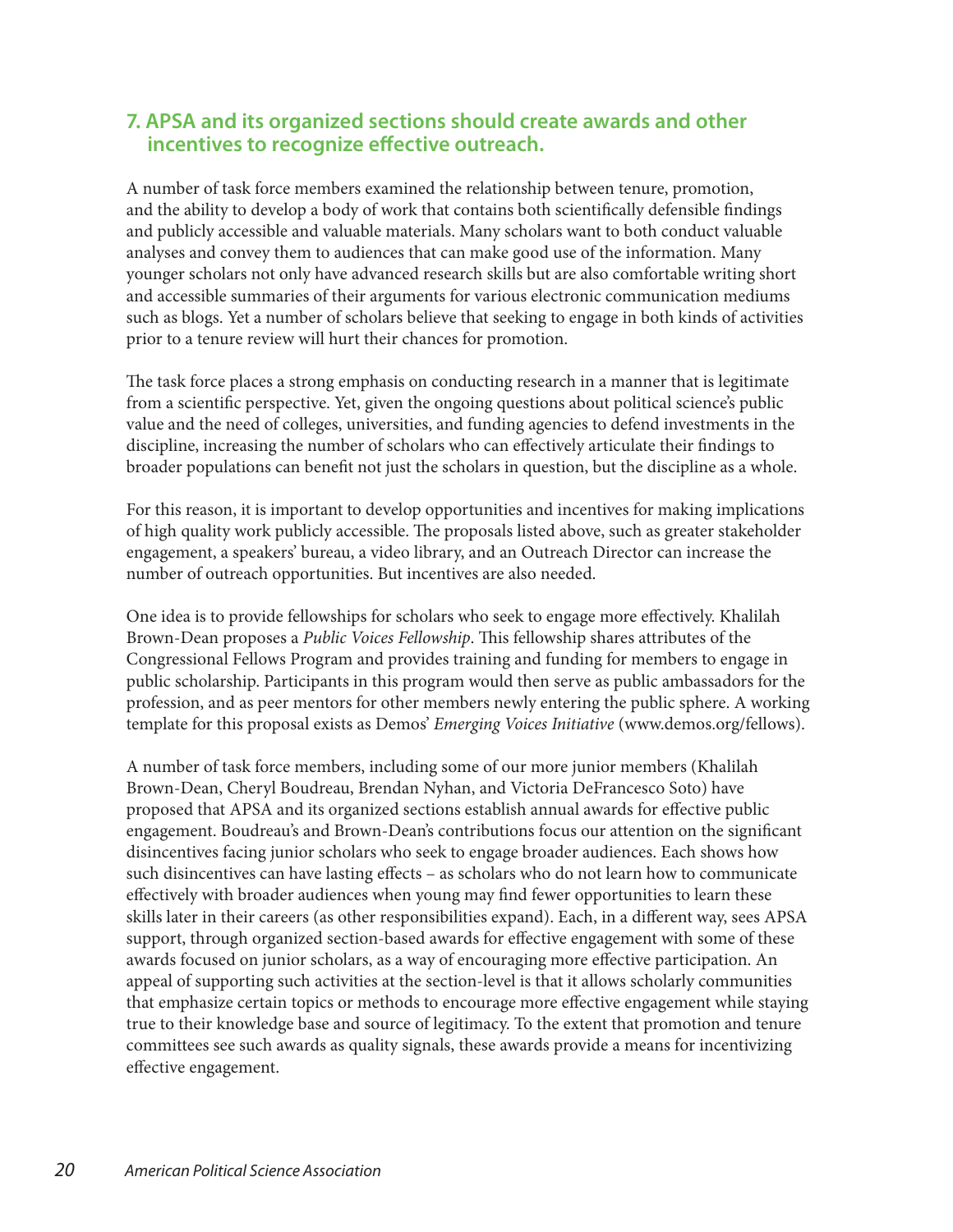## 7. APSA and its organized sections should create awards and other incentives to recognize effective outreach.

A number of task force members examined the relationship between tenure, promotion, and the ability to develop a body of work that contains both scientifically defensible findings and publicly accessible and valuable materials. Many scholars want to both conduct valuable analyses and convey them to audiences that can make good use of the information. Many younger scholars not only have advanced research skills but are also comfortable writing short and accessible summaries of their arguments for various electronic communication mediums such as blogs. Yet a number of scholars believe that seeking to engage in both kinds of activities prior to a tenure review will hurt their chances for promotion.

The task force places a strong emphasis on conducting research in a manner that is legitimate from a scientific perspective. Yet, given the ongoing questions about political science's public value and the need of colleges, universities, and funding agencies to defend investments in the discipline, increasing the number of scholars who can effectively articulate their findings to broader populations can benefit not just the scholars in question, but the discipline as a whole.

For this reason, it is important to develop opportunities and incentives for making implications of high quality work publicly accessible. The proposals listed above, such as greater stakeholder engagement, a speakers' bureau, a video library, and an Outreach Director can increase the number of outreach opportunities. But incentives are also needed.

One idea is to provide fellowships for scholars who seek to engage more effectively. Khalilah Brown-Dean proposes a *Public Voices Fellowship*. This fellowship shares attributes of the Congressional Fellows Program and provides training and funding for members to engage in public scholarship. Participants in this program would then serve as public ambassadors for the profession, and as peer mentors for other members newly entering the public sphere. A working template for this proposal exists as Demos' *Emerging Voices Initiative* (www.demos.org/fellows).

A number of task force members, including some of our more junior members (Khalilah Brown-Dean, Cheryl Boudreau, Brendan Nyhan, and Victoria DeFrancesco Soto) have proposed that APSA and its organized sections establish annual awards for effective public engagement. Boudreau's and Brown-Dean's contributions focus our attention on the significant disincentives facing junior scholars who seek to engage broader audiences. Each shows how such disincentives can have lasting effects – as scholars who do not learn how to communicate effectively with broader audiences when young may find fewer opportunities to learn these skills later in their careers (as other responsibilities expand). Each, in a different way, sees APSA support, through organized section-based awards for effective engagement with some of these awards focused on junior scholars, as a way of encouraging more effective participation. An appeal of supporting such activities at the section-level is that it allows scholarly communities that emphasize certain topics or methods to encourage more effective engagement while staying true to their knowledge base and source of legitimacy. To the extent that promotion and tenure committees see such awards as quality signals, these awards provide a means for incentivizing effective engagement.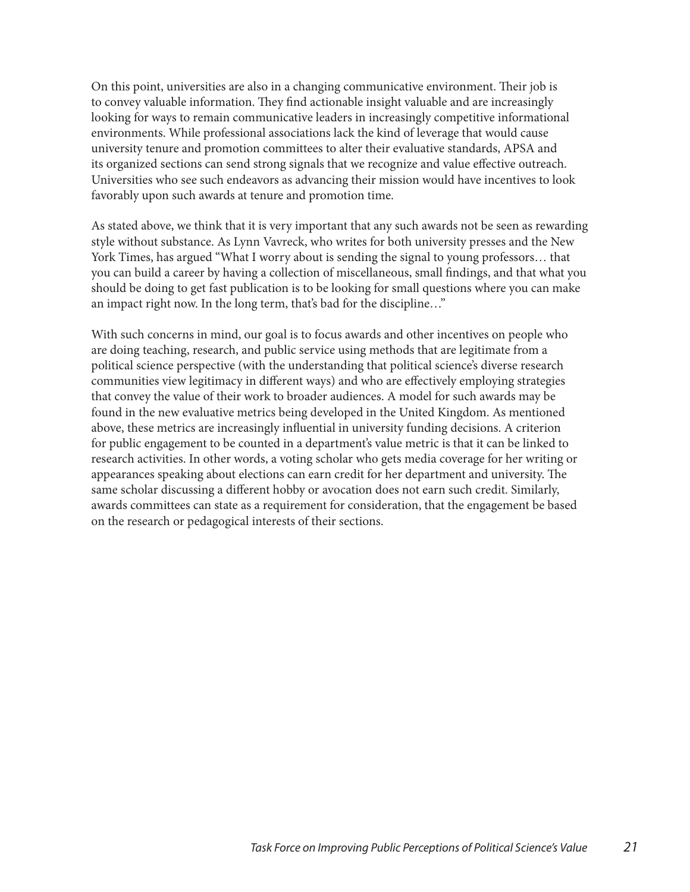On this point, universities are also in a changing communicative environment. Their job is to convey valuable information. They find actionable insight valuable and are increasingly looking for ways to remain communicative leaders in increasingly competitive informational environments. While professional associations lack the kind of leverage that would cause university tenure and promotion committees to alter their evaluative standards, APSA and its organized sections can send strong signals that we recognize and value effective outreach. Universities who see such endeavors as advancing their mission would have incentives to look favorably upon such awards at tenure and promotion time.

As stated above, we think that it is very important that any such awards not be seen as rewarding style without substance. As Lynn Vavreck, who writes for both university presses and the New York Times, has argued "What I worry about is sending the signal to young professors… that you can build a career by having a collection of miscellaneous, small findings, and that what you should be doing to get fast publication is to be looking for small questions where you can make an impact right now. In the long term, that's bad for the discipline…"

With such concerns in mind, our goal is to focus awards and other incentives on people who are doing teaching, research, and public service using methods that are legitimate from a political science perspective (with the understanding that political science's diverse research communities view legitimacy in different ways) and who are effectively employing strategies that convey the value of their work to broader audiences. A model for such awards may be found in the new evaluative metrics being developed in the United Kingdom. As mentioned above, these metrics are increasingly influential in university funding decisions. A criterion for public engagement to be counted in a department's value metric is that it can be linked to research activities. In other words, a voting scholar who gets media coverage for her writing or appearances speaking about elections can earn credit for her department and university. The same scholar discussing a different hobby or avocation does not earn such credit. Similarly, awards committees can state as a requirement for consideration, that the engagement be based on the research or pedagogical interests of their sections.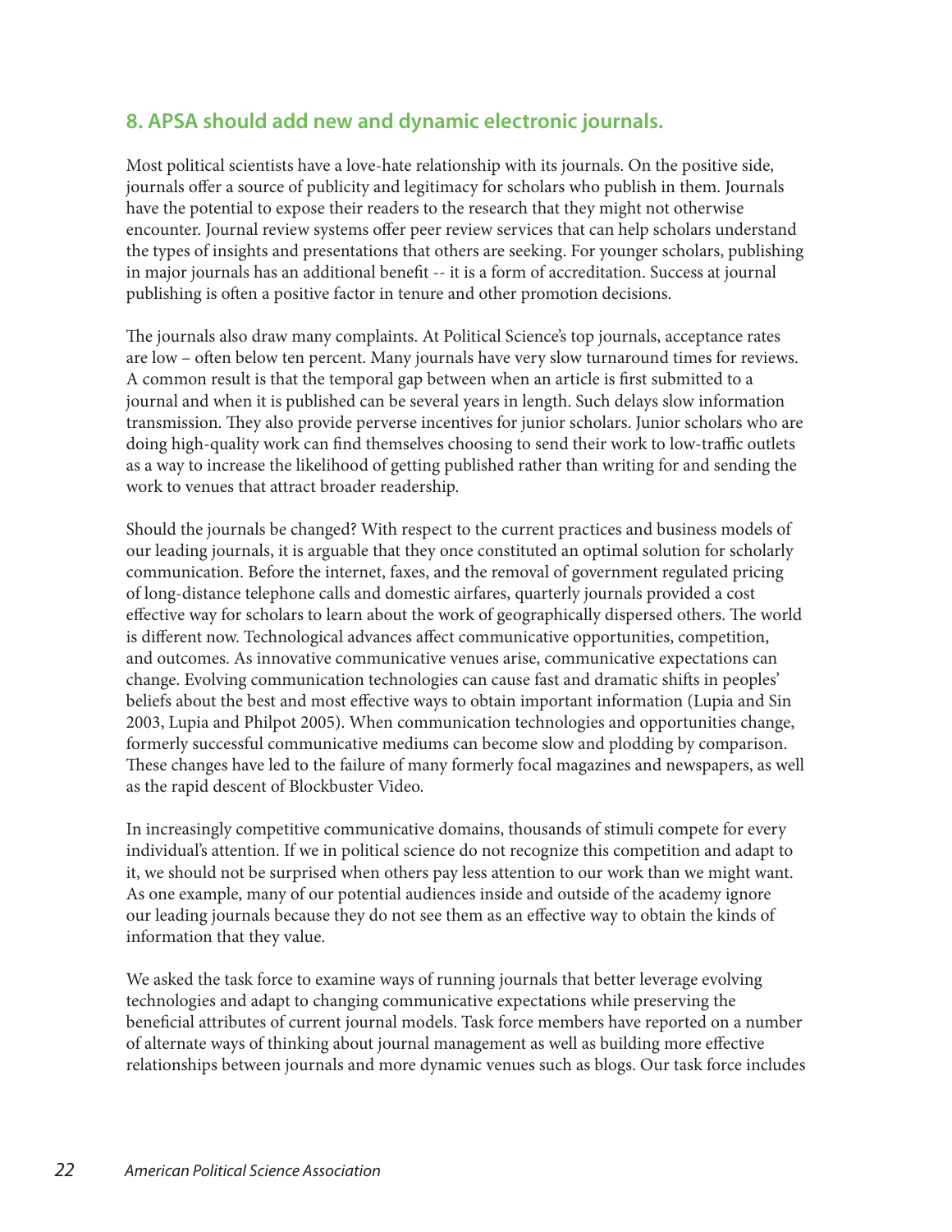## 8. APSA should add new and dynamic electronic journals.

Most political scientists have a love-hate relationship with its journals. On the positive side, journals offer a source of publicity and legitimacy for scholars who publish in them. Journals have the potential to expose their readers to the research that they might not otherwise encounter. Journal review systems offer peer review services that can help scholars understand the types of insights and presentations that others are seeking. For younger scholars, publishing in major journals has an additional benefit -- it is a form of accreditation. Success at journal publishing is often a positive factor in tenure and other promotion decisions.

The journals also draw many complaints. At Political Science's top journals, acceptance rates are low – often below ten percent. Many journals have very slow turnaround times for reviews. A common result is that the temporal gap between when an article is first submitted to a journal and when it is published can be several years in length. Such delays slow information transmission. They also provide perverse incentives for junior scholars. Junior scholars who are doing high-quality work can find themselves choosing to send their work to low-traffic outlets as a way to increase the likelihood of getting published rather than writing for and sending the work to venues that attract broader readership.

Should the journals be changed? With respect to the current practices and business models of our leading journals, it is arguable that they once constituted an optimal solution for scholarly communication. Before the internet, faxes, and the removal of government regulated pricing of long-distance telephone calls and domestic airfares, quarterly journals provided a cost effective way for scholars to learn about the work of geographically dispersed others. The world is different now. Technological advances affect communicative opportunities, competition, and outcomes. As innovative communicative venues arise, communicative expectations can change. Evolving communication technologies can cause fast and dramatic shifts in peoples' beliefs about the best and most effective ways to obtain important information (Lupia and Sin 2003, Lupia and Philpot 2005). When communication technologies and opportunities change, formerly successful communicative mediums can become slow and plodding by comparison. These changes have led to the failure of many formerly focal magazines and newspapers, as well as the rapid descent of Blockbuster Video.

In increasingly competitive communicative domains, thousands of stimuli compete for every individual's attention. If we in political science do not recognize this competition and adapt to it, we should not be surprised when others pay less attention to our work than we might want. As one example, many of our potential audiences inside and outside of the academy ignore our leading journals because they do not see them as an effective way to obtain the kinds of information that they value.

We asked the task force to examine ways of running journals that better leverage evolving technologies and adapt to changing communicative expectations while preserving the beneficial attributes of current journal models. Task force members have reported on a number of alternate ways of thinking about journal management as well as building more effective relationships between journals and more dynamic venues such as blogs. Our task force includes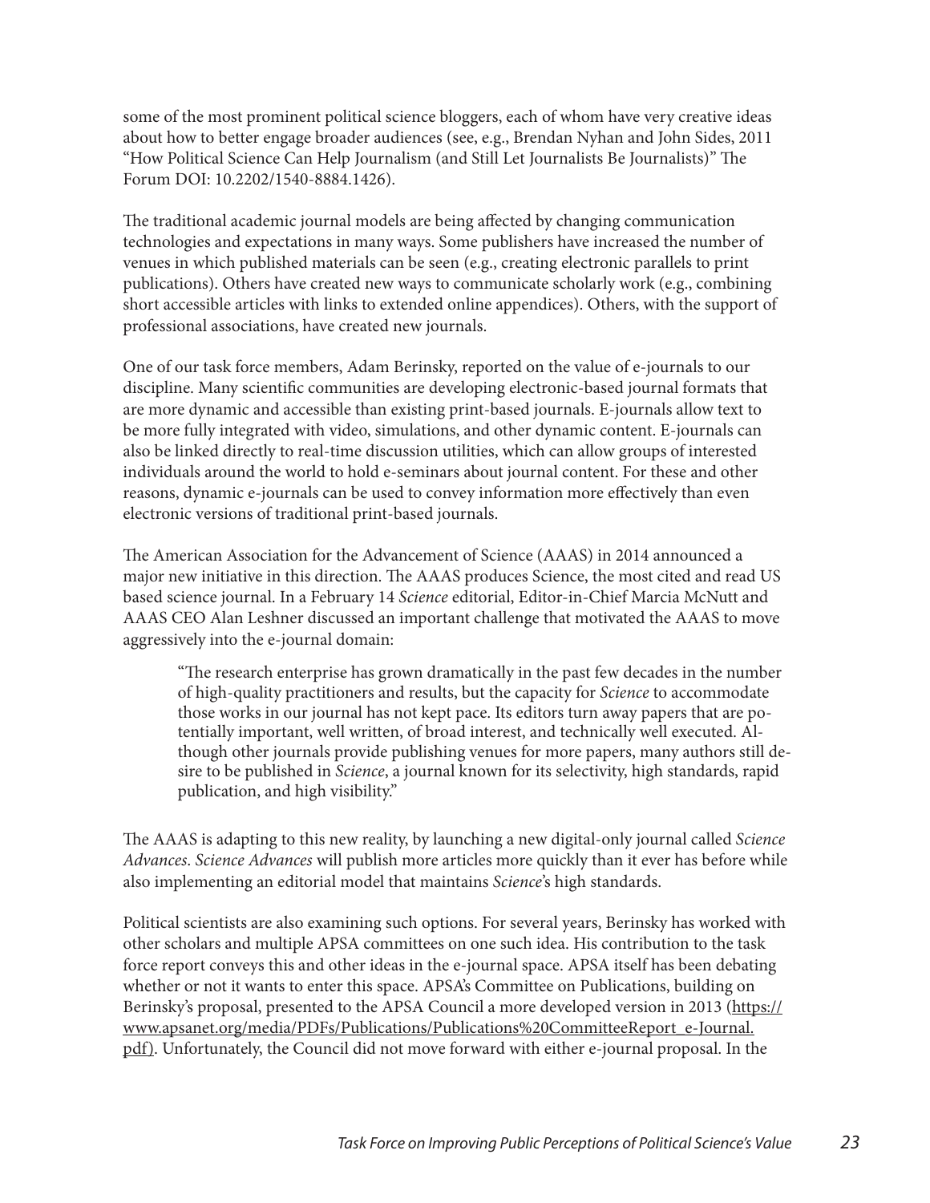some of the most prominent political science bloggers, each of whom have very creative ideas about how to better engage broader audiences (see, e.g., Brendan Nyhan and John Sides, 2011 "How Political Science Can Help Journalism (and Still Let Journalists Be Journalists)" The Forum DOI: 10.2202/1540-8884.1426).

The traditional academic journal models are being affected by changing communication technologies and expectations in many ways. Some publishers have increased the number of venues in which published materials can be seen (e.g., creating electronic parallels to print publications). Others have created new ways to communicate scholarly work (e.g., combining short accessible articles with links to extended online appendices). Others, with the support of professional associations, have created new journals.

One of our task force members, Adam Berinsky, reported on the value of e-journals to our discipline. Many scientific communities are developing electronic-based journal formats that are more dynamic and accessible than existing print-based journals. E-journals allow text to be more fully integrated with video, simulations, and other dynamic content. E-journals can also be linked directly to real-time discussion utilities, which can allow groups of interested individuals around the world to hold e-seminars about journal content. For these and other reasons, dynamic e-journals can be used to convey information more effectively than even electronic versions of traditional print-based journals.

The American Association for the Advancement of Science (AAAS) in 2014 announced a major new initiative in this direction. The AAAS produces Science, the most cited and read US based science journal. In a February 14 *Science* editorial, Editor-in-Chief Marcia McNutt and AAAS CEO Alan Leshner discussed an important challenge that motivated the AAAS to move aggressively into the e-journal domain:

> "The research enterprise has grown dramatically in the past few decades in the number of high-quality practitioners and results, but the capacity for *Science* to accommodate those works in our journal has not kept pace. Its editors turn away papers that are potentially important, well written, of broad interest, and technically well executed. Although other journals provide publishing venues for more papers, many authors still desire to be published in *Science*, a journal known for its selectivity, high standards, rapid publication, and high visibility."

The AAAS is adapting to this new reality, by launching a new digital-only journal called *Science Advances*. *Science Advances* will publish more articles more quickly than it ever has before while also implementing an editorial model that maintains *Science*'s high standards.

Political scientists are also examining such options. For several years, Berinsky has worked with other scholars and multiple APSA committees on one such idea. His contribution to the task force report conveys this and other ideas in the e-journal space. APSA itself has been debating whether or not it wants to enter this space. APSA's Committee on Publications, building on Berinsky's proposal, presented to the APSA Council a more developed version in 2013 (https://www.apsanet.org/media/PDFs/Publications/Publications%20CommitteeReport_e-Journal.pdf). Unfortunately, the Council did not move forward with either e-journal proposal. In the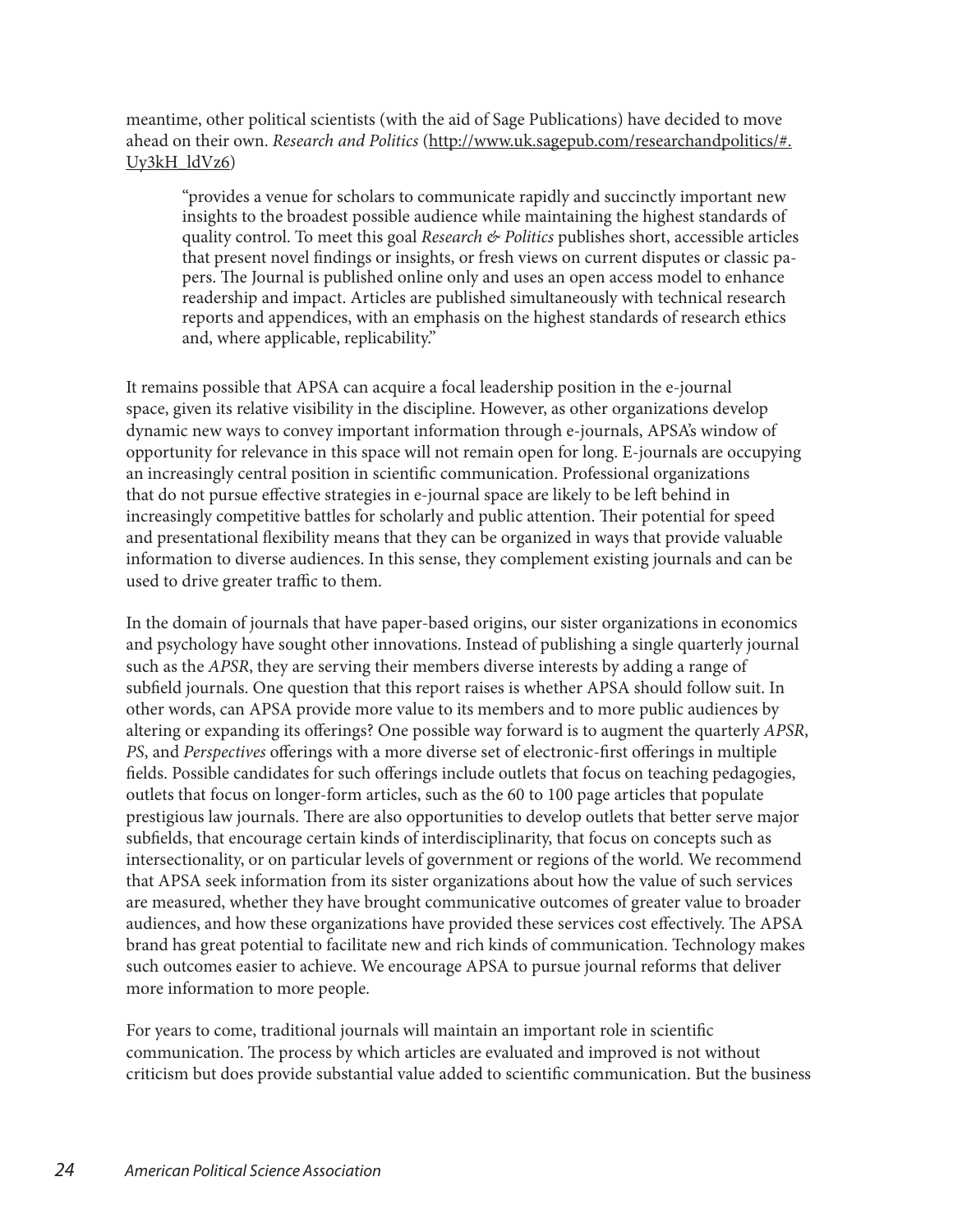meantime, other political scientists (with the aid of Sage Publications) have decided to move ahead on their own. *Research and Politics* (http://www.uk.sagepub.com/researchandpolitics/#.Uy3kH_ldVz6)

> "provides a venue for scholars to communicate rapidly and succinctly important new insights to the broadest possible audience while maintaining the highest standards of quality control. To meet this goal *Research & Politics* publishes short, accessible articles that present novel findings or insights, or fresh views on current disputes or classic papers. The Journal is published online only and uses an open access model to enhance readership and impact. Articles are published simultaneously with technical research reports and appendices, with an emphasis on the highest standards of research ethics and, where applicable, replicability."

It remains possible that APSA can acquire a focal leadership position in the e-journal space, given its relative visibility in the discipline. However, as other organizations develop dynamic new ways to convey important information through e-journals, APSA's window of opportunity for relevance in this space will not remain open for long. E-journals are occupying an increasingly central position in scientific communication. Professional organizations that do not pursue effective strategies in e-journal space are likely to be left behind in increasingly competitive battles for scholarly and public attention. Their potential for speed and presentational flexibility means that they can be organized in ways that provide valuable information to diverse audiences. In this sense, they complement existing journals and can be used to drive greater traffic to them.

In the domain of journals that have paper-based origins, our sister organizations in economics and psychology have sought other innovations. Instead of publishing a single quarterly journal such as the *APSR*, they are serving their members diverse interests by adding a range of subfield journals. One question that this report raises is whether APSA should follow suit. In other words, can APSA provide more value to its members and to more public audiences by altering or expanding its offerings? One possible way forward is to augment the quarterly *APSR*, *PS*, and *Perspectives* offerings with a more diverse set of electronic-first offerings in multiple fields. Possible candidates for such offerings include outlets that focus on teaching pedagogies, outlets that focus on longer-form articles, such as the 60 to 100 page articles that populate prestigious law journals. There are also opportunities to develop outlets that better serve major subfields, that encourage certain kinds of interdisciplinarity, that focus on concepts such as intersectionality, or on particular levels of government or regions of the world. We recommend that APSA seek information from its sister organizations about how the value of such services are measured, whether they have brought communicative outcomes of greater value to broader audiences, and how these organizations have provided these services cost effectively. The APSA brand has great potential to facilitate new and rich kinds of communication. Technology makes such outcomes easier to achieve. We encourage APSA to pursue journal reforms that deliver more information to more people.

For years to come, traditional journals will maintain an important role in scientific communication. The process by which articles are evaluated and improved is not without criticism but does provide substantial value added to scientific communication. But the business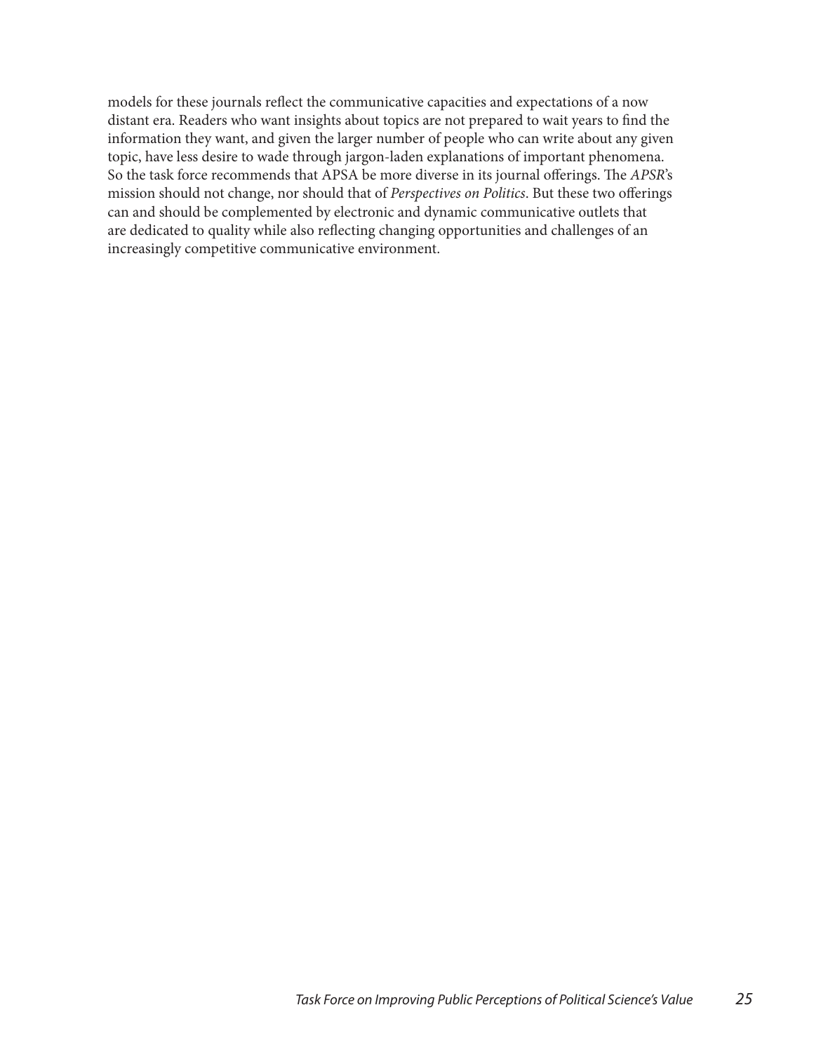models for these journals reflect the communicative capacities and expectations of a now distant era. Readers who want insights about topics are not prepared to wait years to find the information they want, and given the larger number of people who can write about any given topic, have less desire to wade through jargon-laden explanations of important phenomena. So the task force recommends that APSA be more diverse in its journal offerings. The *APSR*'s mission should not change, nor should that of *Perspectives on Politics*. But these two offerings can and should be complemented by electronic and dynamic communicative outlets that are dedicated to quality while also reflecting changing opportunities and challenges of an increasingly competitive communicative environment.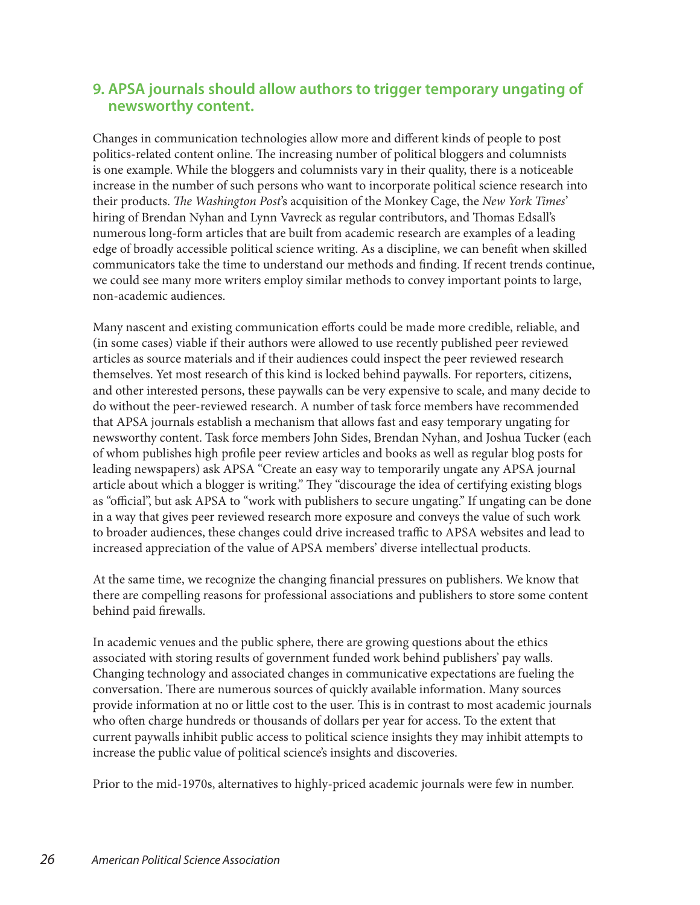## 9. APSA journals should allow authors to trigger temporary ungating of newsworthy content.

Changes in communication technologies allow more and different kinds of people to post politics-related content online. The increasing number of political bloggers and columnists is one example. While the bloggers and columnists vary in their quality, there is a noticeable increase in the number of such persons who want to incorporate political science research into their products. *The Washington Post*'s acquisition of the Monkey Cage, the *New York Times*' hiring of Brendan Nyhan and Lynn Vavreck as regular contributors, and Thomas Edsall's numerous long-form articles that are built from academic research are examples of a leading edge of broadly accessible political science writing. As a discipline, we can benefit when skilled communicators take the time to understand our methods and finding. If recent trends continue, we could see many more writers employ similar methods to convey important points to large, non-academic audiences.

Many nascent and existing communication efforts could be made more credible, reliable, and (in some cases) viable if their authors were allowed to use recently published peer reviewed articles as source materials and if their audiences could inspect the peer reviewed research themselves. Yet most research of this kind is locked behind paywalls. For reporters, citizens, and other interested persons, these paywalls can be very expensive to scale, and many decide to do without the peer-reviewed research. A number of task force members have recommended that APSA journals establish a mechanism that allows fast and easy temporary ungating for newsworthy content. Task force members John Sides, Brendan Nyhan, and Joshua Tucker (each of whom publishes high profile peer review articles and books as well as regular blog posts for leading newspapers) ask APSA "Create an easy way to temporarily ungate any APSA journal article about which a blogger is writing." They "discourage the idea of certifying existing blogs as "official", but ask APSA to "work with publishers to secure ungating." If ungating can be done in a way that gives peer reviewed research more exposure and conveys the value of such work to broader audiences, these changes could drive increased traffic to APSA websites and lead to increased appreciation of the value of APSA members' diverse intellectual products.

At the same time, we recognize the changing financial pressures on publishers. We know that there are compelling reasons for professional associations and publishers to store some content behind paid firewalls.

In academic venues and the public sphere, there are growing questions about the ethics associated with storing results of government funded work behind publishers' pay walls. Changing technology and associated changes in communicative expectations are fueling the conversation. There are numerous sources of quickly available information. Many sources provide information at no or little cost to the user. This is in contrast to most academic journals who often charge hundreds or thousands of dollars per year for access. To the extent that current paywalls inhibit public access to political science insights they may inhibit attempts to increase the public value of political science's insights and discoveries.

Prior to the mid-1970s, alternatives to highly-priced academic journals were few in number.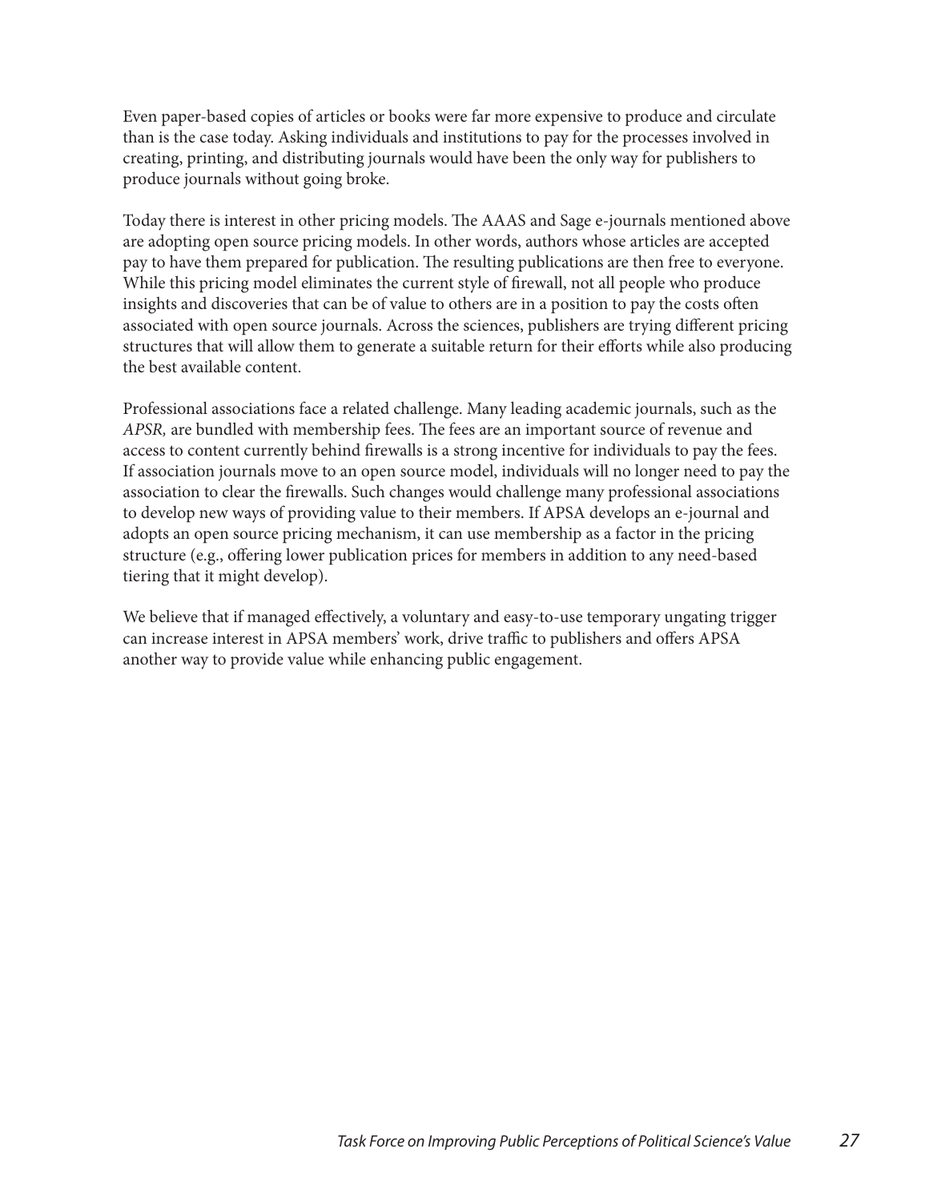Even paper-based copies of articles or books were far more expensive to produce and circulate than is the case today. Asking individuals and institutions to pay for the processes involved in creating, printing, and distributing journals would have been the only way for publishers to produce journals without going broke.

Today there is interest in other pricing models. The AAAS and Sage e-journals mentioned above are adopting open source pricing models. In other words, authors whose articles are accepted pay to have them prepared for publication. The resulting publications are then free to everyone. While this pricing model eliminates the current style of firewall, not all people who produce insights and discoveries that can be of value to others are in a position to pay the costs often associated with open source journals. Across the sciences, publishers are trying different pricing structures that will allow them to generate a suitable return for their efforts while also producing the best available content.

Professional associations face a related challenge. Many leading academic journals, such as the *APSR,* are bundled with membership fees. The fees are an important source of revenue and access to content currently behind firewalls is a strong incentive for individuals to pay the fees. If association journals move to an open source model, individuals will no longer need to pay the association to clear the firewalls. Such changes would challenge many professional associations to develop new ways of providing value to their members. If APSA develops an e-journal and adopts an open source pricing mechanism, it can use membership as a factor in the pricing structure (e.g., offering lower publication prices for members in addition to any need-based tiering that it might develop).

We believe that if managed effectively, a voluntary and easy-to-use temporary ungating trigger can increase interest in APSA members' work, drive traffic to publishers and offers APSA another way to provide value while enhancing public engagement.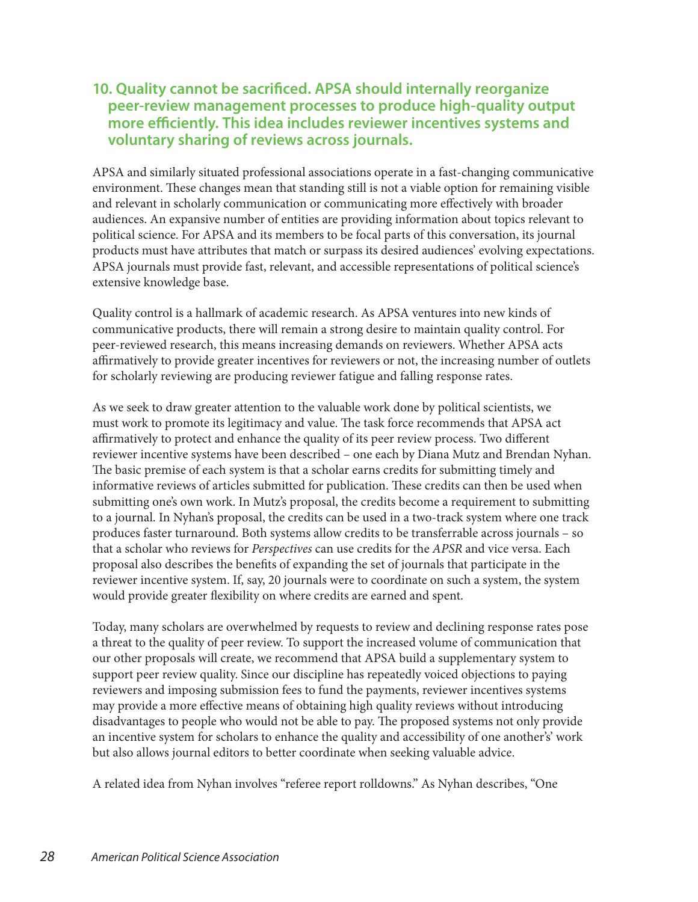## 10. Quality cannot be sacrificed. APSA should internally reorganize peer-review management processes to produce high-quality output more efficiently. This idea includes reviewer incentives systems and voluntary sharing of reviews across journals.

APSA and similarly situated professional associations operate in a fast-changing communicative environment. These changes mean that standing still is not a viable option for remaining visible and relevant in scholarly communication or communicating more effectively with broader audiences. An expansive number of entities are providing information about topics relevant to political science. For APSA and its members to be focal parts of this conversation, its journal products must have attributes that match or surpass its desired audiences' evolving expectations. APSA journals must provide fast, relevant, and accessible representations of political science's extensive knowledge base.

Quality control is a hallmark of academic research. As APSA ventures into new kinds of communicative products, there will remain a strong desire to maintain quality control. For peer-reviewed research, this means increasing demands on reviewers. Whether APSA acts affirmatively to provide greater incentives for reviewers or not, the increasing number of outlets for scholarly reviewing are producing reviewer fatigue and falling response rates.

As we seek to draw greater attention to the valuable work done by political scientists, we must work to promote its legitimacy and value. The task force recommends that APSA act affirmatively to protect and enhance the quality of its peer review process. Two different reviewer incentive systems have been described – one each by Diana Mutz and Brendan Nyhan. The basic premise of each system is that a scholar earns credits for submitting timely and informative reviews of articles submitted for publication. These credits can then be used when submitting one's own work. In Mutz's proposal, the credits become a requirement to submitting to a journal. In Nyhan's proposal, the credits can be used in a two-track system where one track produces faster turnaround. Both systems allow credits to be transferrable across journals – so that a scholar who reviews for *Perspectives* can use credits for the *APSR* and vice versa. Each proposal also describes the benefits of expanding the set of journals that participate in the reviewer incentive system. If, say, 20 journals were to coordinate on such a system, the system would provide greater flexibility on where credits are earned and spent.

Today, many scholars are overwhelmed by requests to review and declining response rates pose a threat to the quality of peer review. To support the increased volume of communication that our other proposals will create, we recommend that APSA build a supplementary system to support peer review quality. Since our discipline has repeatedly voiced objections to paying reviewers and imposing submission fees to fund the payments, reviewer incentives systems may provide a more effective means of obtaining high quality reviews without introducing disadvantages to people who would not be able to pay. The proposed systems not only provide an incentive system for scholars to enhance the quality and accessibility of one another's' work but also allows journal editors to better coordinate when seeking valuable advice.

A related idea from Nyhan involves "referee report rolldowns." As Nyhan describes, "One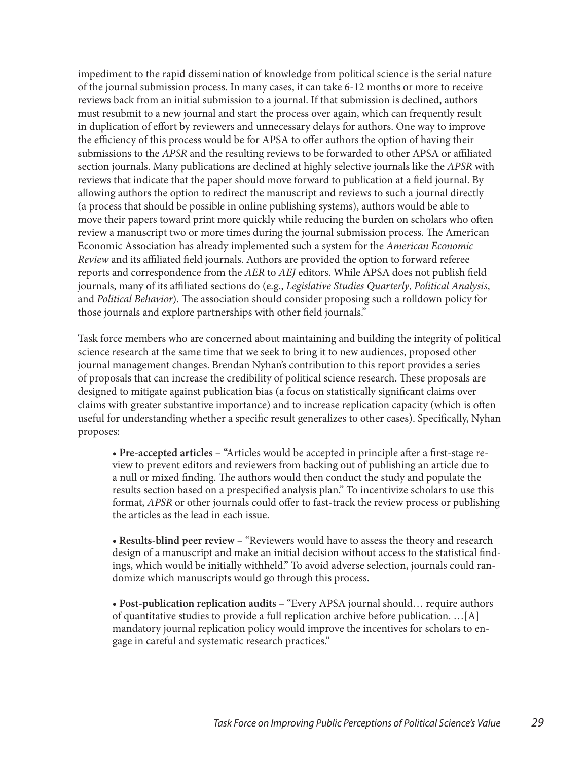impediment to the rapid dissemination of knowledge from political science is the serial nature of the journal submission process. In many cases, it can take 6-12 months or more to receive reviews back from an initial submission to a journal. If that submission is declined, authors must resubmit to a new journal and start the process over again, which can frequently result in duplication of effort by reviewers and unnecessary delays for authors. One way to improve the efficiency of this process would be for APSA to offer authors the option of having their submissions to the *APSR* and the resulting reviews to be forwarded to other APSA or affiliated section journals. Many publications are declined at highly selective journals like the *APSR* with reviews that indicate that the paper should move forward to publication at a field journal. By allowing authors the option to redirect the manuscript and reviews to such a journal directly (a process that should be possible in online publishing systems), authors would be able to move their papers toward print more quickly while reducing the burden on scholars who often review a manuscript two or more times during the journal submission process. The American Economic Association has already implemented such a system for the *American Economic Review* and its affiliated field journals. Authors are provided the option to forward referee reports and correspondence from the *AER* to *AEJ* editors. While APSA does not publish field journals, many of its affiliated sections do (e.g., *Legislative Studies Quarterly*, *Political Analysis*, and *Political Behavior*). The association should consider proposing such a rolldown policy for those journals and explore partnerships with other field journals."

Task force members who are concerned about maintaining and building the integrity of political science research at the same time that we seek to bring it to new audiences, proposed other journal management changes. Brendan Nyhan's contribution to this report provides a series of proposals that can increase the credibility of political science research. These proposals are designed to mitigate against publication bias (a focus on statistically significant claims over claims with greater substantive importance) and to increase replication capacity (which is often useful for understanding whether a specific result generalizes to other cases). Specifically, Nyhan proposes:

- **Pre-accepted articles** – "Articles would be accepted in principle after a first-stage review to prevent editors and reviewers from backing out of publishing an article due to a null or mixed finding. The authors would then conduct the study and populate the results section based on a prespecified analysis plan." To incentivize scholars to use this format, *APSR* or other journals could offer to fast-track the review process or publishing the articles as the lead in each issue.

- **Results-blind peer review** – "Reviewers would have to assess the theory and research design of a manuscript and make an initial decision without access to the statistical findings, which would be initially withheld." To avoid adverse selection, journals could randomize which manuscripts would go through this process.

- **Post-publication replication audits** – "Every APSA journal should… require authors of quantitative studies to provide a full replication archive before publication. …[A] mandatory journal replication policy would improve the incentives for scholars to engage in careful and systematic research practices."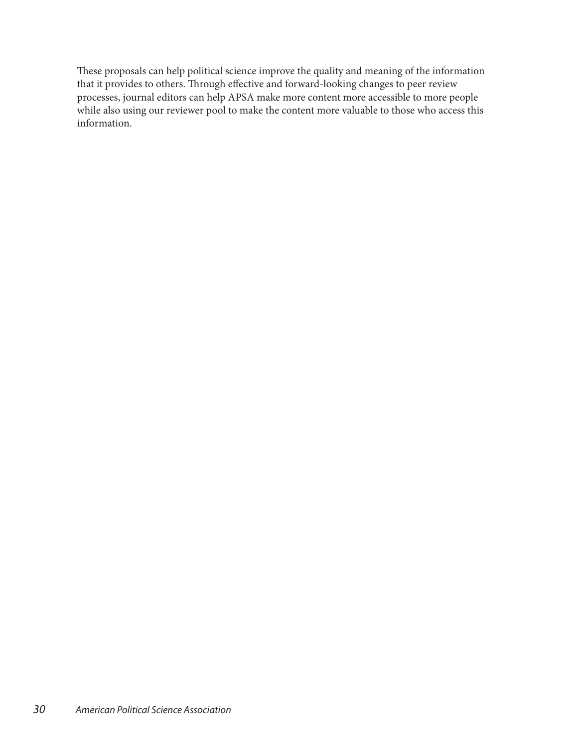These proposals can help political science improve the quality and meaning of the information that it provides to others. Through effective and forward-looking changes to peer review processes, journal editors can help APSA make more content more accessible to more people while also using our reviewer pool to make the content more valuable to those who access this information.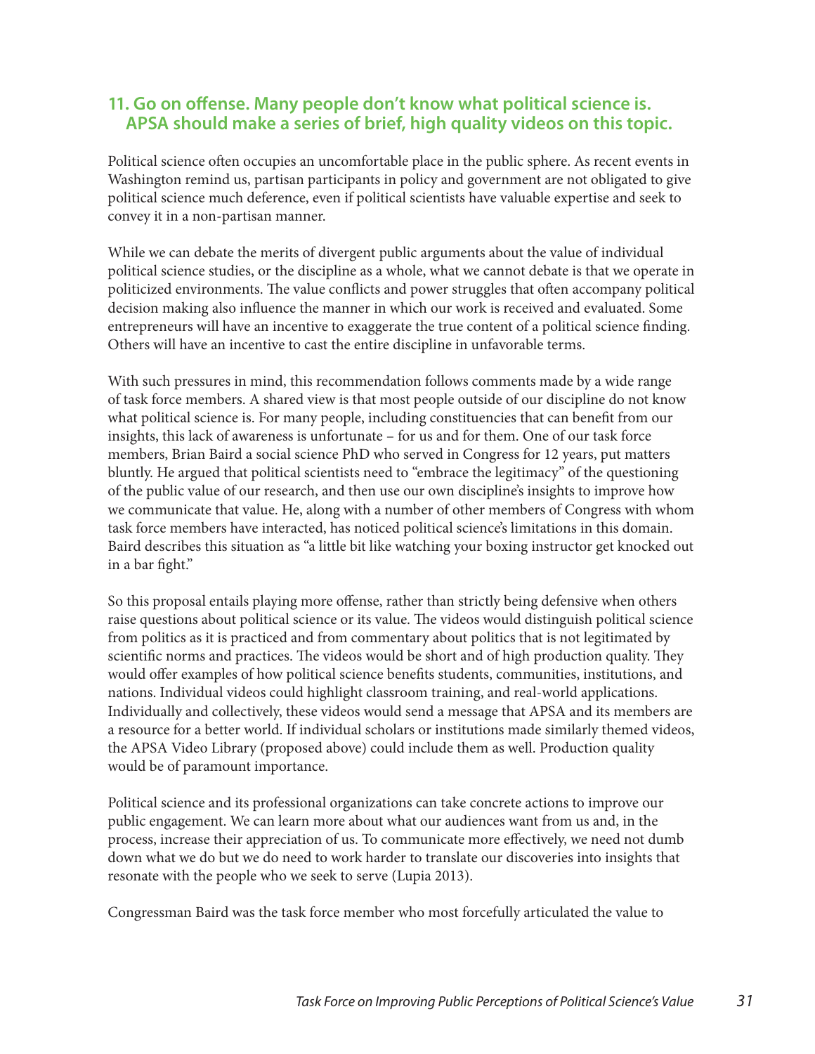### 11. Go on offense. Many people don't know what political science is. APSA should make a series of brief, high quality videos on this topic.

Political science often occupies an uncomfortable place in the public sphere. As recent events in Washington remind us, partisan participants in policy and government are not obligated to give political science much deference, even if political scientists have valuable expertise and seek to convey it in a non-partisan manner.

While we can debate the merits of divergent public arguments about the value of individual political science studies, or the discipline as a whole, what we cannot debate is that we operate in politicized environments. The value conflicts and power struggles that often accompany political decision making also influence the manner in which our work is received and evaluated. Some entrepreneurs will have an incentive to exaggerate the true content of a political science finding. Others will have an incentive to cast the entire discipline in unfavorable terms.

With such pressures in mind, this recommendation follows comments made by a wide range of task force members. A shared view is that most people outside of our discipline do not know what political science is. For many people, including constituencies that can benefit from our insights, this lack of awareness is unfortunate – for us and for them. One of our task force members, Brian Baird a social science PhD who served in Congress for 12 years, put matters bluntly. He argued that political scientists need to "embrace the legitimacy" of the questioning of the public value of our research, and then use our own discipline's insights to improve how we communicate that value. He, along with a number of other members of Congress with whom task force members have interacted, has noticed political science's limitations in this domain. Baird describes this situation as "a little bit like watching your boxing instructor get knocked out in a bar fight."

So this proposal entails playing more offense, rather than strictly being defensive when others raise questions about political science or its value. The videos would distinguish political science from politics as it is practiced and from commentary about politics that is not legitimated by scientific norms and practices. The videos would be short and of high production quality. They would offer examples of how political science benefits students, communities, institutions, and nations. Individual videos could highlight classroom training, and real-world applications. Individually and collectively, these videos would send a message that APSA and its members are a resource for a better world. If individual scholars or institutions made similarly themed videos, the APSA Video Library (proposed above) could include them as well. Production quality would be of paramount importance.

Political science and its professional organizations can take concrete actions to improve our public engagement. We can learn more about what our audiences want from us and, in the process, increase their appreciation of us. To communicate more effectively, we need not dumb down what we do but we do need to work harder to translate our discoveries into insights that resonate with the people who we seek to serve (Lupia 2013).

Congressman Baird was the task force member who most forcefully articulated the value to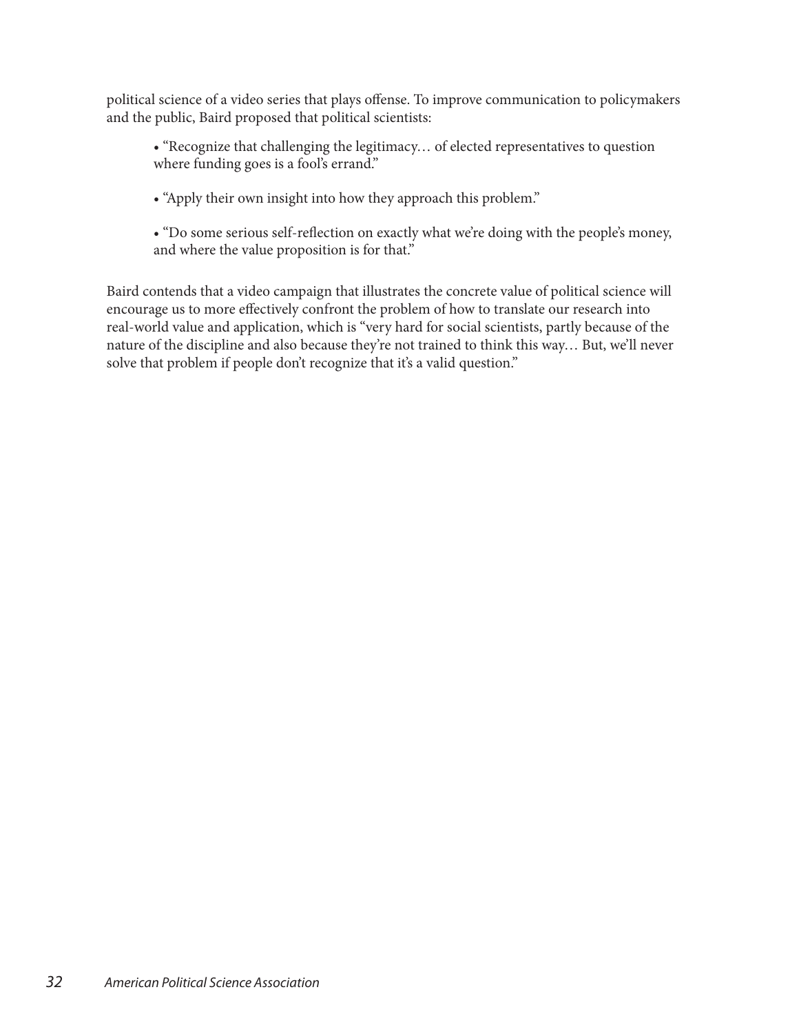political science of a video series that plays offense. To improve communication to policymakers and the public, Baird proposed that political scientists:

- "Recognize that challenging the legitimacy… of elected representatives to question where funding goes is a fool's errand."
- "Apply their own insight into how they approach this problem."
- "Do some serious self-reflection on exactly what we're doing with the people's money, and where the value proposition is for that."

Baird contends that a video campaign that illustrates the concrete value of political science will encourage us to more effectively confront the problem of how to translate our research into real-world value and application, which is "very hard for social scientists, partly because of the nature of the discipline and also because they're not trained to think this way… But, we'll never solve that problem if people don't recognize that it's a valid question."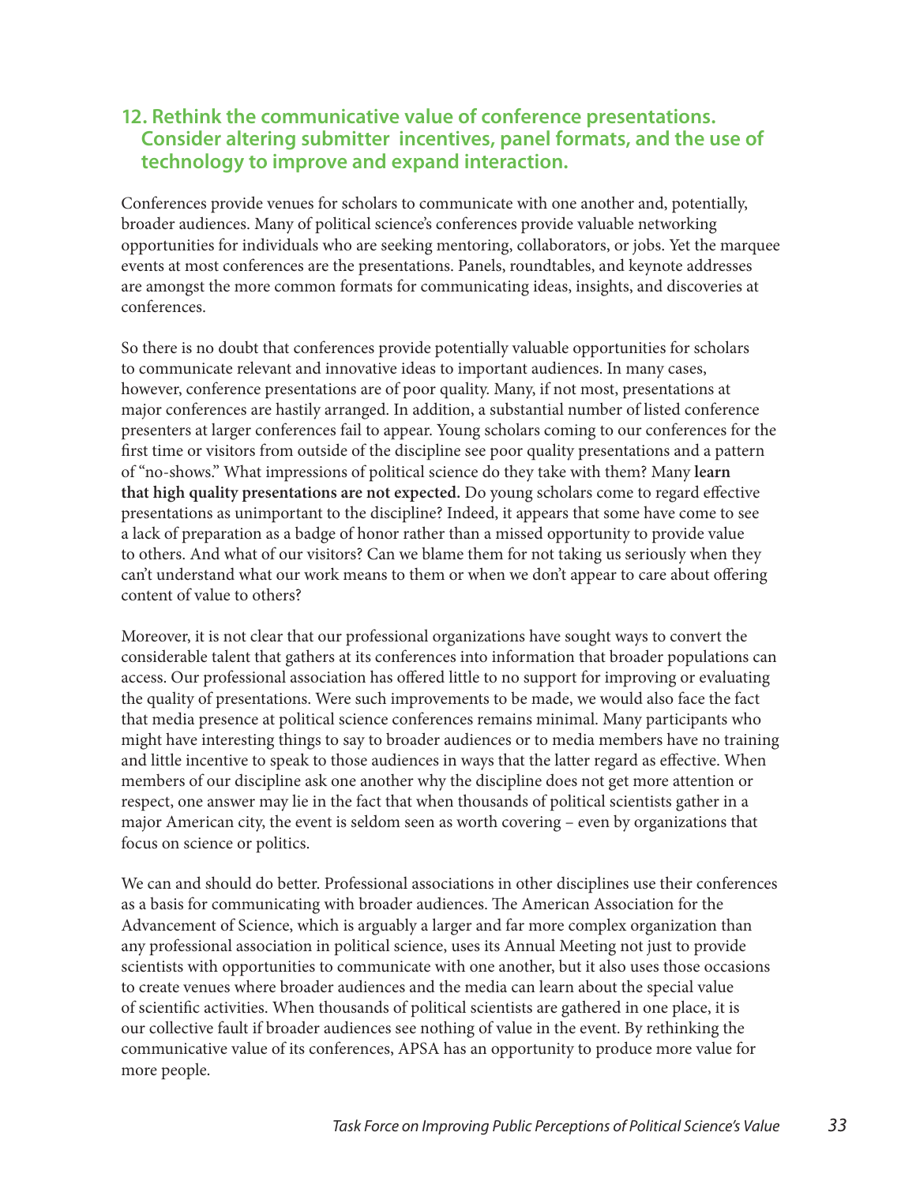## 12. Rethink the communicative value of conference presentations. Consider altering submitter incentives, panel formats, and the use of technology to improve and expand interaction.

Conferences provide venues for scholars to communicate with one another and, potentially, broader audiences. Many of political science's conferences provide valuable networking opportunities for individuals who are seeking mentoring, collaborators, or jobs. Yet the marquee events at most conferences are the presentations. Panels, roundtables, and keynote addresses are amongst the more common formats for communicating ideas, insights, and discoveries at conferences.

So there is no doubt that conferences provide potentially valuable opportunities for scholars to communicate relevant and innovative ideas to important audiences. In many cases, however, conference presentations are of poor quality. Many, if not most, presentations at major conferences are hastily arranged. In addition, a substantial number of listed conference presenters at larger conferences fail to appear. Young scholars coming to our conferences for the first time or visitors from outside of the discipline see poor quality presentations and a pattern of "no-shows." What impressions of political science do they take with them? Many **learn that high quality presentations are not expected.** Do young scholars come to regard effective presentations as unimportant to the discipline? Indeed, it appears that some have come to see a lack of preparation as a badge of honor rather than a missed opportunity to provide value to others. And what of our visitors? Can we blame them for not taking us seriously when they can't understand what our work means to them or when we don't appear to care about offering content of value to others?

Moreover, it is not clear that our professional organizations have sought ways to convert the considerable talent that gathers at its conferences into information that broader populations can access. Our professional association has offered little to no support for improving or evaluating the quality of presentations. Were such improvements to be made, we would also face the fact that media presence at political science conferences remains minimal. Many participants who might have interesting things to say to broader audiences or to media members have no training and little incentive to speak to those audiences in ways that the latter regard as effective. When members of our discipline ask one another why the discipline does not get more attention or respect, one answer may lie in the fact that when thousands of political scientists gather in a major American city, the event is seldom seen as worth covering – even by organizations that focus on science or politics.

We can and should do better. Professional associations in other disciplines use their conferences as a basis for communicating with broader audiences. The American Association for the Advancement of Science, which is arguably a larger and far more complex organization than any professional association in political science, uses its Annual Meeting not just to provide scientists with opportunities to communicate with one another, but it also uses those occasions to create venues where broader audiences and the media can learn about the special value of scientific activities. When thousands of political scientists are gathered in one place, it is our collective fault if broader audiences see nothing of value in the event. By rethinking the communicative value of its conferences, APSA has an opportunity to produce more value for more people.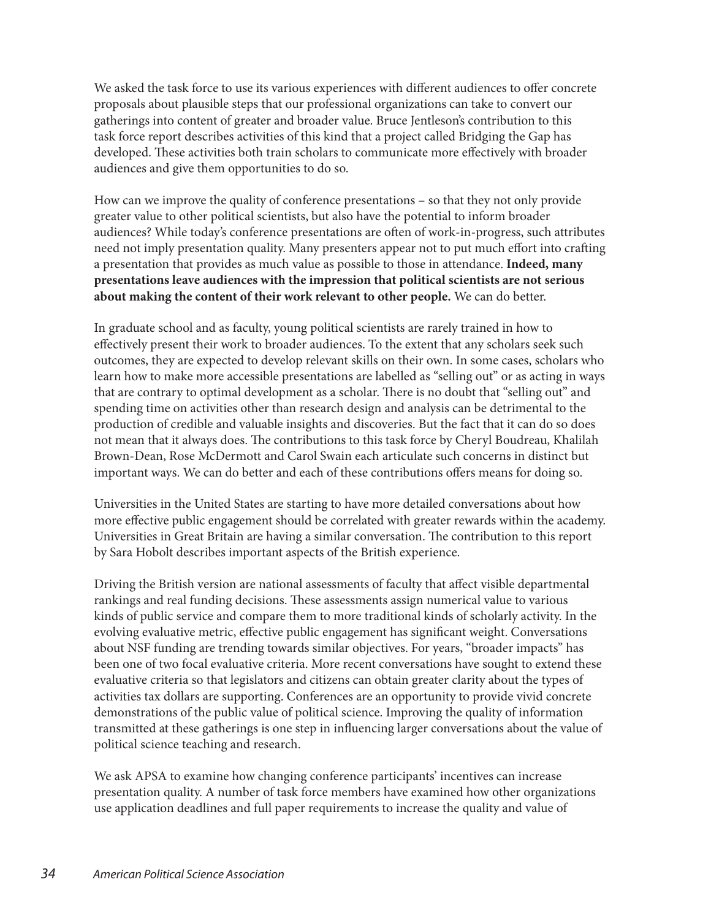We asked the task force to use its various experiences with different audiences to offer concrete proposals about plausible steps that our professional organizations can take to convert our gatherings into content of greater and broader value. Bruce Jentleson's contribution to this task force report describes activities of this kind that a project called Bridging the Gap has developed. These activities both train scholars to communicate more effectively with broader audiences and give them opportunities to do so.

How can we improve the quality of conference presentations – so that they not only provide greater value to other political scientists, but also have the potential to inform broader audiences? While today's conference presentations are often of work-in-progress, such attributes need not imply presentation quality. Many presenters appear not to put much effort into crafting a presentation that provides as much value as possible to those in attendance. **Indeed, many presentations leave audiences with the impression that political scientists are not serious about making the content of their work relevant to other people.** We can do better.

In graduate school and as faculty, young political scientists are rarely trained in how to effectively present their work to broader audiences. To the extent that any scholars seek such outcomes, they are expected to develop relevant skills on their own. In some cases, scholars who learn how to make more accessible presentations are labelled as "selling out" or as acting in ways that are contrary to optimal development as a scholar. There is no doubt that "selling out" and spending time on activities other than research design and analysis can be detrimental to the production of credible and valuable insights and discoveries. But the fact that it can do so does not mean that it always does. The contributions to this task force by Cheryl Boudreau, Khalilah Brown-Dean, Rose McDermott and Carol Swain each articulate such concerns in distinct but important ways. We can do better and each of these contributions offers means for doing so.

Universities in the United States are starting to have more detailed conversations about how more effective public engagement should be correlated with greater rewards within the academy. Universities in Great Britain are having a similar conversation. The contribution to this report by Sara Hobolt describes important aspects of the British experience.

Driving the British version are national assessments of faculty that affect visible departmental rankings and real funding decisions. These assessments assign numerical value to various kinds of public service and compare them to more traditional kinds of scholarly activity. In the evolving evaluative metric, effective public engagement has significant weight. Conversations about NSF funding are trending towards similar objectives. For years, "broader impacts" has been one of two focal evaluative criteria. More recent conversations have sought to extend these evaluative criteria so that legislators and citizens can obtain greater clarity about the types of activities tax dollars are supporting. Conferences are an opportunity to provide vivid concrete demonstrations of the public value of political science. Improving the quality of information transmitted at these gatherings is one step in influencing larger conversations about the value of political science teaching and research.

We ask APSA to examine how changing conference participants' incentives can increase presentation quality. A number of task force members have examined how other organizations use application deadlines and full paper requirements to increase the quality and value of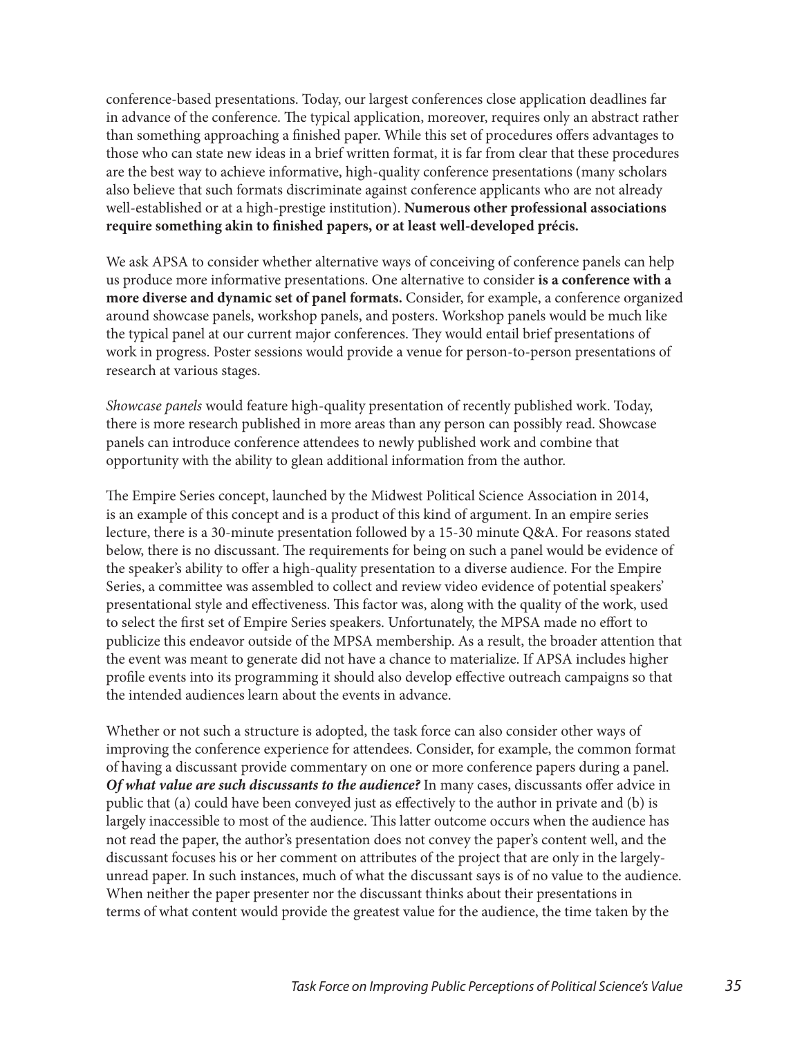conference-based presentations. Today, our largest conferences close application deadlines far in advance of the conference. The typical application, moreover, requires only an abstract rather than something approaching a finished paper. While this set of procedures offers advantages to those who can state new ideas in a brief written format, it is far from clear that these procedures are the best way to achieve informative, high-quality conference presentations (many scholars also believe that such formats discriminate against conference applicants who are not already well-established or at a high-prestige institution). **Numerous other professional associations require something akin to finished papers, or at least well-developed précis.**

We ask APSA to consider whether alternative ways of conceiving of conference panels can help us produce more informative presentations. One alternative to consider **is a conference with a more diverse and dynamic set of panel formats.** Consider, for example, a conference organized around showcase panels, workshop panels, and posters. Workshop panels would be much like the typical panel at our current major conferences. They would entail brief presentations of work in progress. Poster sessions would provide a venue for person-to-person presentations of research at various stages.

*Showcase panels* would feature high-quality presentation of recently published work. Today, there is more research published in more areas than any person can possibly read. Showcase panels can introduce conference attendees to newly published work and combine that opportunity with the ability to glean additional information from the author.

The Empire Series concept, launched by the Midwest Political Science Association in 2014, is an example of this concept and is a product of this kind of argument. In an empire series lecture, there is a 30-minute presentation followed by a 15-30 minute Q&A. For reasons stated below, there is no discussant. The requirements for being on such a panel would be evidence of the speaker's ability to offer a high-quality presentation to a diverse audience. For the Empire Series, a committee was assembled to collect and review video evidence of potential speakers' presentational style and effectiveness. This factor was, along with the quality of the work, used to select the first set of Empire Series speakers. Unfortunately, the MPSA made no effort to publicize this endeavor outside of the MPSA membership. As a result, the broader attention that the event was meant to generate did not have a chance to materialize. If APSA includes higher profile events into its programming it should also develop effective outreach campaigns so that the intended audiences learn about the events in advance.

Whether or not such a structure is adopted, the task force can also consider other ways of improving the conference experience for attendees. Consider, for example, the common format of having a discussant provide commentary on one or more conference papers during a panel. ***Of what value are such discussants to the audience?*** In many cases, discussants offer advice in public that (a) could have been conveyed just as effectively to the author in private and (b) is largely inaccessible to most of the audience. This latter outcome occurs when the audience has not read the paper, the author's presentation does not convey the paper's content well, and the discussant focuses his or her comment on attributes of the project that are only in the largely-unread paper. In such instances, much of what the discussant says is of no value to the audience. When neither the paper presenter nor the discussant thinks about their presentations in terms of what content would provide the greatest value for the audience, the time taken by the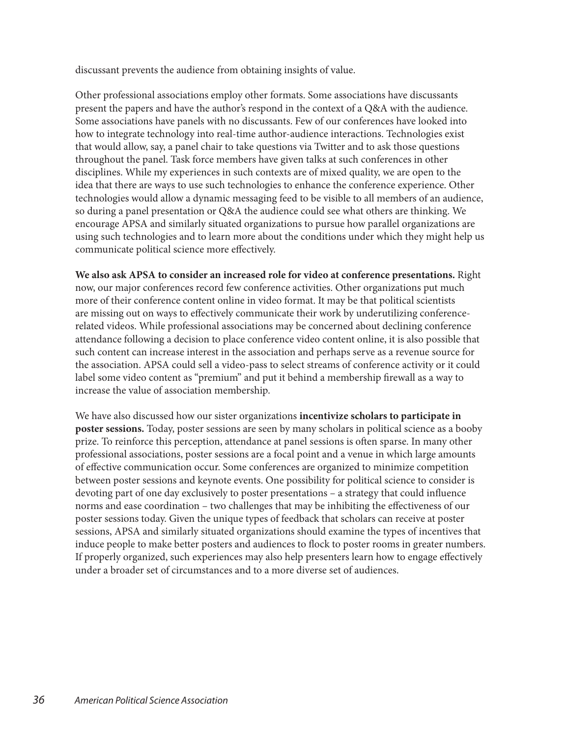discussant prevents the audience from obtaining insights of value.

Other professional associations employ other formats. Some associations have discussants present the papers and have the author's respond in the context of a Q&A with the audience. Some associations have panels with no discussants. Few of our conferences have looked into how to integrate technology into real-time author-audience interactions. Technologies exist that would allow, say, a panel chair to take questions via Twitter and to ask those questions throughout the panel. Task force members have given talks at such conferences in other disciplines. While my experiences in such contexts are of mixed quality, we are open to the idea that there are ways to use such technologies to enhance the conference experience. Other technologies would allow a dynamic messaging feed to be visible to all members of an audience, so during a panel presentation or Q&A the audience could see what others are thinking. We encourage APSA and similarly situated organizations to pursue how parallel organizations are using such technologies and to learn more about the conditions under which they might help us communicate political science more effectively.

**We also ask APSA to consider an increased role for video at conference presentations.** Right now, our major conferences record few conference activities. Other organizations put much more of their conference content online in video format. It may be that political scientists are missing out on ways to effectively communicate their work by underutilizing conference-related videos. While professional associations may be concerned about declining conference attendance following a decision to place conference video content online, it is also possible that such content can increase interest in the association and perhaps serve as a revenue source for the association. APSA could sell a video-pass to select streams of conference activity or it could label some video content as "premium" and put it behind a membership firewall as a way to increase the value of association membership.

We have also discussed how our sister organizations **incentivize scholars to participate in poster sessions.** Today, poster sessions are seen by many scholars in political science as a booby prize. To reinforce this perception, attendance at panel sessions is often sparse. In many other professional associations, poster sessions are a focal point and a venue in which large amounts of effective communication occur. Some conferences are organized to minimize competition between poster sessions and keynote events. One possibility for political science to consider is devoting part of one day exclusively to poster presentations – a strategy that could influence norms and ease coordination – two challenges that may be inhibiting the effectiveness of our poster sessions today. Given the unique types of feedback that scholars can receive at poster sessions, APSA and similarly situated organizations should examine the types of incentives that induce people to make better posters and audiences to flock to poster rooms in greater numbers. If properly organized, such experiences may also help presenters learn how to engage effectively under a broader set of circumstances and to a more diverse set of audiences.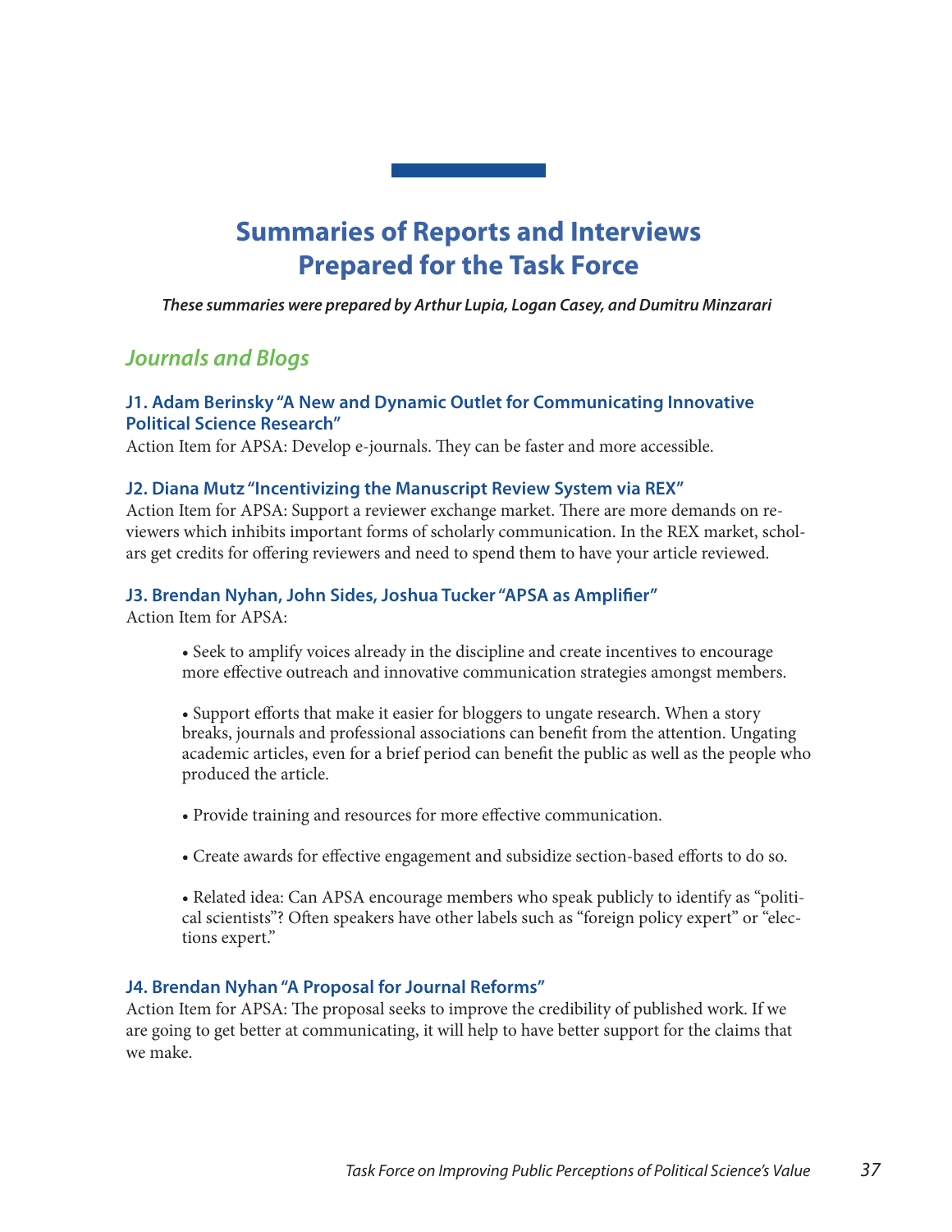# Summaries of Reports and Interviews Prepared for the Task Force

***These summaries were prepared by Arthur Lupia, Logan Casey, and Dumitru Minzarari***

## *Journals and Blogs*

### J1. Adam Berinsky "A New and Dynamic Outlet for Communicating Innovative Political Science Research"

Action Item for APSA: Develop e-journals. They can be faster and more accessible.

### J2. Diana Mutz "Incentivizing the Manuscript Review System via REX"

Action Item for APSA: Support a reviewer exchange market. There are more demands on reviewers which inhibits important forms of scholarly communication. In the REX market, scholars get credits for offering reviewers and need to spend them to have your article reviewed.

### J3. Brendan Nyhan, John Sides, Joshua Tucker "APSA as Amplifier"

Action Item for APSA:

- Seek to amplify voices already in the discipline and create incentives to encourage more effective outreach and innovative communication strategies amongst members.
- Support efforts that make it easier for bloggers to ungate research. When a story breaks, journals and professional associations can benefit from the attention. Ungating academic articles, even for a brief period can benefit the public as well as the people who produced the article.
- Provide training and resources for more effective communication.
- Create awards for effective engagement and subsidize section-based efforts to do so.
- Related idea: Can APSA encourage members who speak publicly to identify as "political scientists"? Often speakers have other labels such as "foreign policy expert" or "elections expert."

### J4. Brendan Nyhan "A Proposal for Journal Reforms"

Action Item for APSA: The proposal seeks to improve the credibility of published work. If we are going to get better at communicating, it will help to have better support for the claims that we make.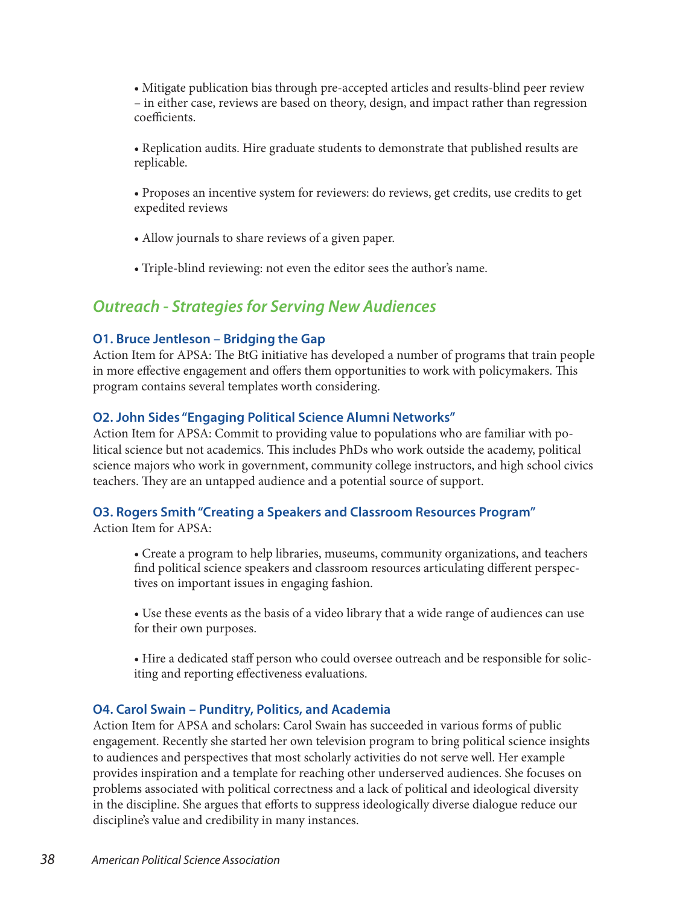- Mitigate publication bias through pre-accepted articles and results-blind peer review – in either case, reviews are based on theory, design, and impact rather than regression coefficients.

- Replication audits. Hire graduate students to demonstrate that published results are replicable.

- Proposes an incentive system for reviewers: do reviews, get credits, use credits to get expedited reviews

- Allow journals to share reviews of a given paper.

- Triple-blind reviewing: not even the editor sees the author's name.

## *Outreach - Strategies for Serving New Audiences*

### O1. Bruce Jentleson – Bridging the Gap

Action Item for APSA: The BtG initiative has developed a number of programs that train people in more effective engagement and offers them opportunities to work with policymakers. This program contains several templates worth considering.

### O2. John Sides "Engaging Political Science Alumni Networks"

Action Item for APSA: Commit to providing value to populations who are familiar with political science but not academics. This includes PhDs who work outside the academy, political science majors who work in government, community college instructors, and high school civics teachers. They are an untapped audience and a potential source of support.

### O3. Rogers Smith "Creating a Speakers and Classroom Resources Program"

Action Item for APSA:

- Create a program to help libraries, museums, community organizations, and teachers find political science speakers and classroom resources articulating different perspectives on important issues in engaging fashion.

- Use these events as the basis of a video library that a wide range of audiences can use for their own purposes.

- Hire a dedicated staff person who could oversee outreach and be responsible for soliciting and reporting effectiveness evaluations.

### O4. Carol Swain – Punditry, Politics, and Academia

Action Item for APSA and scholars: Carol Swain has succeeded in various forms of public engagement. Recently she started her own television program to bring political science insights to audiences and perspectives that most scholarly activities do not serve well. Her example provides inspiration and a template for reaching other underserved audiences. She focuses on problems associated with political correctness and a lack of political and ideological diversity in the discipline. She argues that efforts to suppress ideologically diverse dialogue reduce our discipline's value and credibility in many instances.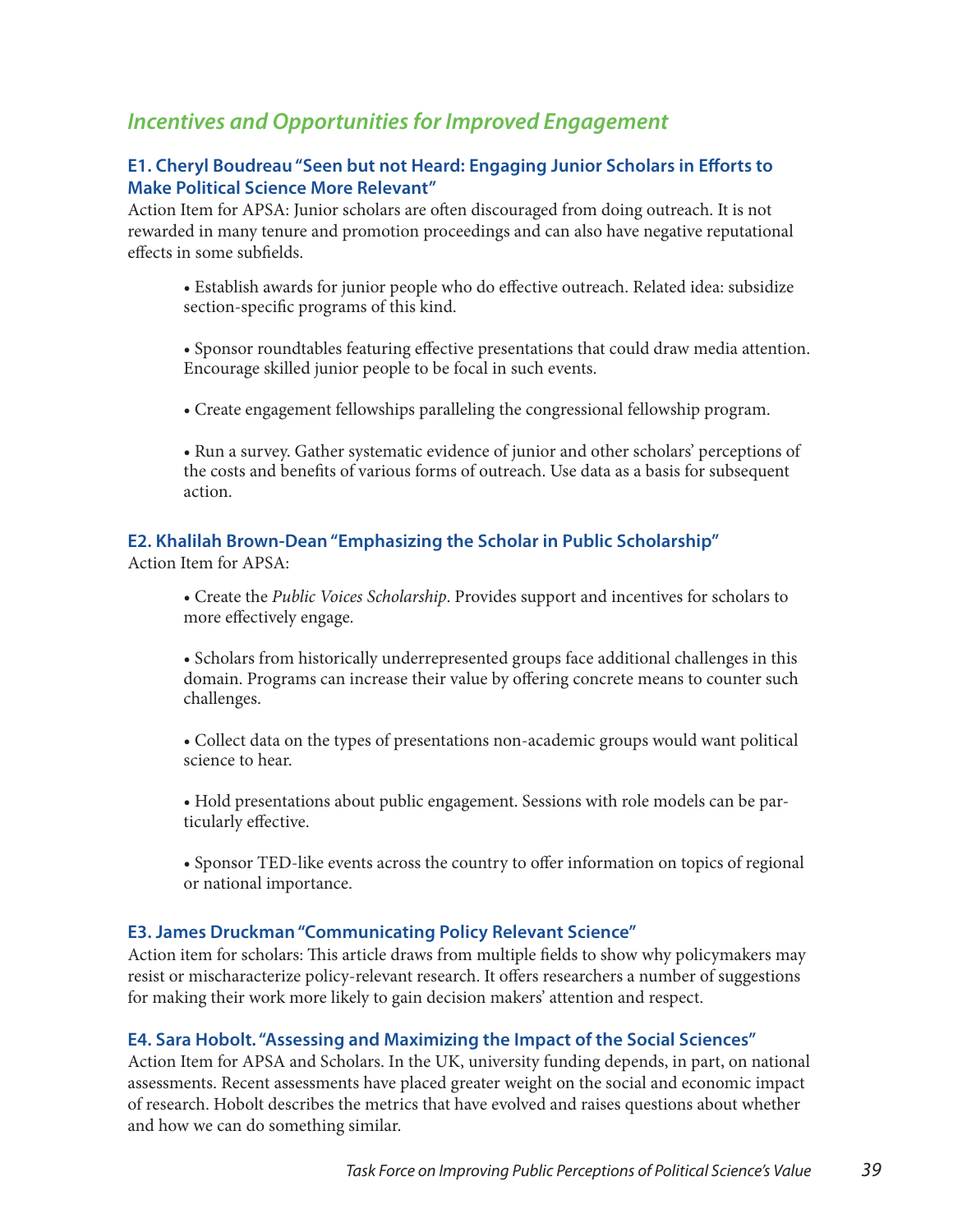## *Incentives and Opportunities for Improved Engagement*

### E1. Cheryl Boudreau "Seen but not Heard: Engaging Junior Scholars in Efforts to Make Political Science More Relevant"

Action Item for APSA: Junior scholars are often discouraged from doing outreach. It is not rewarded in many tenure and promotion proceedings and can also have negative reputational effects in some subfields.

- Establish awards for junior people who do effective outreach. Related idea: subsidize section-specific programs of this kind.
- Sponsor roundtables featuring effective presentations that could draw media attention. Encourage skilled junior people to be focal in such events.
- Create engagement fellowships paralleling the congressional fellowship program.
- Run a survey. Gather systematic evidence of junior and other scholars' perceptions of the costs and benefits of various forms of outreach. Use data as a basis for subsequent action.

### E2. Khalilah Brown-Dean "Emphasizing the Scholar in Public Scholarship"

Action Item for APSA:

- Create the *Public Voices Scholarship*. Provides support and incentives for scholars to more effectively engage.
- Scholars from historically underrepresented groups face additional challenges in this domain. Programs can increase their value by offering concrete means to counter such challenges.
- Collect data on the types of presentations non-academic groups would want political science to hear.
- Hold presentations about public engagement. Sessions with role models can be particularly effective.
- Sponsor TED-like events across the country to offer information on topics of regional or national importance.

### E3. James Druckman "Communicating Policy Relevant Science"

Action item for scholars: This article draws from multiple fields to show why policymakers may resist or mischaracterize policy-relevant research. It offers researchers a number of suggestions for making their work more likely to gain decision makers' attention and respect.

### E4. Sara Hobolt. "Assessing and Maximizing the Impact of the Social Sciences"

Action Item for APSA and Scholars. In the UK, university funding depends, in part, on national assessments. Recent assessments have placed greater weight on the social and economic impact of research. Hobolt describes the metrics that have evolved and raises questions about whether and how we can do something similar.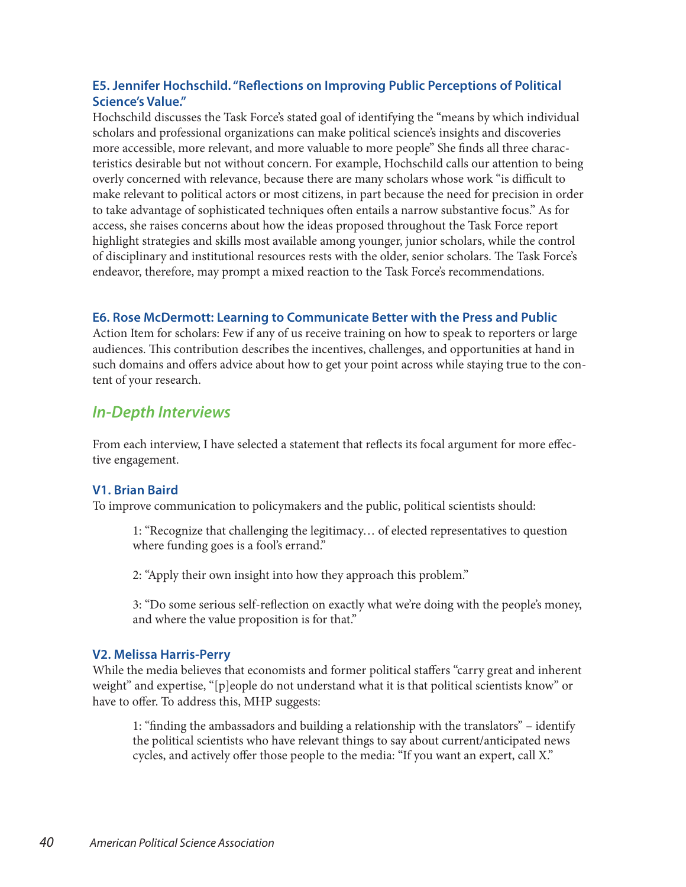### E5. Jennifer Hochschild. "Reflections on Improving Public Perceptions of Political Science's Value."

Hochschild discusses the Task Force's stated goal of identifying the "means by which individual scholars and professional organizations can make political science's insights and discoveries more accessible, more relevant, and more valuable to more people" She finds all three characteristics desirable but not without concern. For example, Hochschild calls our attention to being overly concerned with relevance, because there are many scholars whose work "is difficult to make relevant to political actors or most citizens, in part because the need for precision in order to take advantage of sophisticated techniques often entails a narrow substantive focus." As for access, she raises concerns about how the ideas proposed throughout the Task Force report highlight strategies and skills most available among younger, junior scholars, while the control of disciplinary and institutional resources rests with the older, senior scholars. The Task Force's endeavor, therefore, may prompt a mixed reaction to the Task Force's recommendations.

### E6. Rose McDermott: Learning to Communicate Better with the Press and Public

Action Item for scholars: Few if any of us receive training on how to speak to reporters or large audiences. This contribution describes the incentives, challenges, and opportunities at hand in such domains and offers advice about how to get your point across while staying true to the content of your research.

## *In-Depth Interviews*

From each interview, I have selected a statement that reflects its focal argument for more effective engagement.

### V1. Brian Baird

To improve communication to policymakers and the public, political scientists should:

> 1: "Recognize that challenging the legitimacy… of elected representatives to question where funding goes is a fool's errand."
>
> 2: "Apply their own insight into how they approach this problem."
>
> 3: "Do some serious self-reflection on exactly what we're doing with the people's money, and where the value proposition is for that."

### V2. Melissa Harris-Perry

While the media believes that economists and former political staffers "carry great and inherent weight" and expertise, "[p]eople do not understand what it is that political scientists know" or have to offer. To address this, MHP suggests:

> 1: "finding the ambassadors and building a relationship with the translators" – identify the political scientists who have relevant things to say about current/anticipated news cycles, and actively offer those people to the media: "If you want an expert, call X."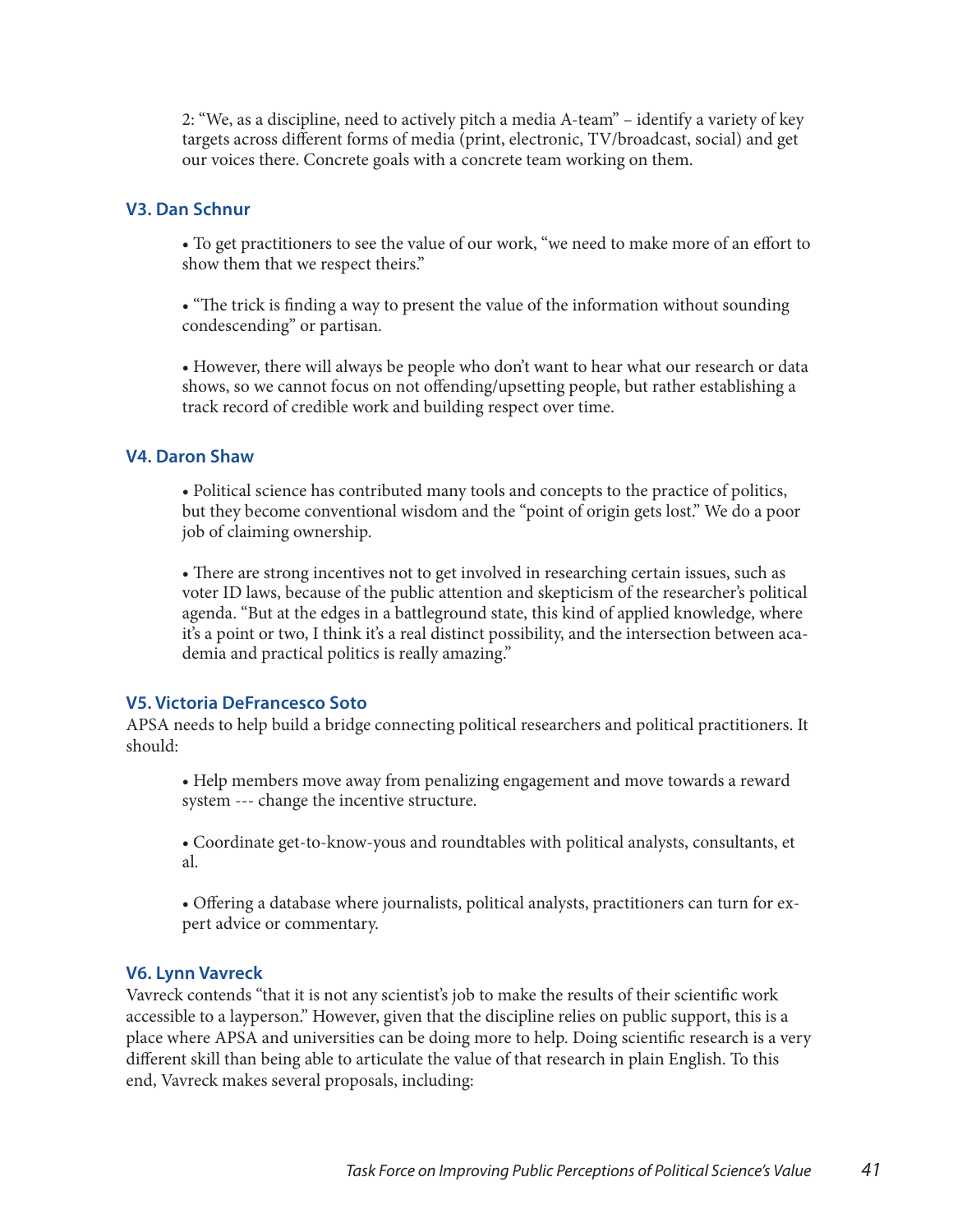2: "We, as a discipline, need to actively pitch a media A-team" – identify a variety of key targets across different forms of media (print, electronic, TV/broadcast, social) and get our voices there. Concrete goals with a concrete team working on them.

### V3. Dan Schnur

- To get practitioners to see the value of our work, "we need to make more of an effort to show them that we respect theirs."

- "The trick is finding a way to present the value of the information without sounding condescending" or partisan.

- However, there will always be people who don't want to hear what our research or data shows, so we cannot focus on not offending/upsetting people, but rather establishing a track record of credible work and building respect over time.

### V4. Daron Shaw

- Political science has contributed many tools and concepts to the practice of politics, but they become conventional wisdom and the "point of origin gets lost." We do a poor job of claiming ownership.

- There are strong incentives not to get involved in researching certain issues, such as voter ID laws, because of the public attention and skepticism of the researcher's political agenda. "But at the edges in a battleground state, this kind of applied knowledge, where it's a point or two, I think it's a real distinct possibility, and the intersection between academia and practical politics is really amazing."

### V5. Victoria DeFrancesco Soto

APSA needs to help build a bridge connecting political researchers and political practitioners. It should:

- Help members move away from penalizing engagement and move towards a reward system --- change the incentive structure.

- Coordinate get-to-know-yous and roundtables with political analysts, consultants, et al.

- Offering a database where journalists, political analysts, practitioners can turn for expert advice or commentary.

### V6. Lynn Vavreck

Vavreck contends "that it is not any scientist's job to make the results of their scientific work accessible to a layperson." However, given that the discipline relies on public support, this is a place where APSA and universities can be doing more to help. Doing scientific research is a very different skill than being able to articulate the value of that research in plain English. To this end, Vavreck makes several proposals, including: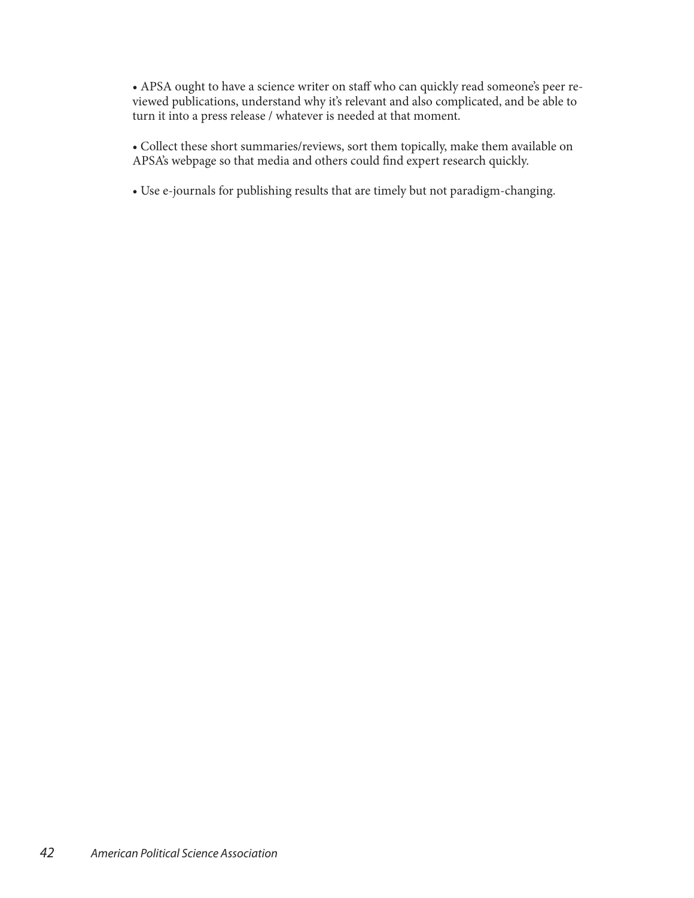- APSA ought to have a science writer on staff who can quickly read someone's peer reviewed publications, understand why it's relevant and also complicated, and be able to turn it into a press release / whatever is needed at that moment.

- Collect these short summaries/reviews, sort them topically, make them available on APSA's webpage so that media and others could find expert research quickly.

- Use e-journals for publishing results that are timely but not paradigm-changing.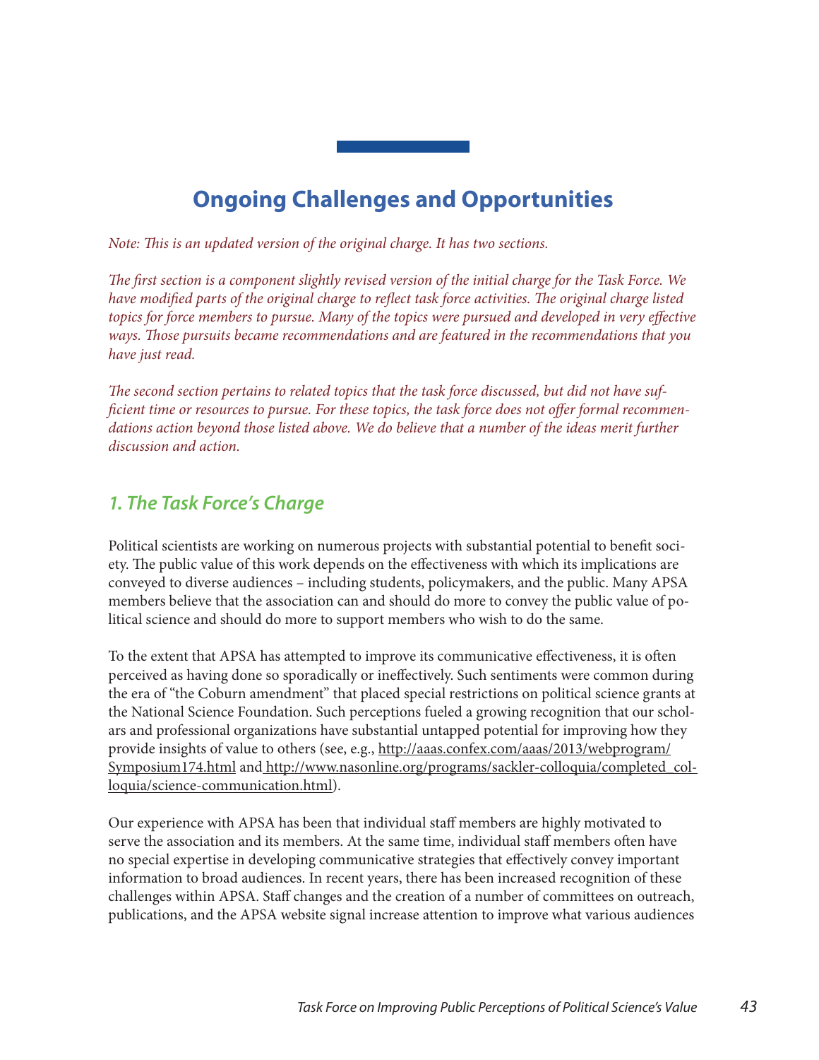# Ongoing Challenges and Opportunities

*Note: This is an updated version of the original charge. It has two sections.*

*The first section is a component slightly revised version of the initial charge for the Task Force. We have modified parts of the original charge to reflect task force activities. The original charge listed topics for force members to pursue. Many of the topics were pursued and developed in very effective ways. Those pursuits became recommendations and are featured in the recommendations that you have just read.*

*The second section pertains to related topics that the task force discussed, but did not have sufficient time or resources to pursue. For these topics, the task force does not offer formal recommendations action beyond those listed above. We do believe that a number of the ideas merit further discussion and action.*

## *1. The Task Force's Charge*

Political scientists are working on numerous projects with substantial potential to benefit society. The public value of this work depends on the effectiveness with which its implications are conveyed to diverse audiences – including students, policymakers, and the public. Many APSA members believe that the association can and should do more to convey the public value of political science and should do more to support members who wish to do the same.

To the extent that APSA has attempted to improve its communicative effectiveness, it is often perceived as having done so sporadically or ineffectively. Such sentiments were common during the era of "the Coburn amendment" that placed special restrictions on political science grants at the National Science Foundation. Such perceptions fueled a growing recognition that our scholars and professional organizations have substantial untapped potential for improving how they provide insights of value to others (see, e.g., http://aaas.confex.com/aaas/2013/webprogram/Symposium174.html and http://www.nasonline.org/programs/sackler-colloquia/completed_colloquia/science-communication.html).

Our experience with APSA has been that individual staff members are highly motivated to serve the association and its members. At the same time, individual staff members often have no special expertise in developing communicative strategies that effectively convey important information to broad audiences. In recent years, there has been increased recognition of these challenges within APSA. Staff changes and the creation of a number of committees on outreach, publications, and the APSA website signal increase attention to improve what various audiences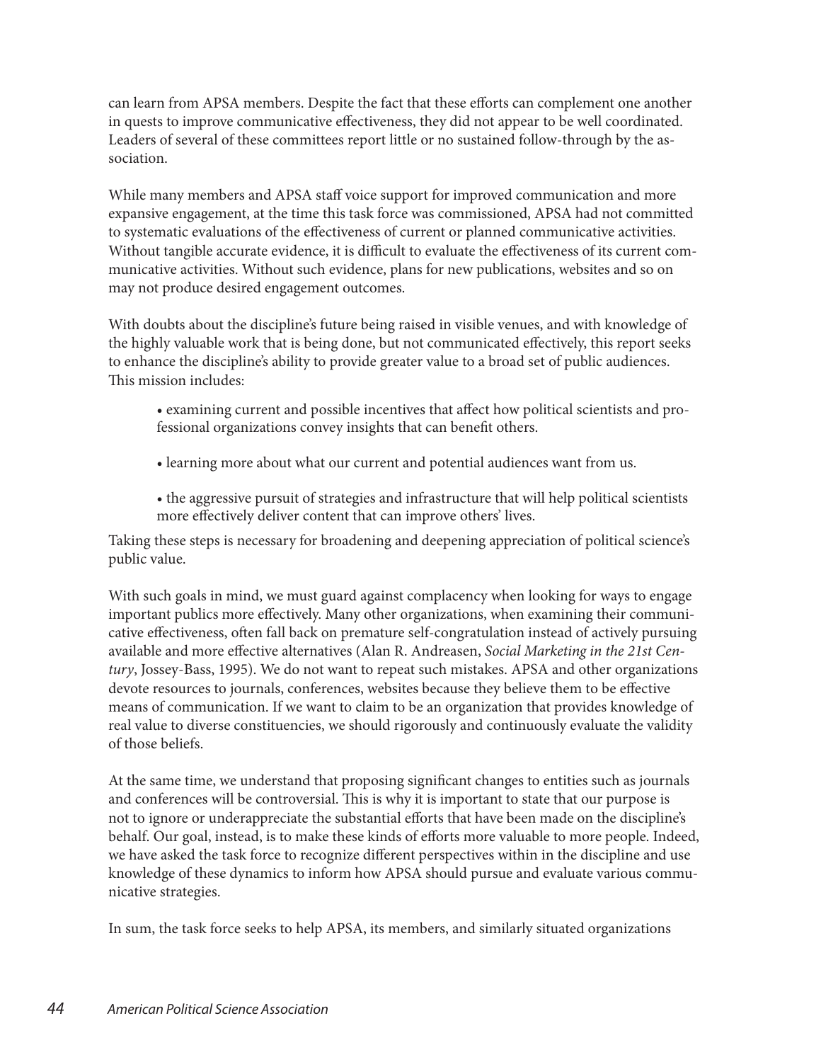can learn from APSA members. Despite the fact that these efforts can complement one another in quests to improve communicative effectiveness, they did not appear to be well coordinated. Leaders of several of these committees report little or no sustained follow-through by the association.

While many members and APSA staff voice support for improved communication and more expansive engagement, at the time this task force was commissioned, APSA had not committed to systematic evaluations of the effectiveness of current or planned communicative activities. Without tangible accurate evidence, it is difficult to evaluate the effectiveness of its current communicative activities. Without such evidence, plans for new publications, websites and so on may not produce desired engagement outcomes.

With doubts about the discipline's future being raised in visible venues, and with knowledge of the highly valuable work that is being done, but not communicated effectively, this report seeks to enhance the discipline's ability to provide greater value to a broad set of public audiences. This mission includes:

- examining current and possible incentives that affect how political scientists and professional organizations convey insights that can benefit others.
- learning more about what our current and potential audiences want from us.
- the aggressive pursuit of strategies and infrastructure that will help political scientists more effectively deliver content that can improve others' lives.

Taking these steps is necessary for broadening and deepening appreciation of political science's public value.

With such goals in mind, we must guard against complacency when looking for ways to engage important publics more effectively. Many other organizations, when examining their communicative effectiveness, often fall back on premature self-congratulation instead of actively pursuing available and more effective alternatives (Alan R. Andreasen, *Social Marketing in the 21st Century*, Jossey-Bass, 1995). We do not want to repeat such mistakes. APSA and other organizations devote resources to journals, conferences, websites because they believe them to be effective means of communication. If we want to claim to be an organization that provides knowledge of real value to diverse constituencies, we should rigorously and continuously evaluate the validity of those beliefs.

At the same time, we understand that proposing significant changes to entities such as journals and conferences will be controversial. This is why it is important to state that our purpose is not to ignore or underappreciate the substantial efforts that have been made on the discipline's behalf. Our goal, instead, is to make these kinds of efforts more valuable to more people. Indeed, we have asked the task force to recognize different perspectives within in the discipline and use knowledge of these dynamics to inform how APSA should pursue and evaluate various communicative strategies.

In sum, the task force seeks to help APSA, its members, and similarly situated organizations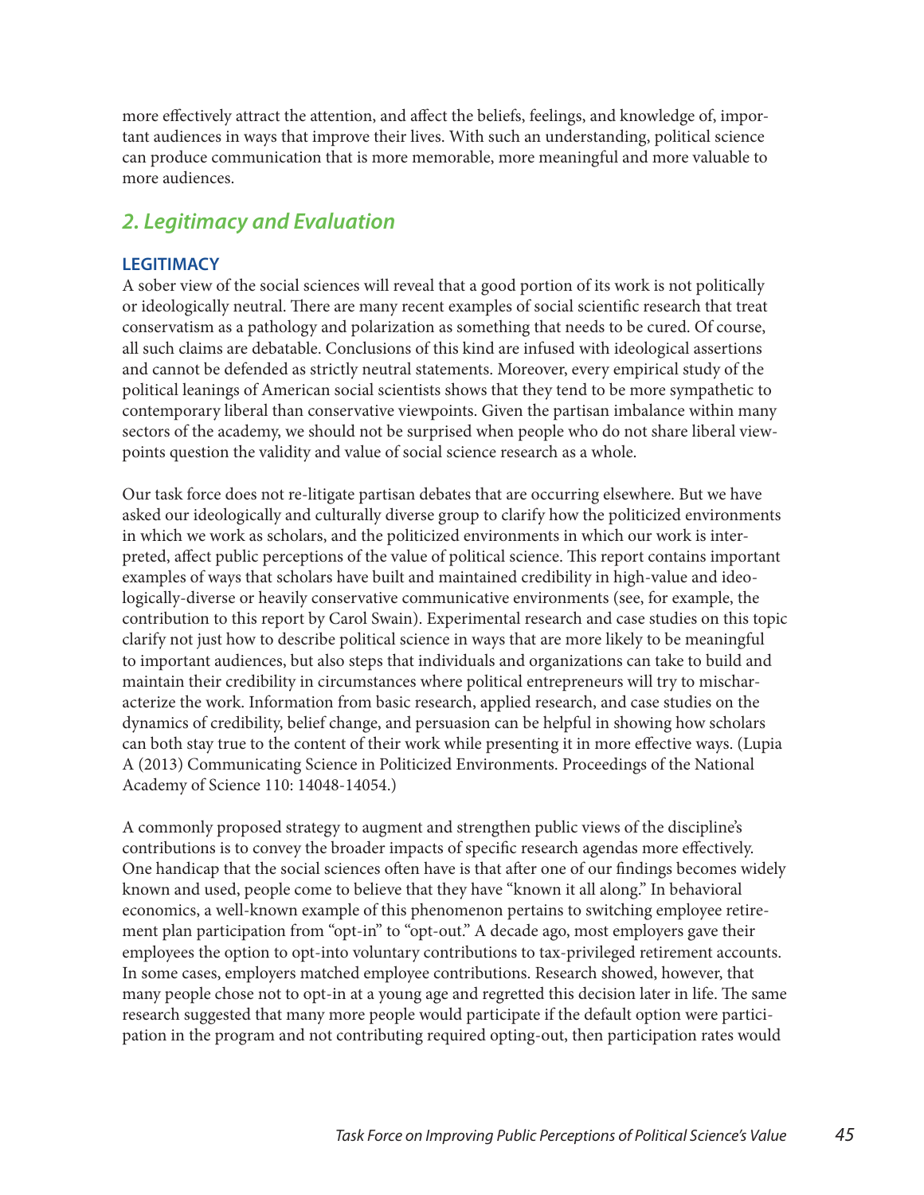more effectively attract the attention, and affect the beliefs, feelings, and knowledge of, important audiences in ways that improve their lives. With such an understanding, political science can produce communication that is more memorable, more meaningful and more valuable to more audiences.

## *2. Legitimacy and Evaluation*

### LEGITIMACY

A sober view of the social sciences will reveal that a good portion of its work is not politically or ideologically neutral. There are many recent examples of social scientific research that treat conservatism as a pathology and polarization as something that needs to be cured. Of course, all such claims are debatable. Conclusions of this kind are infused with ideological assertions and cannot be defended as strictly neutral statements. Moreover, every empirical study of the political leanings of American social scientists shows that they tend to be more sympathetic to contemporary liberal than conservative viewpoints. Given the partisan imbalance within many sectors of the academy, we should not be surprised when people who do not share liberal viewpoints question the validity and value of social science research as a whole.

Our task force does not re-litigate partisan debates that are occurring elsewhere. But we have asked our ideologically and culturally diverse group to clarify how the politicized environments in which we work as scholars, and the politicized environments in which our work is interpreted, affect public perceptions of the value of political science. This report contains important examples of ways that scholars have built and maintained credibility in high-value and ideologically-diverse or heavily conservative communicative environments (see, for example, the contribution to this report by Carol Swain). Experimental research and case studies on this topic clarify not just how to describe political science in ways that are more likely to be meaningful to important audiences, but also steps that individuals and organizations can take to build and maintain their credibility in circumstances where political entrepreneurs will try to mischaracterize the work. Information from basic research, applied research, and case studies on the dynamics of credibility, belief change, and persuasion can be helpful in showing how scholars can both stay true to the content of their work while presenting it in more effective ways. (Lupia A (2013) Communicating Science in Politicized Environments. Proceedings of the National Academy of Science 110: 14048-14054.)

A commonly proposed strategy to augment and strengthen public views of the discipline's contributions is to convey the broader impacts of specific research agendas more effectively. One handicap that the social sciences often have is that after one of our findings becomes widely known and used, people come to believe that they have "known it all along." In behavioral economics, a well-known example of this phenomenon pertains to switching employee retirement plan participation from "opt-in" to "opt-out." A decade ago, most employers gave their employees the option to opt-into voluntary contributions to tax-privileged retirement accounts. In some cases, employers matched employee contributions. Research showed, however, that many people chose not to opt-in at a young age and regretted this decision later in life. The same research suggested that many more people would participate if the default option were participation in the program and not contributing required opting-out, then participation rates would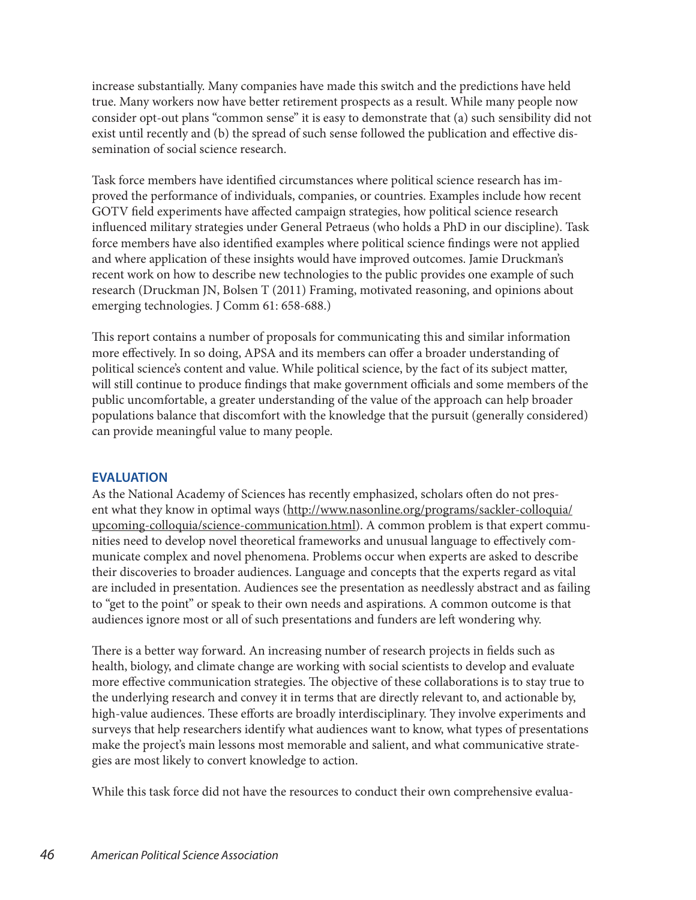increase substantially. Many companies have made this switch and the predictions have held true. Many workers now have better retirement prospects as a result. While many people now consider opt-out plans "common sense" it is easy to demonstrate that (a) such sensibility did not exist until recently and (b) the spread of such sense followed the publication and effective dissemination of social science research.

Task force members have identified circumstances where political science research has improved the performance of individuals, companies, or countries. Examples include how recent GOTV field experiments have affected campaign strategies, how political science research influenced military strategies under General Petraeus (who holds a PhD in our discipline). Task force members have also identified examples where political science findings were not applied and where application of these insights would have improved outcomes. Jamie Druckman's recent work on how to describe new technologies to the public provides one example of such research (Druckman JN, Bolsen T (2011) Framing, motivated reasoning, and opinions about emerging technologies. J Comm 61: 658-688.)

This report contains a number of proposals for communicating this and similar information more effectively. In so doing, APSA and its members can offer a broader understanding of political science's content and value. While political science, by the fact of its subject matter, will still continue to produce findings that make government officials and some members of the public uncomfortable, a greater understanding of the value of the approach can help broader populations balance that discomfort with the knowledge that the pursuit (generally considered) can provide meaningful value to many people.

## EVALUATION

As the National Academy of Sciences has recently emphasized, scholars often do not present what they know in optimal ways (http://www.nasonline.org/programs/sackler-colloquia/upcoming-colloquia/science-communication.html). A common problem is that expert communities need to develop novel theoretical frameworks and unusual language to effectively communicate complex and novel phenomena. Problems occur when experts are asked to describe their discoveries to broader audiences. Language and concepts that the experts regard as vital are included in presentation. Audiences see the presentation as needlessly abstract and as failing to "get to the point" or speak to their own needs and aspirations. A common outcome is that audiences ignore most or all of such presentations and funders are left wondering why.

There is a better way forward. An increasing number of research projects in fields such as health, biology, and climate change are working with social scientists to develop and evaluate more effective communication strategies. The objective of these collaborations is to stay true to the underlying research and convey it in terms that are directly relevant to, and actionable by, high-value audiences. These efforts are broadly interdisciplinary. They involve experiments and surveys that help researchers identify what audiences want to know, what types of presentations make the project's main lessons most memorable and salient, and what communicative strategies are most likely to convert knowledge to action.

While this task force did not have the resources to conduct their own comprehensive evalua-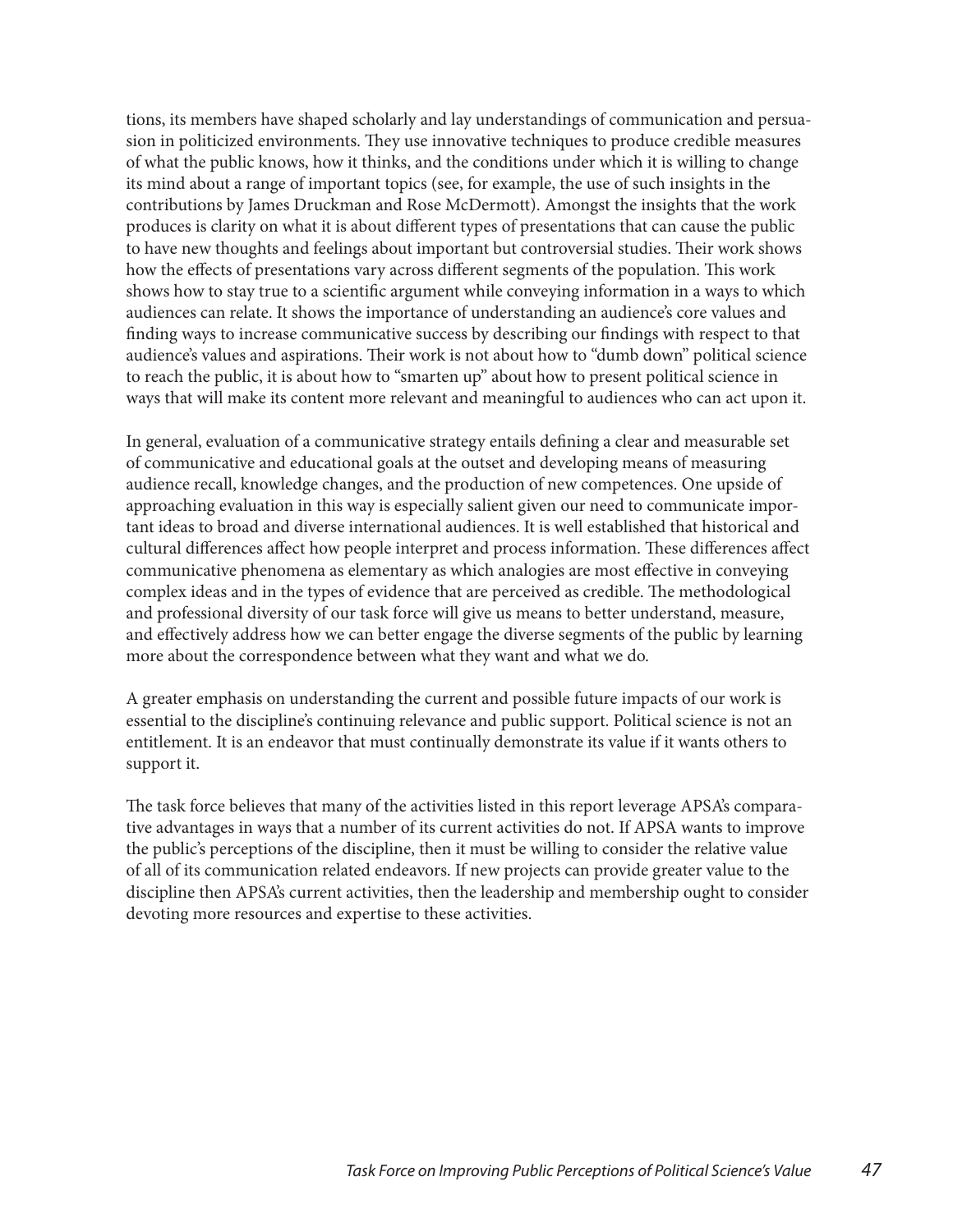tions, its members have shaped scholarly and lay understandings of communication and persuasion in politicized environments. They use innovative techniques to produce credible measures of what the public knows, how it thinks, and the conditions under which it is willing to change its mind about a range of important topics (see, for example, the use of such insights in the contributions by James Druckman and Rose McDermott). Amongst the insights that the work produces is clarity on what it is about different types of presentations that can cause the public to have new thoughts and feelings about important but controversial studies. Their work shows how the effects of presentations vary across different segments of the population. This work shows how to stay true to a scientific argument while conveying information in a ways to which audiences can relate. It shows the importance of understanding an audience's core values and finding ways to increase communicative success by describing our findings with respect to that audience's values and aspirations. Their work is not about how to "dumb down" political science to reach the public, it is about how to "smarten up" about how to present political science in ways that will make its content more relevant and meaningful to audiences who can act upon it.

In general, evaluation of a communicative strategy entails defining a clear and measurable set of communicative and educational goals at the outset and developing means of measuring audience recall, knowledge changes, and the production of new competences. One upside of approaching evaluation in this way is especially salient given our need to communicate important ideas to broad and diverse international audiences. It is well established that historical and cultural differences affect how people interpret and process information. These differences affect communicative phenomena as elementary as which analogies are most effective in conveying complex ideas and in the types of evidence that are perceived as credible. The methodological and professional diversity of our task force will give us means to better understand, measure, and effectively address how we can better engage the diverse segments of the public by learning more about the correspondence between what they want and what we do.

A greater emphasis on understanding the current and possible future impacts of our work is essential to the discipline's continuing relevance and public support. Political science is not an entitlement. It is an endeavor that must continually demonstrate its value if it wants others to support it.

The task force believes that many of the activities listed in this report leverage APSA's comparative advantages in ways that a number of its current activities do not. If APSA wants to improve the public's perceptions of the discipline, then it must be willing to consider the relative value of all of its communication related endeavors. If new projects can provide greater value to the discipline then APSA's current activities, then the leadership and membership ought to consider devoting more resources and expertise to these activities.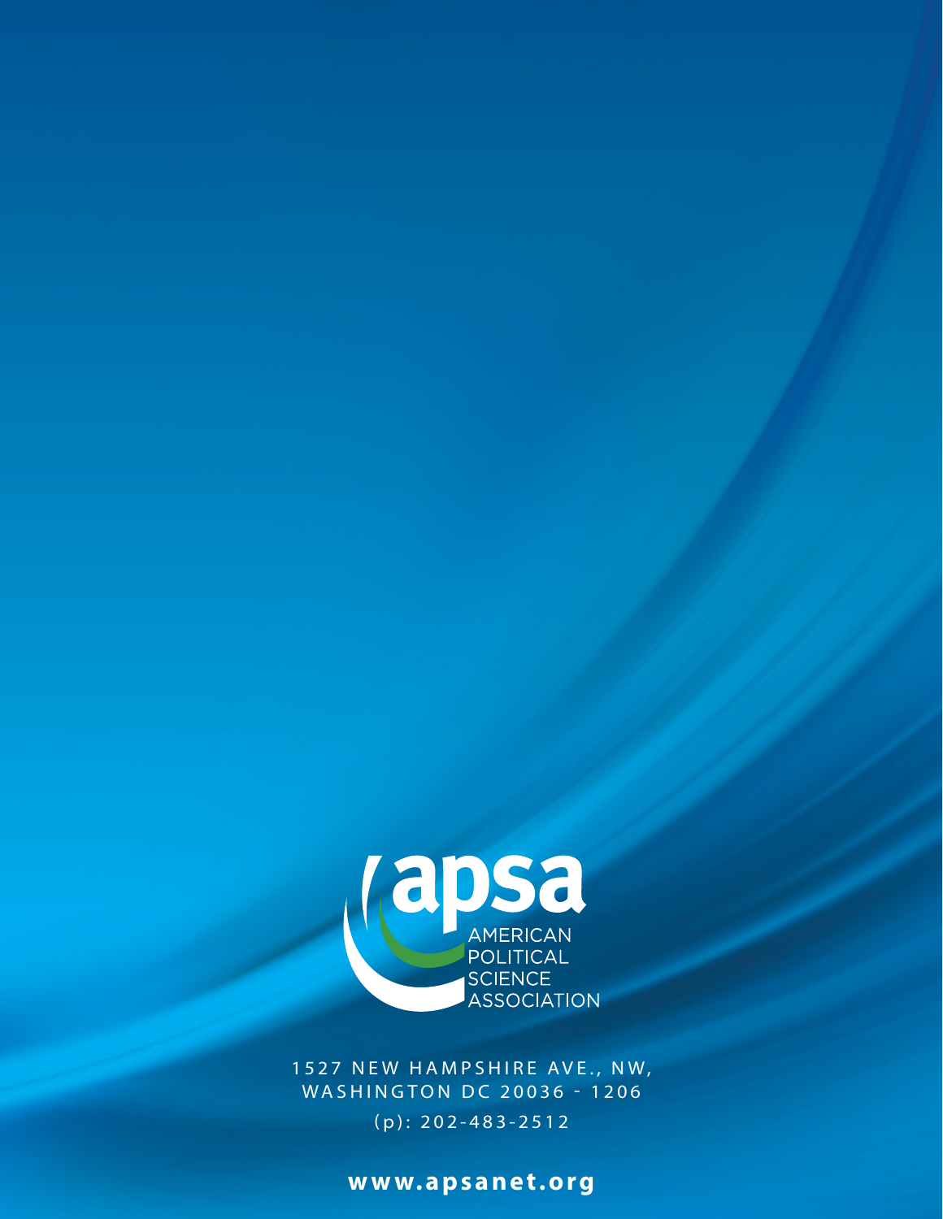apsa

AMERICAN POLITICAL SCIENCE ASSOCIATION

1527 NEW HAMPSHIRE AVE., NW,
WASHINGTON DC 20036 - 1206

(p): 202-483-2512

**www.apsanet.org**